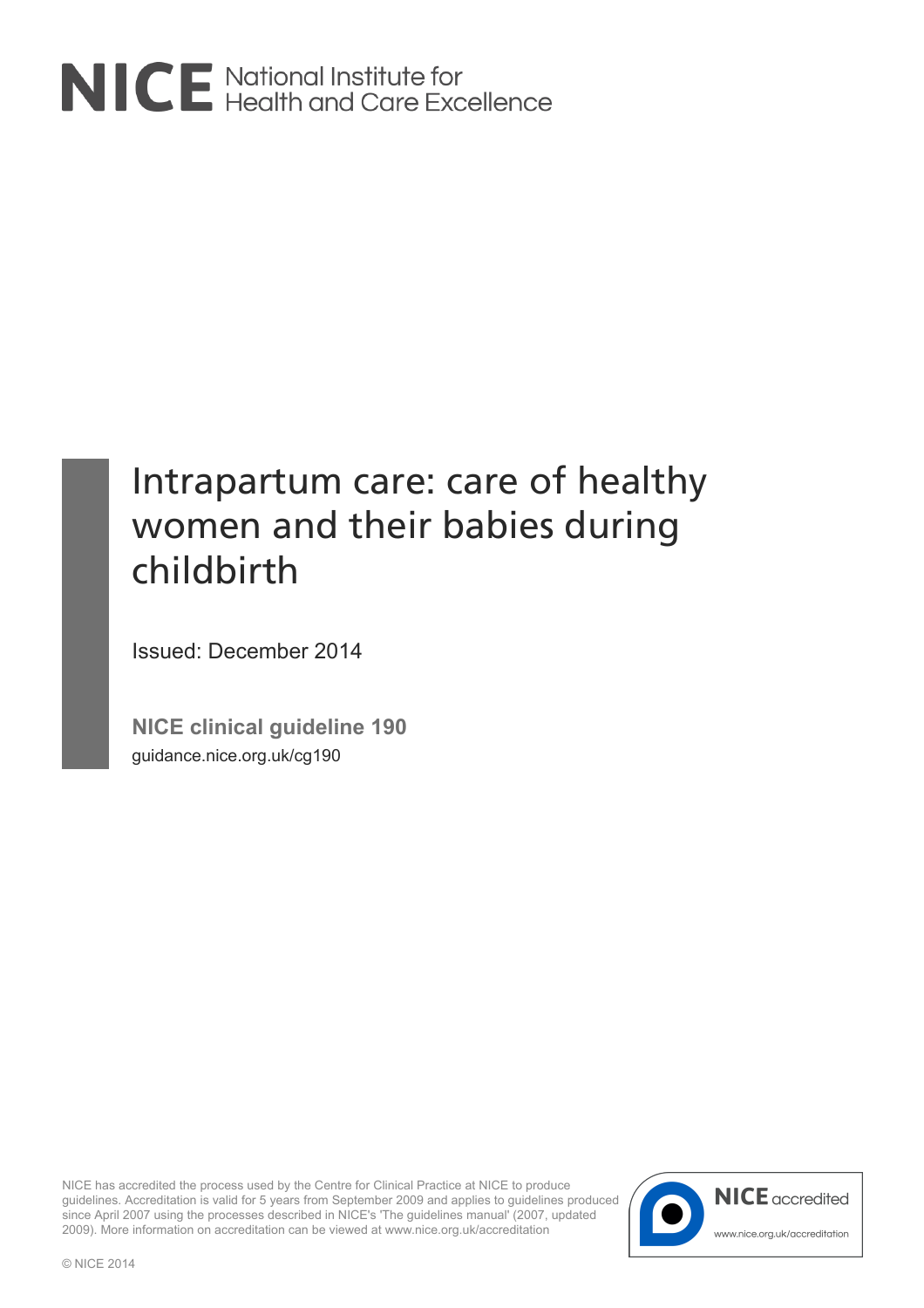NICE National Institute for Health and Care Excellence

# Intrapartum care: care of healthy women and their babies during childbirth

Issued: December 2014

**NICE clinical guideline 190**

guidance.nice.org.uk/cg190

NICE has accredited the process used by the Centre for Clinical Practice at NICE to produce guidelines. Accreditation is valid for 5 years from September 2009 and applies to guidelines produced since April 2007 using the processes described in NICE's 'The guidelines manual' (2007, updated 2009). More information on accreditation can be viewed at www.nice.org.uk/accreditation

NICE accredited

www.nice.org.uk/accreditation

© NICE 2014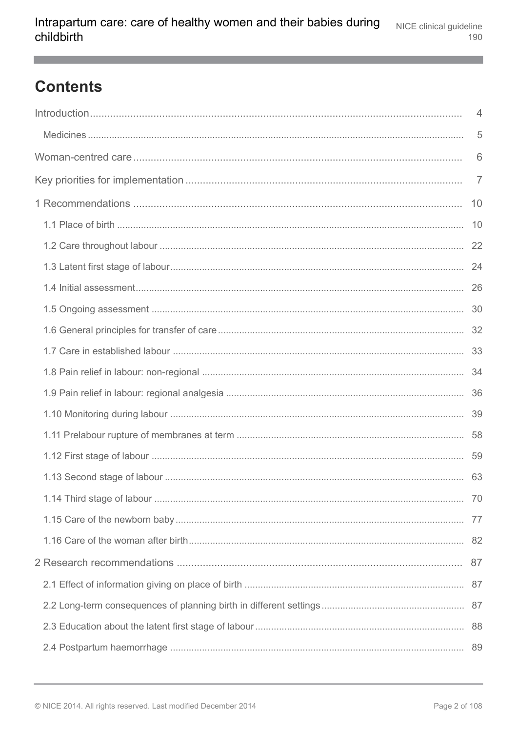## Contents

Introduction ..... 4

- Medicines ..... 5

Woman-centred care ..... 6

Key priorities for implementation ..... 7

1 Recommendations ..... 10

- 1.1 Place of birth ..... 10
- 1.2 Care throughout labour ..... 22
- 1.3 Latent first stage of labour ..... 24
- 1.4 Initial assessment ..... 26
- 1.5 Ongoing assessment ..... 30
- 1.6 General principles for transfer of care ..... 32
- 1.7 Care in established labour ..... 33
- 1.8 Pain relief in labour: non-regional ..... 34
- 1.9 Pain relief in labour: regional analgesia ..... 36
- 1.10 Monitoring during labour ..... 39
- 1.11 Prelabour rupture of membranes at term ..... 58
- 1.12 First stage of labour ..... 59
- 1.13 Second stage of labour ..... 63
- 1.14 Third stage of labour ..... 70
- 1.15 Care of the newborn baby ..... 77
- 1.16 Care of the woman after birth ..... 82

2 Research recommendations ..... 87

- 2.1 Effect of information giving on place of birth ..... 87
- 2.2 Long-term consequences of planning birth in different settings ..... 87
- 2.3 Education about the latent first stage of labour ..... 88
- 2.4 Postpartum haemorrhage ..... 89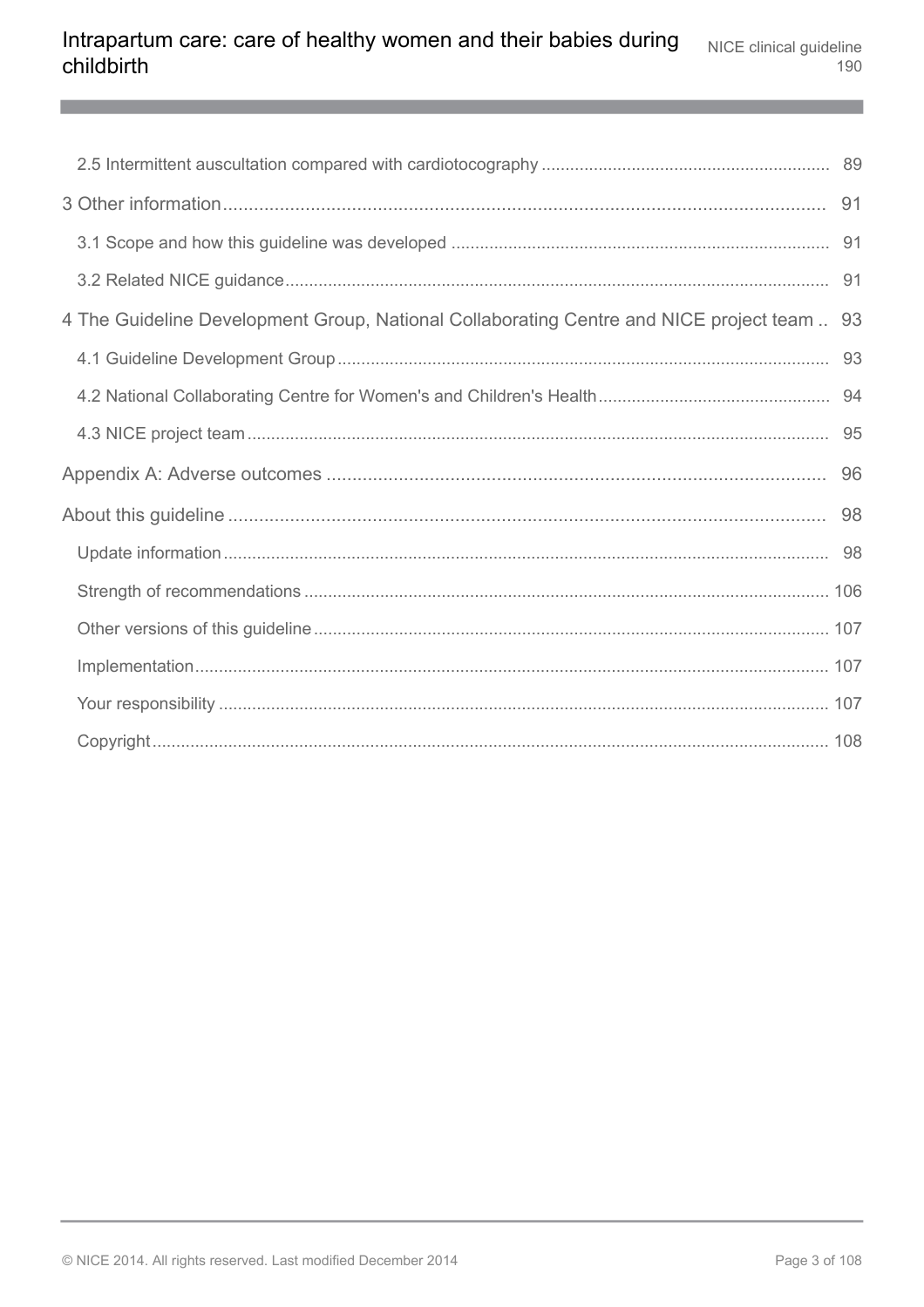2.5 Intermittent auscultation compared with cardiotocography ........................................................... 89

3 Other information ........................................................................................................................ 91

3.1 Scope and how this guideline was developed ............................................................................ 91

3.2 Related NICE guidance ................................................................................................................ 91

4 The Guideline Development Group, National Collaborating Centre and NICE project team .. 93

4.1 Guideline Development Group .................................................................................................... 93

4.2 National Collaborating Centre for Women's and Children's Health ............................................ 94

4.3 NICE project team ........................................................................................................................ 95

Appendix A: Adverse outcomes ...................................................................................................... 96

About this guideline ........................................................................................................................ 98

Update information ............................................................................................................................ 98

Strength of recommendations ......................................................................................................... 106

Other versions of this guideline ........................................................................................................ 107

Implementation ................................................................................................................................. 107

Your responsibility ............................................................................................................................ 107

Copyright .......................................................................................................................................... 108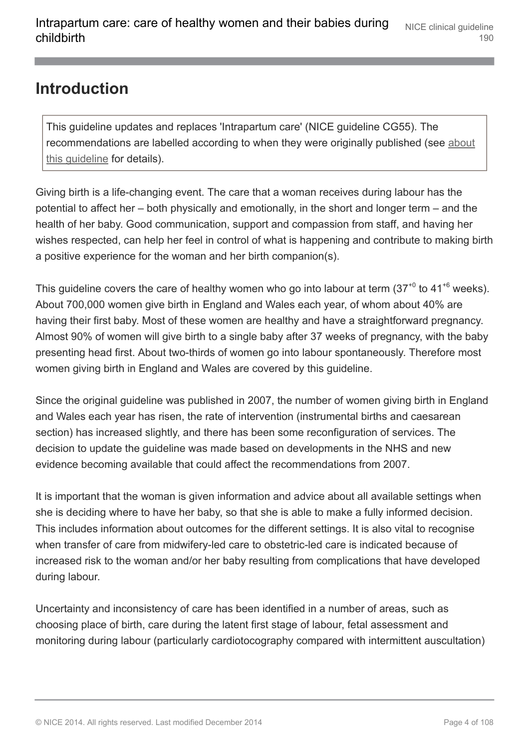# Introduction

This guideline updates and replaces 'Intrapartum care' (NICE guideline CG55). The recommendations are labelled according to when they were originally published (see about this guideline for details).

Giving birth is a life-changing event. The care that a woman receives during labour has the potential to affect her – both physically and emotionally, in the short and longer term – and the health of her baby. Good communication, support and compassion from staff, and having her wishes respected, can help her feel in control of what is happening and contribute to making birth a positive experience for the woman and her birth companion(s).

This guideline covers the care of healthy women who go into labour at term ($37^{+0}$ to $41^{+6}$ weeks). About 700,000 women give birth in England and Wales each year, of whom about 40% are having their first baby. Most of these women are healthy and have a straightforward pregnancy. Almost 90% of women will give birth to a single baby after 37 weeks of pregnancy, with the baby presenting head first. About two-thirds of women go into labour spontaneously. Therefore most women giving birth in England and Wales are covered by this guideline.

Since the original guideline was published in 2007, the number of women giving birth in England and Wales each year has risen, the rate of intervention (instrumental births and caesarean section) has increased slightly, and there has been some reconfiguration of services. The decision to update the guideline was made based on developments in the NHS and new evidence becoming available that could affect the recommendations from 2007.

It is important that the woman is given information and advice about all available settings when she is deciding where to have her baby, so that she is able to make a fully informed decision. This includes information about outcomes for the different settings. It is also vital to recognise when transfer of care from midwifery-led care to obstetric-led care is indicated because of increased risk to the woman and/or her baby resulting from complications that have developed during labour.

Uncertainty and inconsistency of care has been identified in a number of areas, such as choosing place of birth, care during the latent first stage of labour, fetal assessment and monitoring during labour (particularly cardiotocography compared with intermittent auscultation)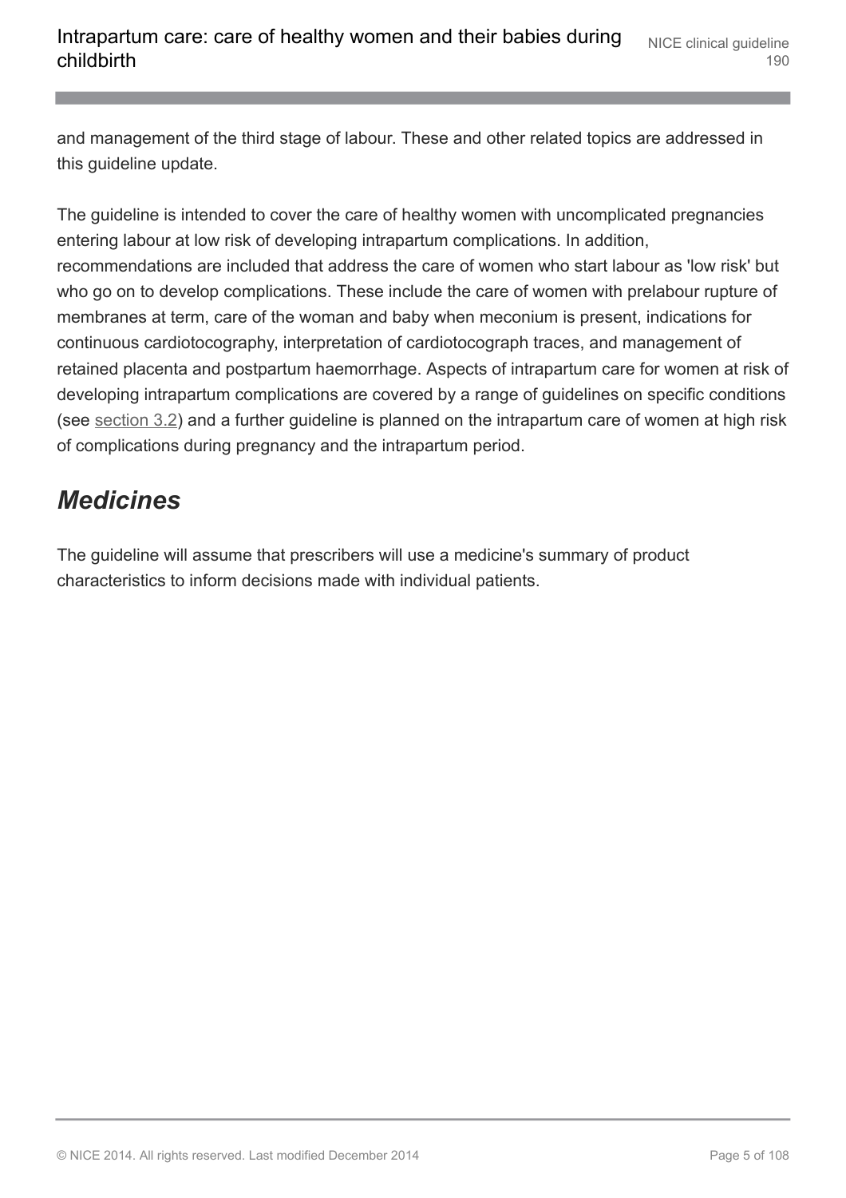and management of the third stage of labour. These and other related topics are addressed in this guideline update.

The guideline is intended to cover the care of healthy women with uncomplicated pregnancies entering labour at low risk of developing intrapartum complications. In addition, recommendations are included that address the care of women who start labour as 'low risk' but who go on to develop complications. These include the care of women with prelabour rupture of membranes at term, care of the woman and baby when meconium is present, indications for continuous cardiotocography, interpretation of cardiotocograph traces, and management of retained placenta and postpartum haemorrhage. Aspects of intrapartum care for women at risk of developing intrapartum complications are covered by a range of guidelines on specific conditions (see section 3.2) and a further guideline is planned on the intrapartum care of women at high risk of complications during pregnancy and the intrapartum period.

## *Medicines*

The guideline will assume that prescribers will use a medicine's summary of product characteristics to inform decisions made with individual patients.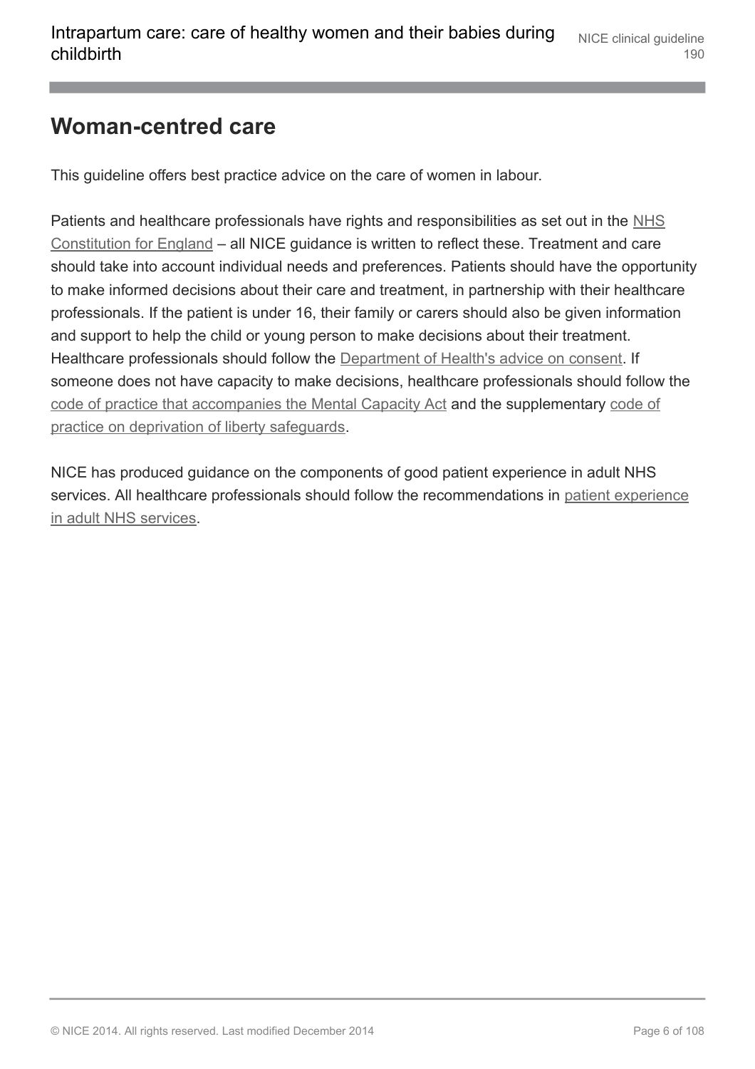## Woman-centred care

This guideline offers best practice advice on the care of women in labour.

Patients and healthcare professionals have rights and responsibilities as set out in the NHS Constitution for England – all NICE guidance is written to reflect these. Treatment and care should take into account individual needs and preferences. Patients should have the opportunity to make informed decisions about their care and treatment, in partnership with their healthcare professionals. If the patient is under 16, their family or carers should also be given information and support to help the child or young person to make decisions about their treatment. Healthcare professionals should follow the Department of Health's advice on consent. If someone does not have capacity to make decisions, healthcare professionals should follow the code of practice that accompanies the Mental Capacity Act and the supplementary code of practice on deprivation of liberty safeguards.

NICE has produced guidance on the components of good patient experience in adult NHS services. All healthcare professionals should follow the recommendations in patient experience in adult NHS services.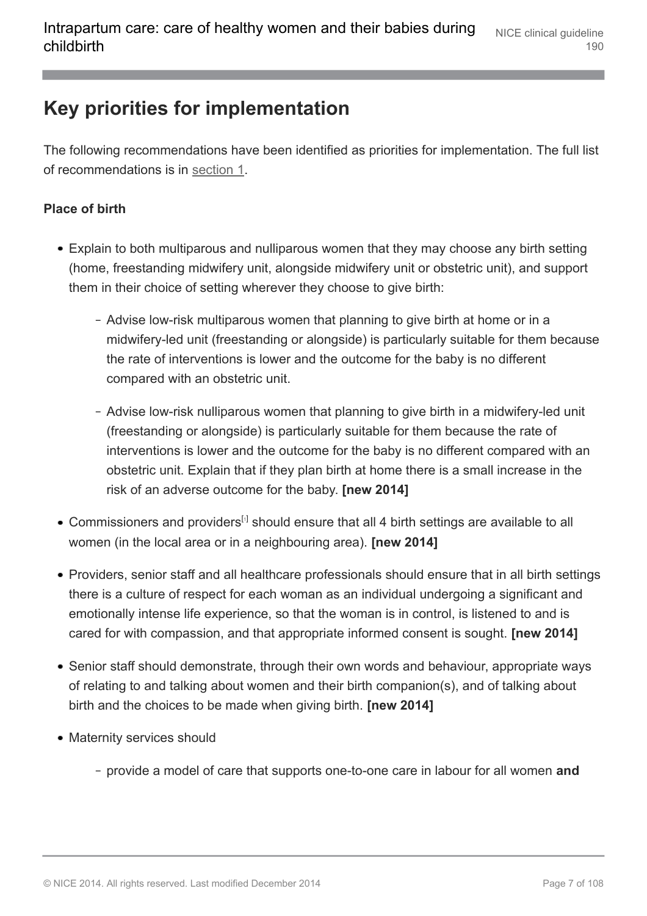# Key priorities for implementation

The following recommendations have been identified as priorities for implementation. The full list of recommendations is in section 1.

**Place of birth**

- Explain to both multiparous and nulliparous women that they may choose any birth setting (home, freestanding midwifery unit, alongside midwifery unit or obstetric unit), and support them in their choice of setting wherever they choose to give birth:
  - Advise low-risk multiparous women that planning to give birth at home or in a midwifery-led unit (freestanding or alongside) is particularly suitable for them because the rate of interventions is lower and the outcome for the baby is no different compared with an obstetric unit.
  - Advise low-risk nulliparous women that planning to give birth in a midwifery-led unit (freestanding or alongside) is particularly suitable for them because the rate of interventions is lower and the outcome for the baby is no different compared with an obstetric unit. Explain that if they plan birth at home there is a small increase in the risk of an adverse outcome for the baby. **[new 2014]**
- Commissioners and providers[1] should ensure that all 4 birth settings are available to all women (in the local area or in a neighbouring area). **[new 2014]**
- Providers, senior staff and all healthcare professionals should ensure that in all birth settings there is a culture of respect for each woman as an individual undergoing a significant and emotionally intense life experience, so that the woman is in control, is listened to and is cared for with compassion, and that appropriate informed consent is sought. **[new 2014]**
- Senior staff should demonstrate, through their own words and behaviour, appropriate ways of relating to and talking about women and their birth companion(s), and of talking about birth and the choices to be made when giving birth. **[new 2014]**
- Maternity services should
  - provide a model of care that supports one-to-one care in labour for all women **and**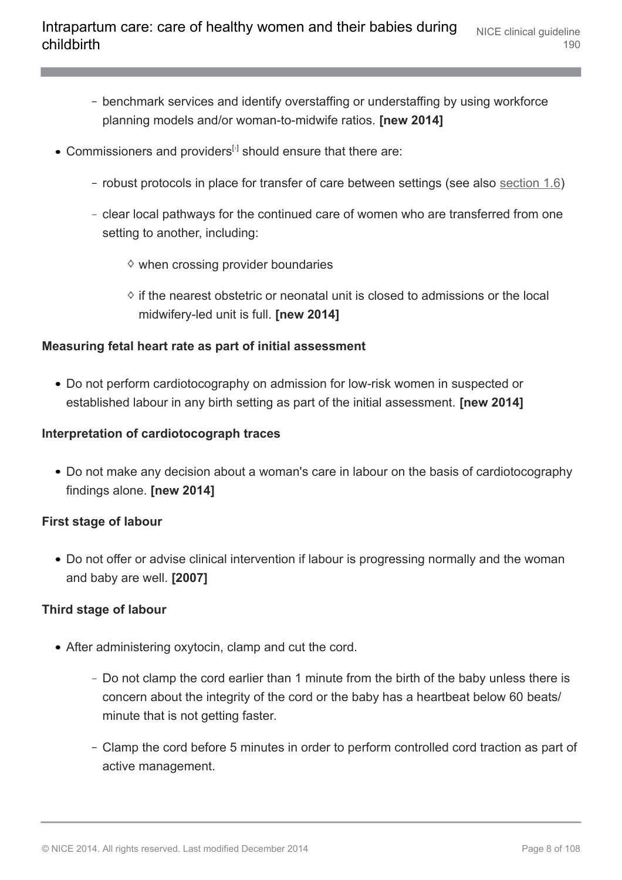- benchmark services and identify overstaffing or understaffing by using workforce planning models and/or woman-to-midwife ratios. **[new 2014]**
- Commissioners and providers[1] should ensure that there are:
  - robust protocols in place for transfer of care between settings (see also section 1.6)
  - clear local pathways for the continued care of women who are transferred from one setting to another, including:
    - when crossing provider boundaries
    - if the nearest obstetric or neonatal unit is closed to admissions or the local midwifery-led unit is full. **[new 2014]**

**Measuring fetal heart rate as part of initial assessment**

- Do not perform cardiotocography on admission for low-risk women in suspected or established labour in any birth setting as part of the initial assessment. **[new 2014]**

**Interpretation of cardiotocograph traces**

- Do not make any decision about a woman's care in labour on the basis of cardiotocography findings alone. **[new 2014]**

**First stage of labour**

- Do not offer or advise clinical intervention if labour is progressing normally and the woman and baby are well. **[2007]**

**Third stage of labour**

- After administering oxytocin, clamp and cut the cord.
  - Do not clamp the cord earlier than 1 minute from the birth of the baby unless there is concern about the integrity of the cord or the baby has a heartbeat below 60 beats/minute that is not getting faster.
  - Clamp the cord before 5 minutes in order to perform controlled cord traction as part of active management.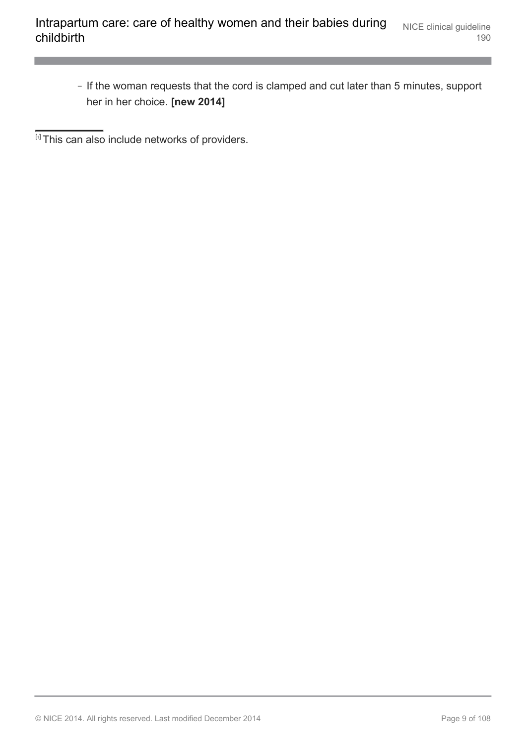- If the woman requests that the cord is clamped and cut later than 5 minutes, support her in her choice. **[new 2014]**

---

[1] This can also include networks of providers.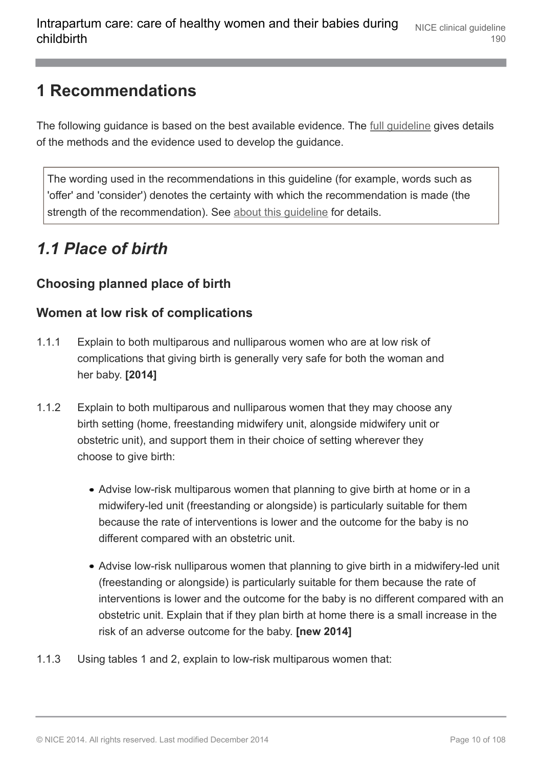# 1 Recommendations

The following guidance is based on the best available evidence. The full guideline gives details of the methods and the evidence used to develop the guidance.

> The wording used in the recommendations in this guideline (for example, words such as 'offer' and 'consider') denotes the certainty with which the recommendation is made (the strength of the recommendation). See about this guideline for details.

## *1.1 Place of birth*

### Choosing planned place of birth

### Women at low risk of complications

1.1.1 Explain to both multiparous and nulliparous women who are at low risk of complications that giving birth is generally very safe for both the woman and her baby. **[2014]**

1.1.2 Explain to both multiparous and nulliparous women that they may choose any birth setting (home, freestanding midwifery unit, alongside midwifery unit or obstetric unit), and support them in their choice of setting wherever they choose to give birth:

- Advise low-risk multiparous women that planning to give birth at home or in a midwifery-led unit (freestanding or alongside) is particularly suitable for them because the rate of interventions is lower and the outcome for the baby is no different compared with an obstetric unit.
- Advise low-risk nulliparous women that planning to give birth in a midwifery-led unit (freestanding or alongside) is particularly suitable for them because the rate of interventions is lower and the outcome for the baby is no different compared with an obstetric unit. Explain that if they plan birth at home there is a small increase in the risk of an adverse outcome for the baby. **[new 2014]**

1.1.3 Using tables 1 and 2, explain to low-risk multiparous women that: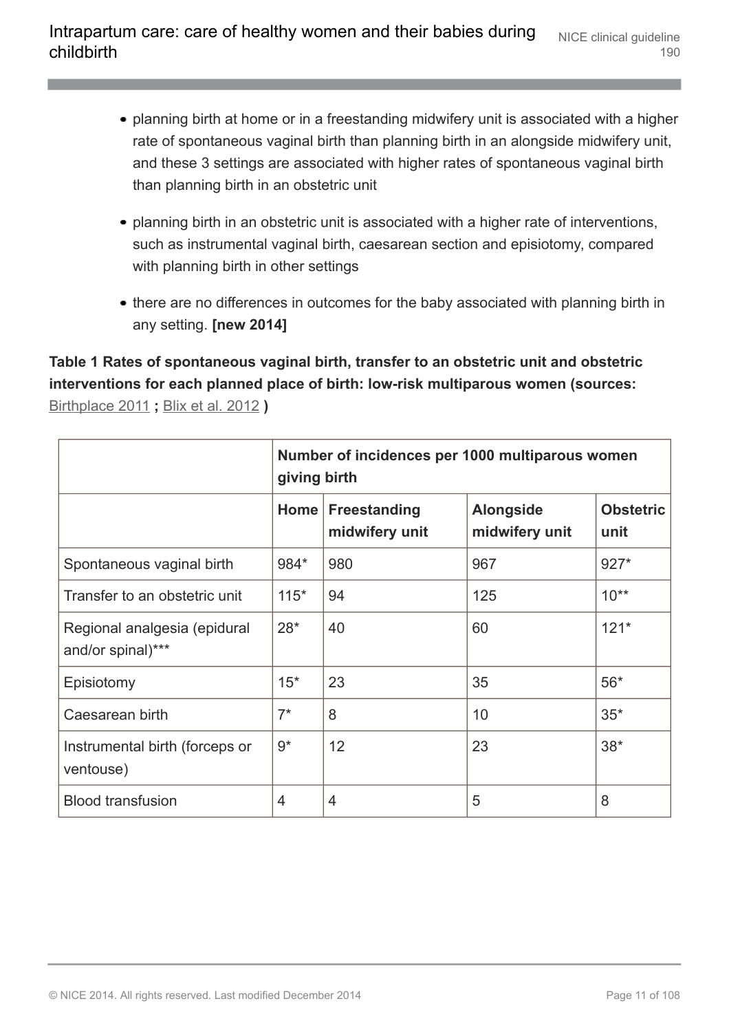- planning birth at home or in a freestanding midwifery unit is associated with a higher rate of spontaneous vaginal birth than planning birth in an alongside midwifery unit, and these 3 settings are associated with higher rates of spontaneous vaginal birth than planning birth in an obstetric unit
- planning birth in an obstetric unit is associated with a higher rate of interventions, such as instrumental vaginal birth, caesarean section and episiotomy, compared with planning birth in other settings
- there are no differences in outcomes for the baby associated with planning birth in any setting. **[new 2014]**

**Table 1 Rates of spontaneous vaginal birth, transfer to an obstetric unit and obstetric interventions for each planned place of birth: low-risk multiparous women (sources:** Birthplace 2011 **;** Blix et al. 2012 **)**

| | Number of incidences per 1000 multiparous women giving birth | | | |
|---|---|---|---|---|
| | Home | Freestanding midwifery unit | Alongside midwifery unit | Obstetric unit |
| Spontaneous vaginal birth | 984* | 980 | 967 | 927* |
| Transfer to an obstetric unit | 115* | 94 | 125 | 10** |
| Regional analgesia (epidural and/or spinal)*** | 28* | 40 | 60 | 121* |
| Episiotomy | 15* | 23 | 35 | 56* |
| Caesarean birth | 7* | 8 | 10 | 35* |
| Instrumental birth (forceps or ventouse) | 9* | 12 | 23 | 38* |
| Blood transfusion | 4 | 4 | 5 | 8 |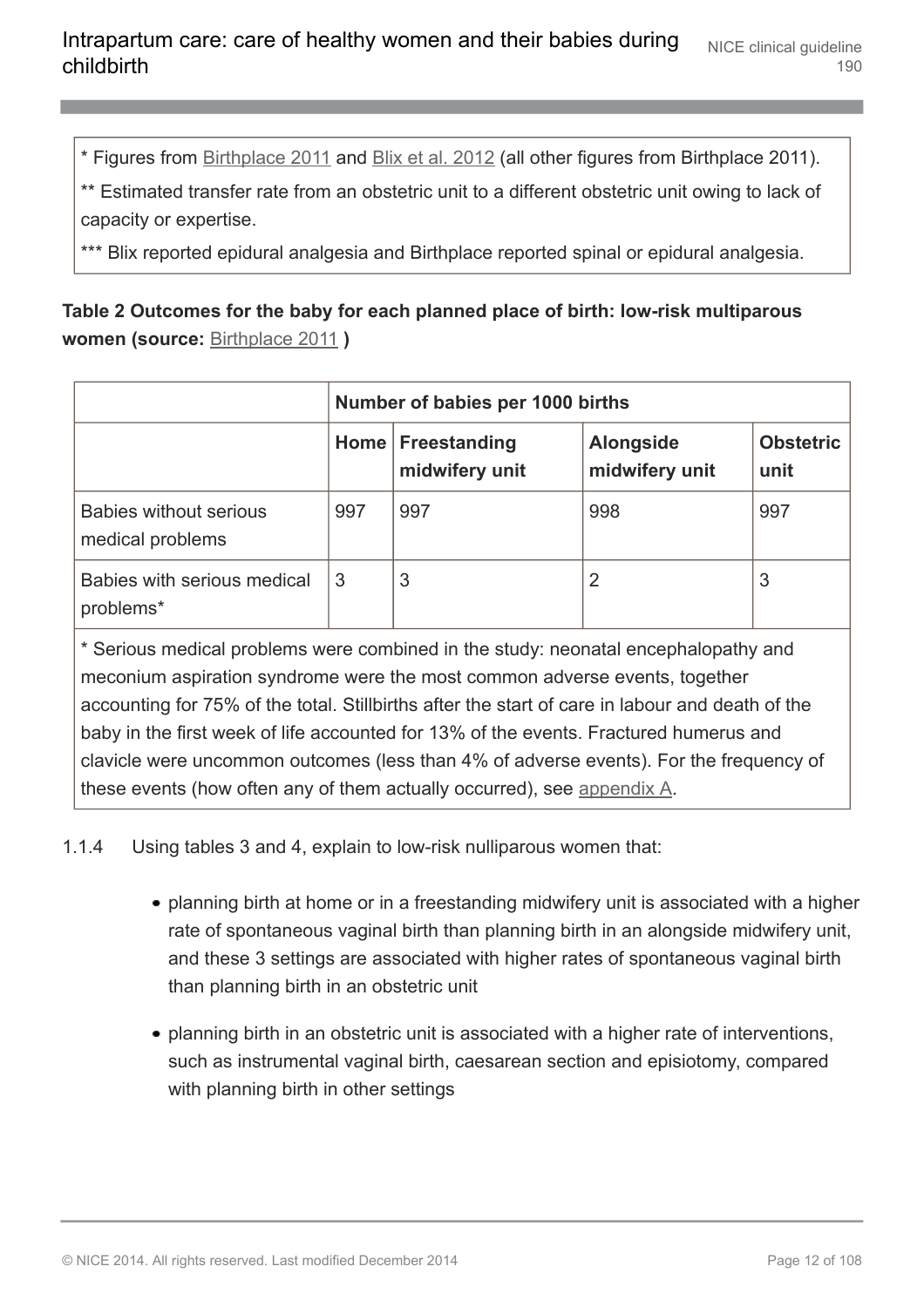* Figures from Birthplace 2011 and Blix et al. 2012 (all other figures from Birthplace 2011).

** Estimated transfer rate from an obstetric unit to a different obstetric unit owing to lack of capacity or expertise.

*** Blix reported epidural analgesia and Birthplace reported spinal or epidural analgesia.

**Table 2 Outcomes for the baby for each planned place of birth: low-risk multiparous women (source:** Birthplace 2011 **)**

| | Number of babies per 1000 births | | | |
|---|---|---|---|---|
| | Home | Freestanding midwifery unit | Alongside midwifery unit | Obstetric unit |
| Babies without serious medical problems | 997 | 997 | 998 | 997 |
| Babies with serious medical problems* | 3 | 3 | 2 | 3 |

* Serious medical problems were combined in the study: neonatal encephalopathy and meconium aspiration syndrome were the most common adverse events, together accounting for 75% of the total. Stillbirths after the start of care in labour and death of the baby in the first week of life accounted for 13% of the events. Fractured humerus and clavicle were uncommon outcomes (less than 4% of adverse events). For the frequency of these events (how often any of them actually occurred), see appendix A.

1.1.4 Using tables 3 and 4, explain to low-risk nulliparous women that:

- planning birth at home or in a freestanding midwifery unit is associated with a higher rate of spontaneous vaginal birth than planning birth in an alongside midwifery unit, and these 3 settings are associated with higher rates of spontaneous vaginal birth than planning birth in an obstetric unit
- planning birth in an obstetric unit is associated with a higher rate of interventions, such as instrumental vaginal birth, caesarean section and episiotomy, compared with planning birth in other settings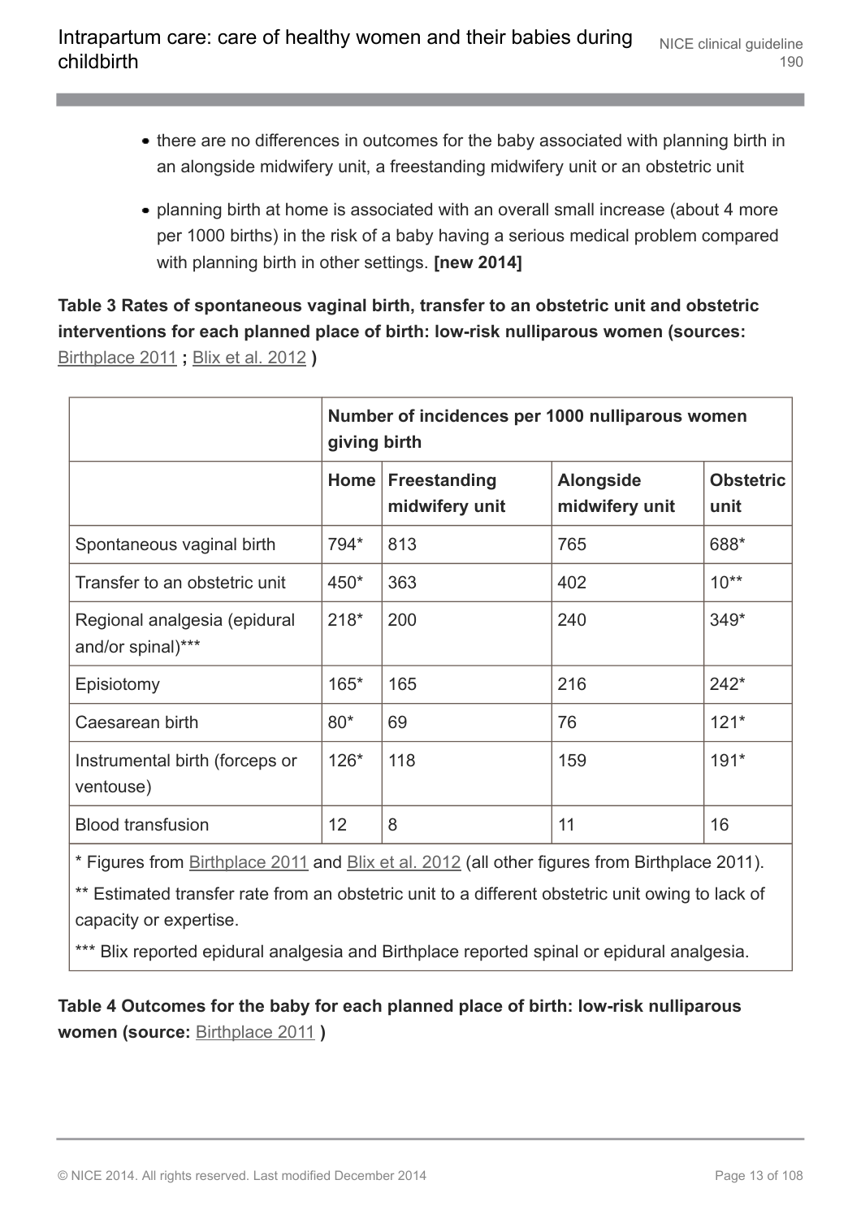- there are no differences in outcomes for the baby associated with planning birth in an alongside midwifery unit, a freestanding midwifery unit or an obstetric unit
- planning birth at home is associated with an overall small increase (about 4 more per 1000 births) in the risk of a baby having a serious medical problem compared with planning birth in other settings. **[new 2014]**

**Table 3 Rates of spontaneous vaginal birth, transfer to an obstetric unit and obstetric interventions for each planned place of birth: low-risk nulliparous women (sources:** Birthplace 2011 **;** Blix et al. 2012 **)**

| | **Number of incidences per 1000 nulliparous women giving birth** | | | |
|---|---|---|---|---|
| | **Home** | **Freestanding midwifery unit** | **Alongside midwifery unit** | **Obstetric unit** |
| Spontaneous vaginal birth | 794* | 813 | 765 | 688* |
| Transfer to an obstetric unit | 450* | 363 | 402 | 10** |
| Regional analgesia (epidural and/or spinal)*** | 218* | 200 | 240 | 349* |
| Episiotomy | 165* | 165 | 216 | 242* |
| Caesarean birth | 80* | 69 | 76 | 121* |
| Instrumental birth (forceps or ventouse) | 126* | 118 | 159 | 191* |
| Blood transfusion | 12 | 8 | 11 | 16 |

\* Figures from Birthplace 2011 and Blix et al. 2012 (all other figures from Birthplace 2011).

** Estimated transfer rate from an obstetric unit to a different obstetric unit owing to lack of capacity or expertise.

*** Blix reported epidural analgesia and Birthplace reported spinal or epidural analgesia.

**Table 4 Outcomes for the baby for each planned place of birth: low-risk nulliparous women (source:** Birthplace 2011 **)**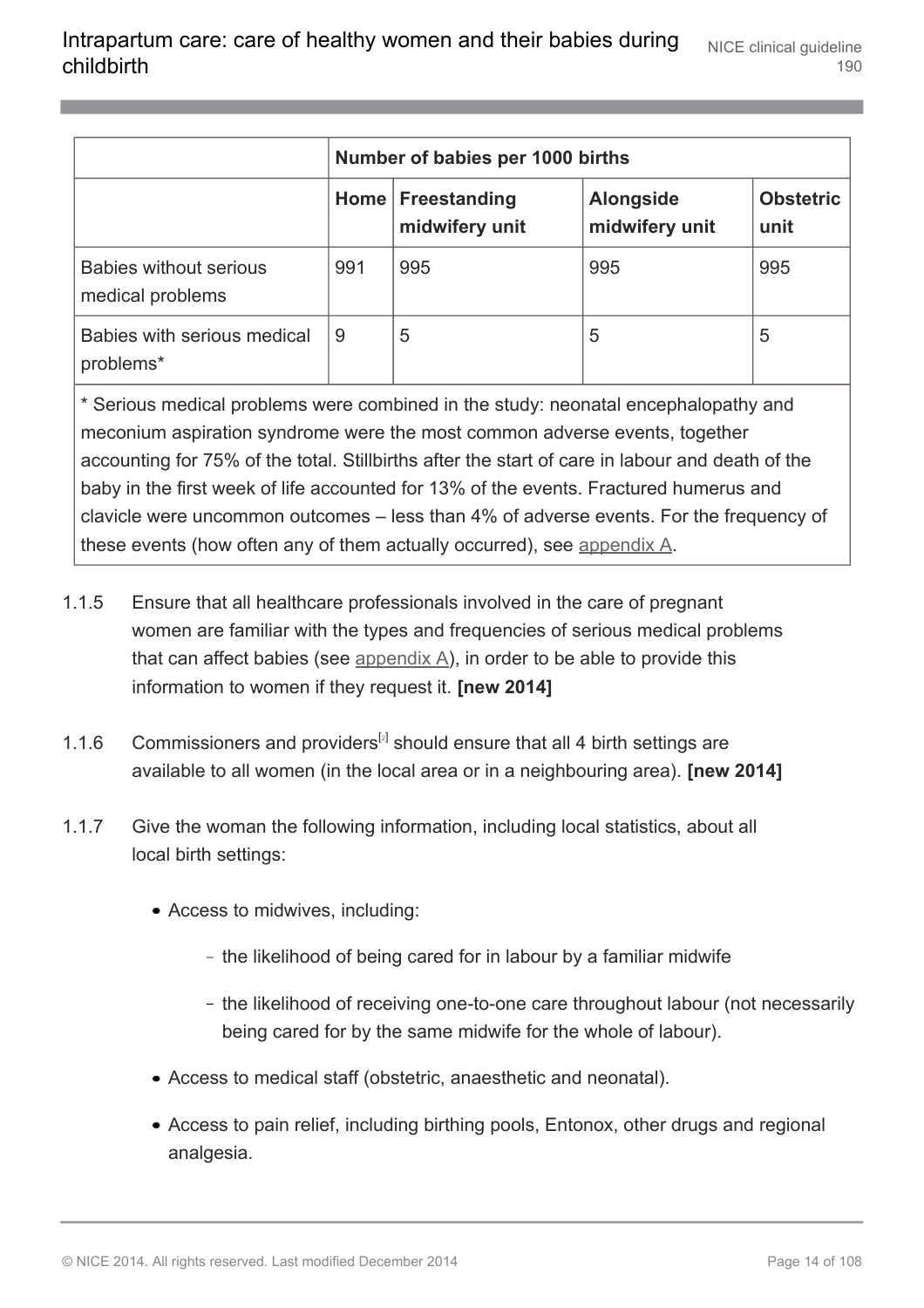| | Number of babies per 1000 births | | | |
|---|---|---|---|---|
| | Home | Freestanding midwifery unit | Alongside midwifery unit | Obstetric unit |
| Babies without serious medical problems | 991 | 995 | 995 | 995 |
| Babies with serious medical problems* | 9 | 5 | 5 | 5 |

* Serious medical problems were combined in the study: neonatal encephalopathy and meconium aspiration syndrome were the most common adverse events, together accounting for 75% of the total. Stillbirths after the start of care in labour and death of the baby in the first week of life accounted for 13% of the events. Fractured humerus and clavicle were uncommon outcomes – less than 4% of adverse events. For the frequency of these events (how often any of them actually occurred), see appendix A.

1.1.5 Ensure that all healthcare professionals involved in the care of pregnant women are familiar with the types and frequencies of serious medical problems that can affect babies (see appendix A), in order to be able to provide this information to women if they request it. **[new 2014]**

1.1.6 Commissioners and providers[2] should ensure that all 4 birth settings are available to all women (in the local area or in a neighbouring area). **[new 2014]**

1.1.7 Give the woman the following information, including local statistics, about all local birth settings:

- Access to midwives, including:
  - the likelihood of being cared for in labour by a familiar midwife
  - the likelihood of receiving one-to-one care throughout labour (not necessarily being cared for by the same midwife for the whole of labour).
- Access to medical staff (obstetric, anaesthetic and neonatal).
- Access to pain relief, including birthing pools, Entonox, other drugs and regional analgesia.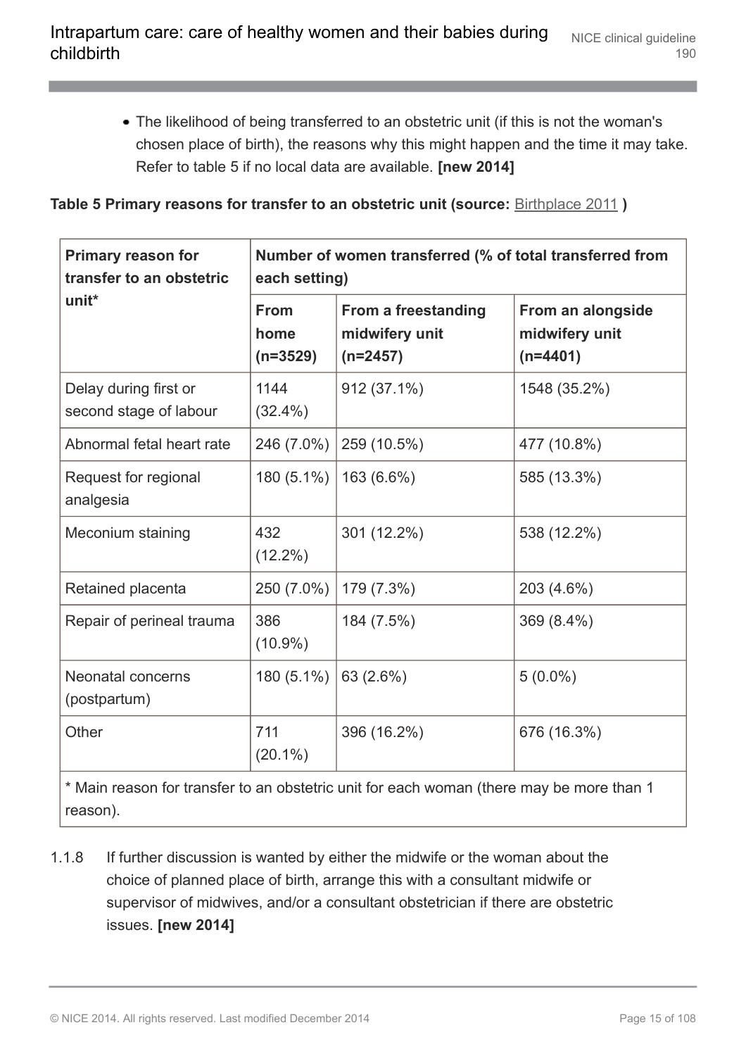- The likelihood of being transferred to an obstetric unit (if this is not the woman's chosen place of birth), the reasons why this might happen and the time it may take. Refer to table 5 if no local data are available. **[new 2014]**

**Table 5 Primary reasons for transfer to an obstetric unit (source:** Birthplace 2011 **)**

| Primary reason for transfer to an obstetric unit* | Number of women transferred (% of total transferred from each setting) | | |
|---|---|---|---|
| | From home (n=3529) | From a freestanding midwifery unit (n=2457) | From an alongside midwifery unit (n=4401) |
| Delay during first or second stage of labour | 1144 (32.4%) | 912 (37.1%) | 1548 (35.2%) |
| Abnormal fetal heart rate | 246 (7.0%) | 259 (10.5%) | 477 (10.8%) |
| Request for regional analgesia | 180 (5.1%) | 163 (6.6%) | 585 (13.3%) |
| Meconium staining | 432 (12.2%) | 301 (12.2%) | 538 (12.2%) |
| Retained placenta | 250 (7.0%) | 179 (7.3%) | 203 (4.6%) |
| Repair of perineal trauma | 386 (10.9%) | 184 (7.5%) | 369 (8.4%) |
| Neonatal concerns (postpartum) | 180 (5.1%) | 63 (2.6%) | 5 (0.0%) |
| Other | 711 (20.1%) | 396 (16.2%) | 676 (16.3%) |

\* Main reason for transfer to an obstetric unit for each woman (there may be more than 1 reason).

1.1.8 If further discussion is wanted by either the midwife or the woman about the choice of planned place of birth, arrange this with a consultant midwife or supervisor of midwives, and/or a consultant obstetrician if there are obstetric issues. **[new 2014]**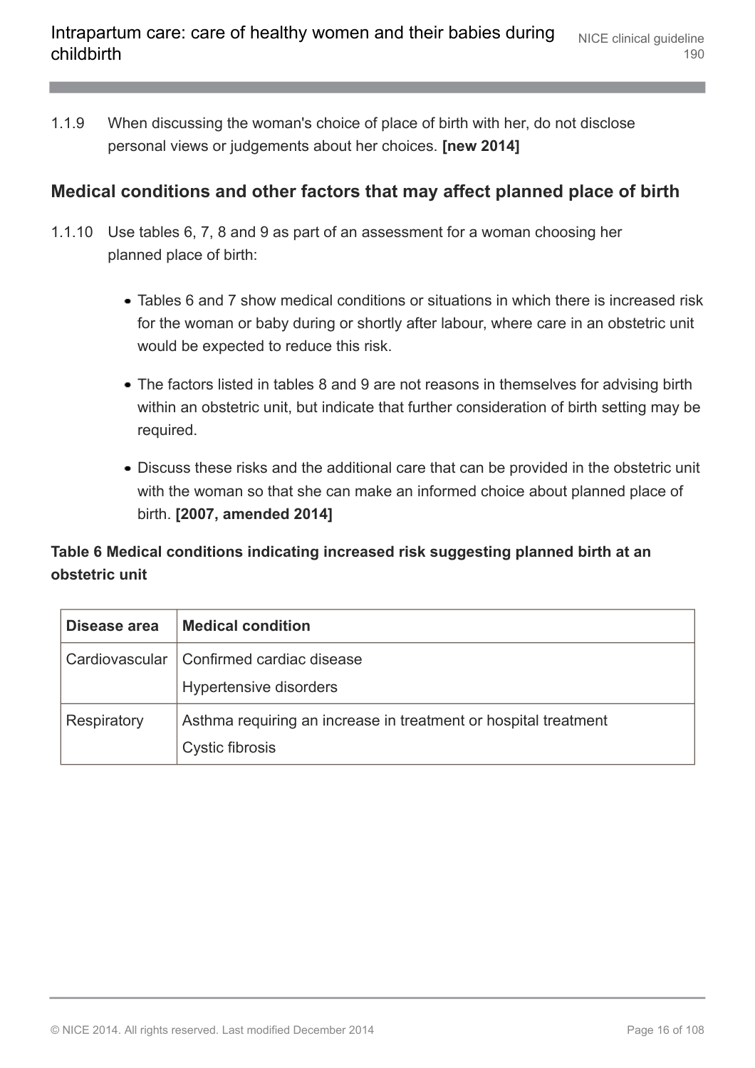1.1.9 When discussing the woman's choice of place of birth with her, do not disclose personal views or judgements about her choices. **[new 2014]**

## Medical conditions and other factors that may affect planned place of birth

1.1.10 Use tables 6, 7, 8 and 9 as part of an assessment for a woman choosing her planned place of birth:

- Tables 6 and 7 show medical conditions or situations in which there is increased risk for the woman or baby during or shortly after labour, where care in an obstetric unit would be expected to reduce this risk.
- The factors listed in tables 8 and 9 are not reasons in themselves for advising birth within an obstetric unit, but indicate that further consideration of birth setting may be required.
- Discuss these risks and the additional care that can be provided in the obstetric unit with the woman so that she can make an informed choice about planned place of birth. **[2007, amended 2014]**

**Table 6 Medical conditions indicating increased risk suggesting planned birth at an obstetric unit**

| Disease area | Medical condition |
|---|---|
| Cardiovascular | Confirmed cardiac disease<br>Hypertensive disorders |
| Respiratory | Asthma requiring an increase in treatment or hospital treatment<br>Cystic fibrosis |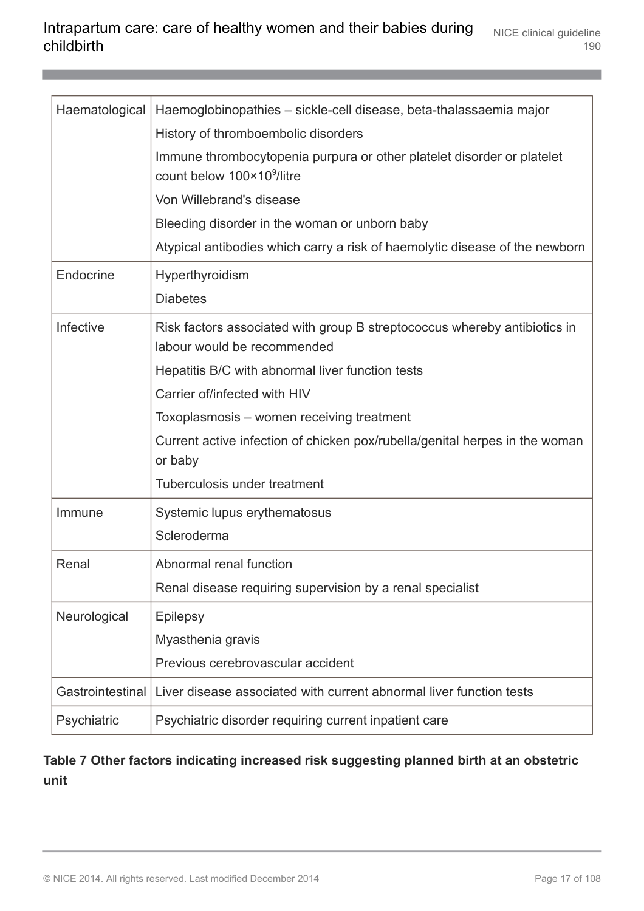| | |
|---|---|
| Haematological | Haemoglobinopathies – sickle-cell disease, beta-thalassaemia major<br>History of thromboembolic disorders<br>Immune thrombocytopenia purpura or other platelet disorder or platelet count below $100 \times 10^9$/litre<br>Von Willebrand's disease<br>Bleeding disorder in the woman or unborn baby<br>Atypical antibodies which carry a risk of haemolytic disease of the newborn |
| Endocrine | Hyperthyroidism<br>Diabetes |
| Infective | Risk factors associated with group B streptococcus whereby antibiotics in labour would be recommended<br>Hepatitis B/C with abnormal liver function tests<br>Carrier of/infected with HIV<br>Toxoplasmosis – women receiving treatment<br>Current active infection of chicken pox/rubella/genital herpes in the woman or baby<br>Tuberculosis under treatment |
| Immune | Systemic lupus erythematosus<br>Scleroderma |
| Renal | Abnormal renal function<br>Renal disease requiring supervision by a renal specialist |
| Neurological | Epilepsy<br>Myasthenia gravis<br>Previous cerebrovascular accident |
| Gastrointestinal | Liver disease associated with current abnormal liver function tests |
| Psychiatric | Psychiatric disorder requiring current inpatient care |

**Table 7 Other factors indicating increased risk suggesting planned birth at an obstetric unit**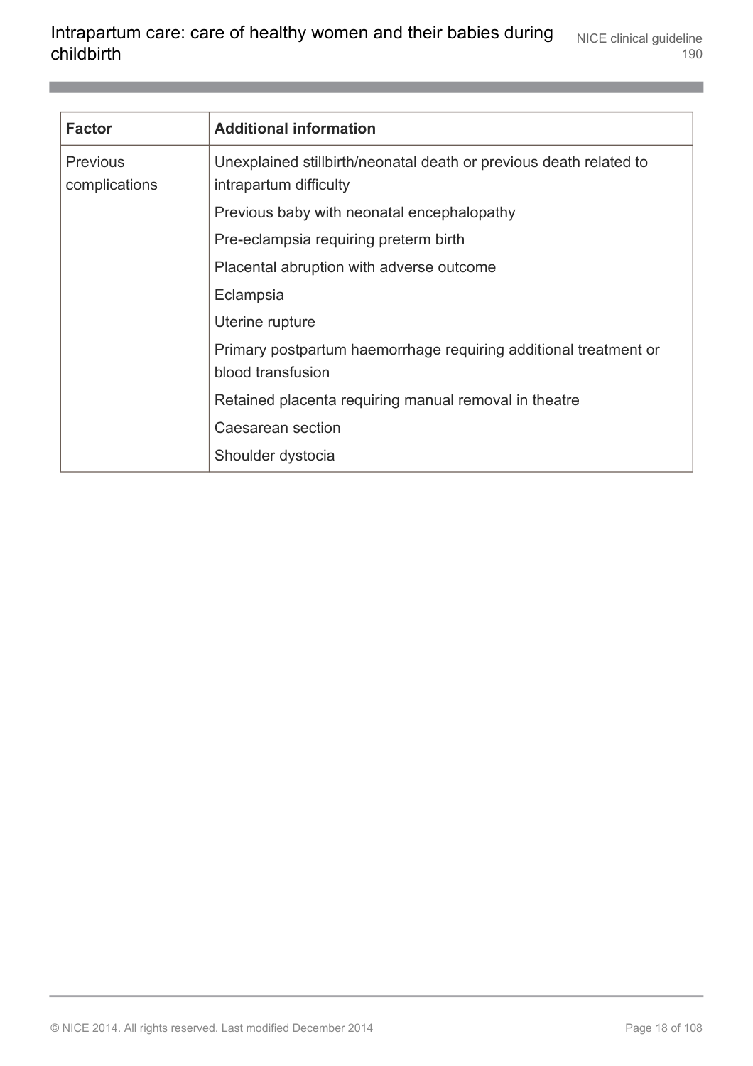| Factor | Additional information |
| --- | --- |
| Previous complications | Unexplained stillbirth/neonatal death or previous death related to intrapartum difficulty |
| | Previous baby with neonatal encephalopathy |
| | Pre-eclampsia requiring preterm birth |
| | Placental abruption with adverse outcome |
| | Eclampsia |
| | Uterine rupture |
| | Primary postpartum haemorrhage requiring additional treatment or blood transfusion |
| | Retained placenta requiring manual removal in theatre |
| | Caesarean section |
| | Shoulder dystocia |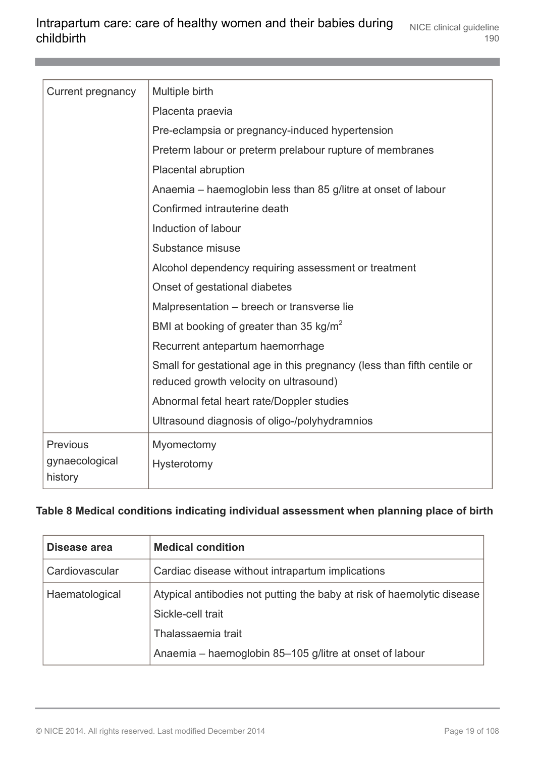| | |
|---|---|
| Current pregnancy | Multiple birth<br>Placenta praevia<br>Pre-eclampsia or pregnancy-induced hypertension<br>Preterm labour or preterm prelabour rupture of membranes<br>Placental abruption<br>Anaemia – haemoglobin less than 85 g/litre at onset of labour<br>Confirmed intrauterine death<br>Induction of labour<br>Substance misuse<br>Alcohol dependency requiring assessment or treatment<br>Onset of gestational diabetes<br>Malpresentation – breech or transverse lie<br>BMI at booking of greater than 35 kg/m$^2$<br>Recurrent antepartum haemorrhage<br>Small for gestational age in this pregnancy (less than fifth centile or reduced growth velocity on ultrasound)<br>Abnormal fetal heart rate/Doppler studies<br>Ultrasound diagnosis of oligo-/polyhydramnios |
| Previous gynaecological history | Myomectomy<br>Hysterotomy |

**Table 8 Medical conditions indicating individual assessment when planning place of birth**

| Disease area | Medical condition |
|---|---|
| Cardiovascular | Cardiac disease without intrapartum implications |
| Haematological | Atypical antibodies not putting the baby at risk of haemolytic disease<br>Sickle-cell trait<br>Thalassaemia trait<br>Anaemia – haemoglobin 85–105 g/litre at onset of labour |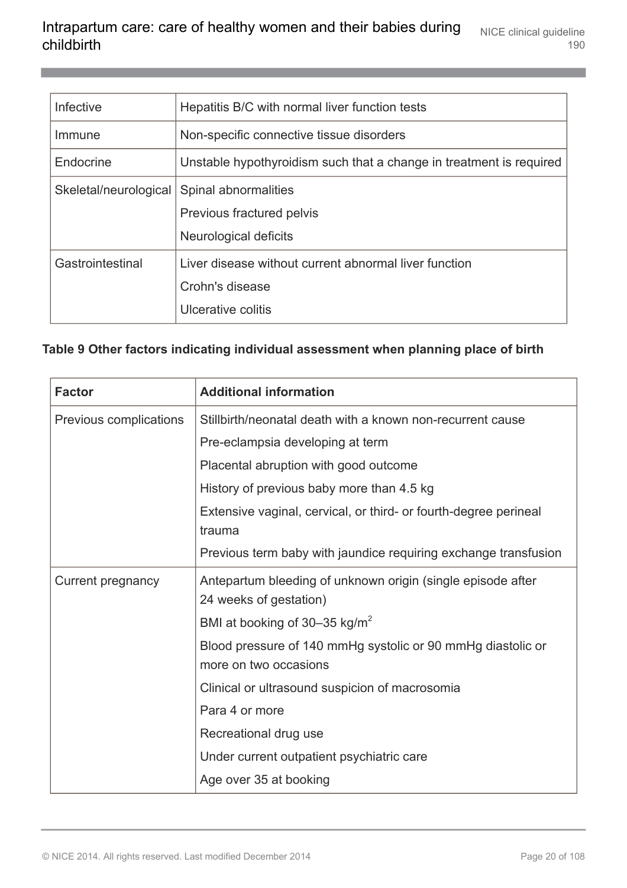| | |
|---|---|
| Infective | Hepatitis B/C with normal liver function tests |
| Immune | Non-specific connective tissue disorders |
| Endocrine | Unstable hypothyroidism such that a change in treatment is required |
| Skeletal/neurological | Spinal abnormalities<br>Previous fractured pelvis<br>Neurological deficits |
| Gastrointestinal | Liver disease without current abnormal liver function<br>Crohn's disease<br>Ulcerative colitis |

**Table 9 Other factors indicating individual assessment when planning place of birth**

| Factor | Additional information |
|---|---|
| Previous complications | Stillbirth/neonatal death with a known non-recurrent cause<br>Pre-eclampsia developing at term<br>Placental abruption with good outcome<br>History of previous baby more than 4.5 kg<br>Extensive vaginal, cervical, or third- or fourth-degree perineal trauma<br>Previous term baby with jaundice requiring exchange transfusion |
| Current pregnancy | Antepartum bleeding of unknown origin (single episode after 24 weeks of gestation)<br>BMI at booking of 30–35 kg/$m^2$<br>Blood pressure of 140 mmHg systolic or 90 mmHg diastolic or more on two occasions<br>Clinical or ultrasound suspicion of macrosomia<br>Para 4 or more<br>Recreational drug use<br>Under current outpatient psychiatric care<br>Age over 35 at booking |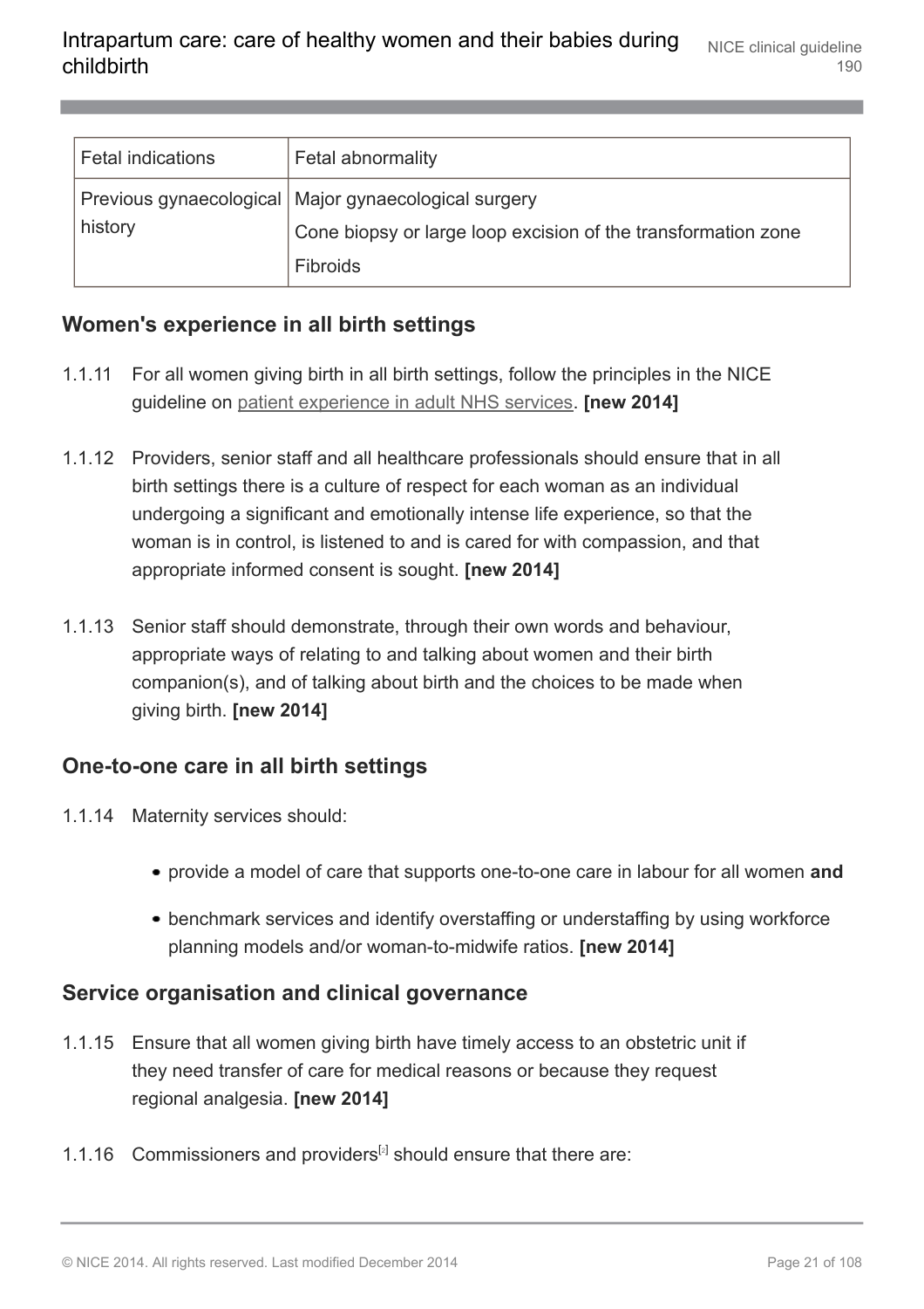| Fetal indications | Fetal abnormality |
| --- | --- |
| Previous gynaecological history | Major gynaecological surgery<br>Cone biopsy or large loop excision of the transformation zone<br>Fibroids |

## Women's experience in all birth settings

1.1.11 For all women giving birth in all birth settings, follow the principles in the NICE guideline on patient experience in adult NHS services. **[new 2014]**

1.1.12 Providers, senior staff and all healthcare professionals should ensure that in all birth settings there is a culture of respect for each woman as an individual undergoing a significant and emotionally intense life experience, so that the woman is in control, is listened to and is cared for with compassion, and that appropriate informed consent is sought. **[new 2014]**

1.1.13 Senior staff should demonstrate, through their own words and behaviour, appropriate ways of relating to and talking about women and their birth companion(s), and of talking about birth and the choices to be made when giving birth. **[new 2014]**

## One-to-one care in all birth settings

1.1.14 Maternity services should:

- provide a model of care that supports one-to-one care in labour for all women **and**
- benchmark services and identify overstaffing or understaffing by using workforce planning models and/or woman-to-midwife ratios. **[new 2014]**

## Service organisation and clinical governance

1.1.15 Ensure that all women giving birth have timely access to an obstetric unit if they need transfer of care for medical reasons or because they request regional analgesia. **[new 2014]**

1.1.16 Commissioners and providers[2] should ensure that there are: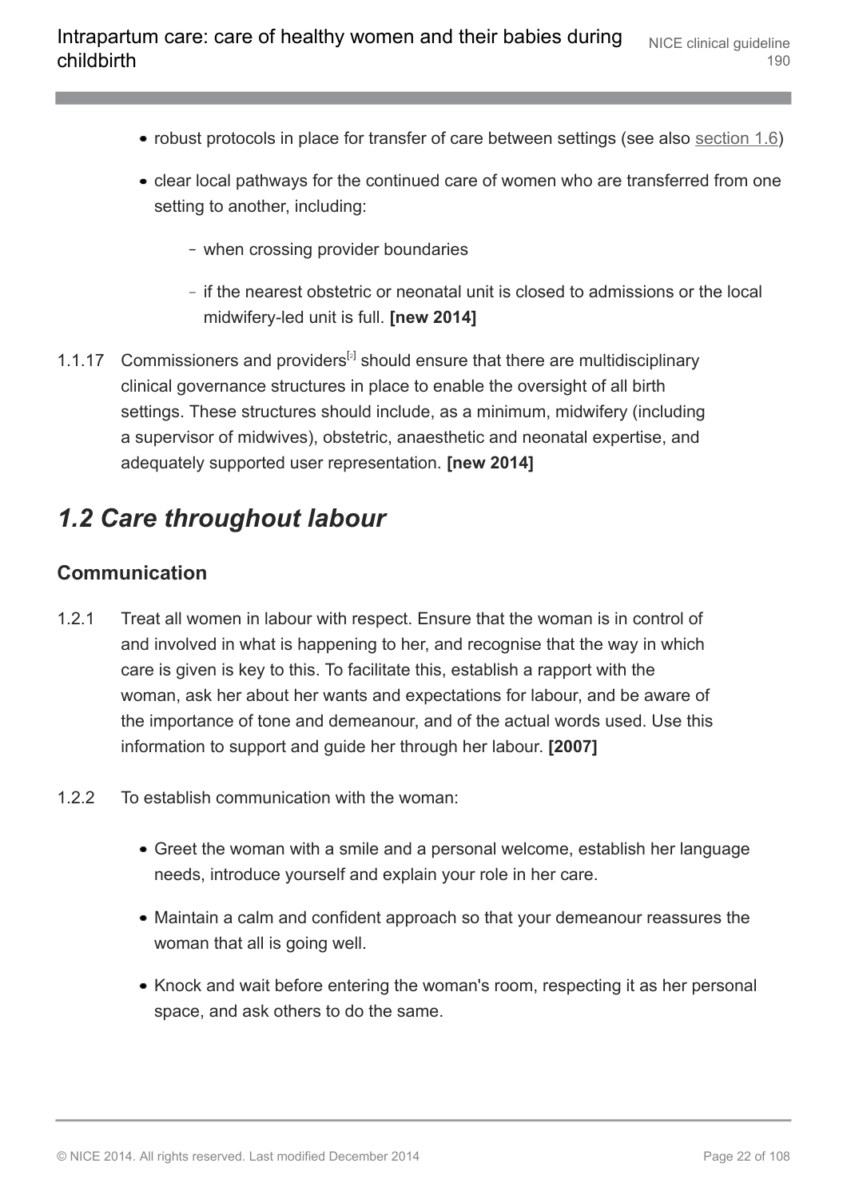- robust protocols in place for transfer of care between settings (see also section 1.6)
- clear local pathways for the continued care of women who are transferred from one setting to another, including:
  - when crossing provider boundaries
  - if the nearest obstetric or neonatal unit is closed to admissions or the local midwifery-led unit is full. **[new 2014]**

1.1.17 Commissioners and providers[2] should ensure that there are multidisciplinary clinical governance structures in place to enable the oversight of all birth settings. These structures should include, as a minimum, midwifery (including a supervisor of midwives), obstetric, anaesthetic and neonatal expertise, and adequately supported user representation. **[new 2014]**

## *1.2 Care throughout labour*

### Communication

1.2.1 Treat all women in labour with respect. Ensure that the woman is in control of and involved in what is happening to her, and recognise that the way in which care is given is key to this. To facilitate this, establish a rapport with the woman, ask her about her wants and expectations for labour, and be aware of the importance of tone and demeanour, and of the actual words used. Use this information to support and guide her through her labour. **[2007]**

1.2.2 To establish communication with the woman:

- Greet the woman with a smile and a personal welcome, establish her language needs, introduce yourself and explain your role in her care.
- Maintain a calm and confident approach so that your demeanour reassures the woman that all is going well.
- Knock and wait before entering the woman's room, respecting it as her personal space, and ask others to do the same.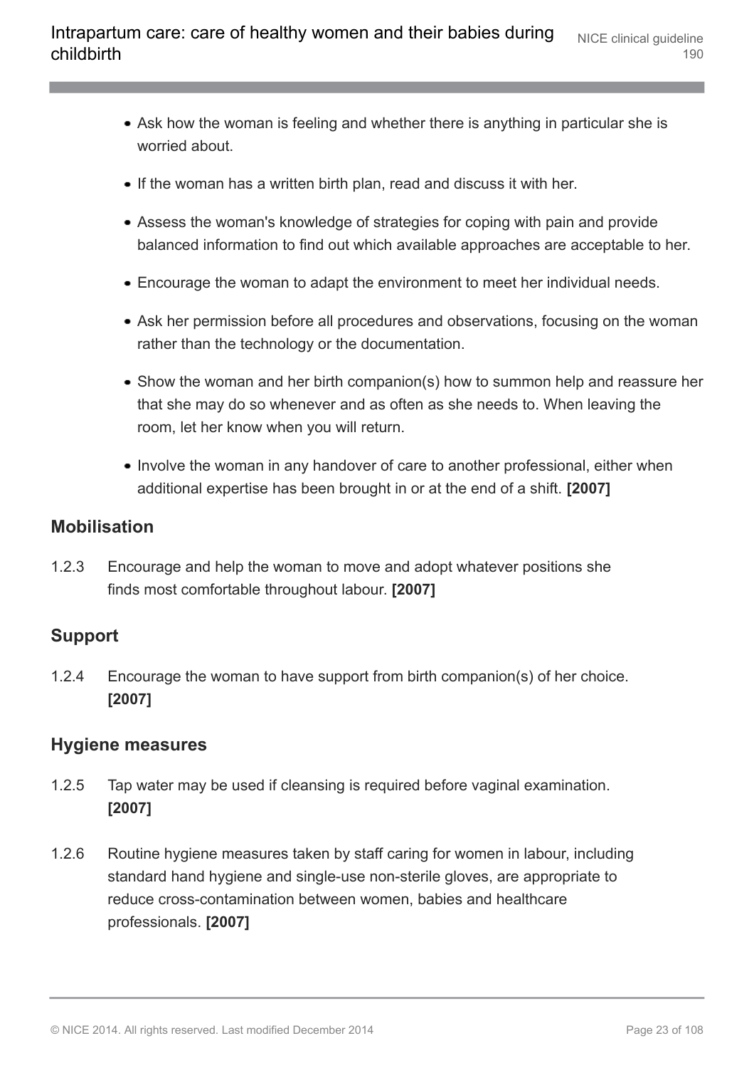- Ask how the woman is feeling and whether there is anything in particular she is worried about.
- If the woman has a written birth plan, read and discuss it with her.
- Assess the woman's knowledge of strategies for coping with pain and provide balanced information to find out which available approaches are acceptable to her.
- Encourage the woman to adapt the environment to meet her individual needs.
- Ask her permission before all procedures and observations, focusing on the woman rather than the technology or the documentation.
- Show the woman and her birth companion(s) how to summon help and reassure her that she may do so whenever and as often as she needs to. When leaving the room, let her know when you will return.
- Involve the woman in any handover of care to another professional, either when additional expertise has been brought in or at the end of a shift. **[2007]**

### Mobilisation

1.2.3 Encourage and help the woman to move and adopt whatever positions she finds most comfortable throughout labour. **[2007]**

### Support

1.2.4 Encourage the woman to have support from birth companion(s) of her choice. **[2007]**

### Hygiene measures

1.2.5 Tap water may be used if cleansing is required before vaginal examination. **[2007]**

1.2.6 Routine hygiene measures taken by staff caring for women in labour, including standard hand hygiene and single-use non-sterile gloves, are appropriate to reduce cross-contamination between women, babies and healthcare professionals. **[2007]**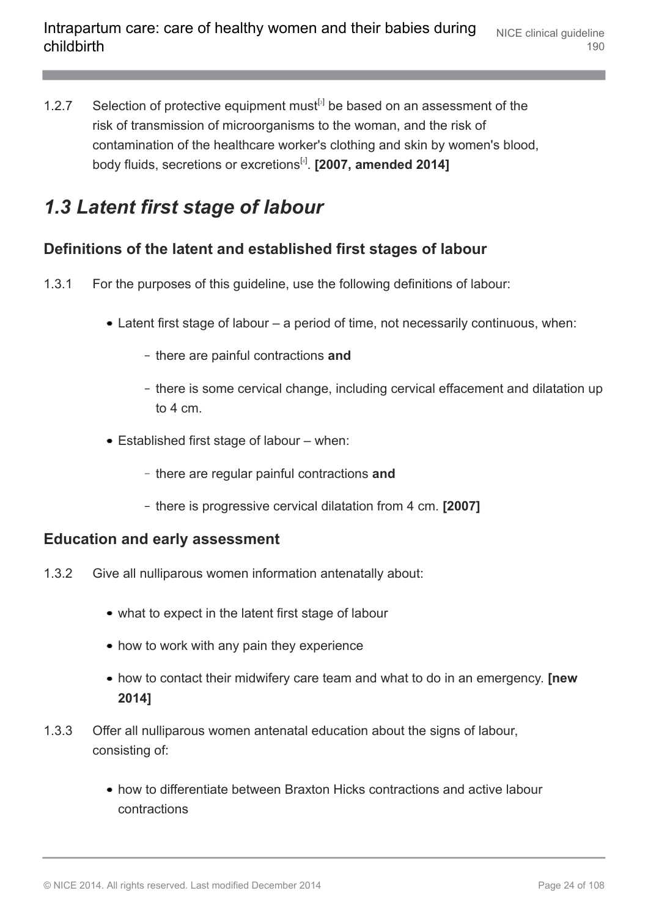1.2.7 Selection of protective equipment must[3] be based on an assessment of the risk of transmission of microorganisms to the woman, and the risk of contamination of the healthcare worker's clothing and skin by women's blood, body fluids, secretions or excretions[4]. **[2007, amended 2014]**

## *1.3 Latent first stage of labour*

### Definitions of the latent and established first stages of labour

1.3.1 For the purposes of this guideline, use the following definitions of labour:

- Latent first stage of labour – a period of time, not necessarily continuous, when:
  - there are painful contractions **and**
  - there is some cervical change, including cervical effacement and dilatation up to 4 cm.
- Established first stage of labour – when:
  - there are regular painful contractions **and**
  - there is progressive cervical dilatation from 4 cm. **[2007]**

### Education and early assessment

1.3.2 Give all nulliparous women information antenatally about:

- what to expect in the latent first stage of labour
- how to work with any pain they experience
- how to contact their midwifery care team and what to do in an emergency. **[new 2014]**

1.3.3 Offer all nulliparous women antenatal education about the signs of labour, consisting of:

- how to differentiate between Braxton Hicks contractions and active labour contractions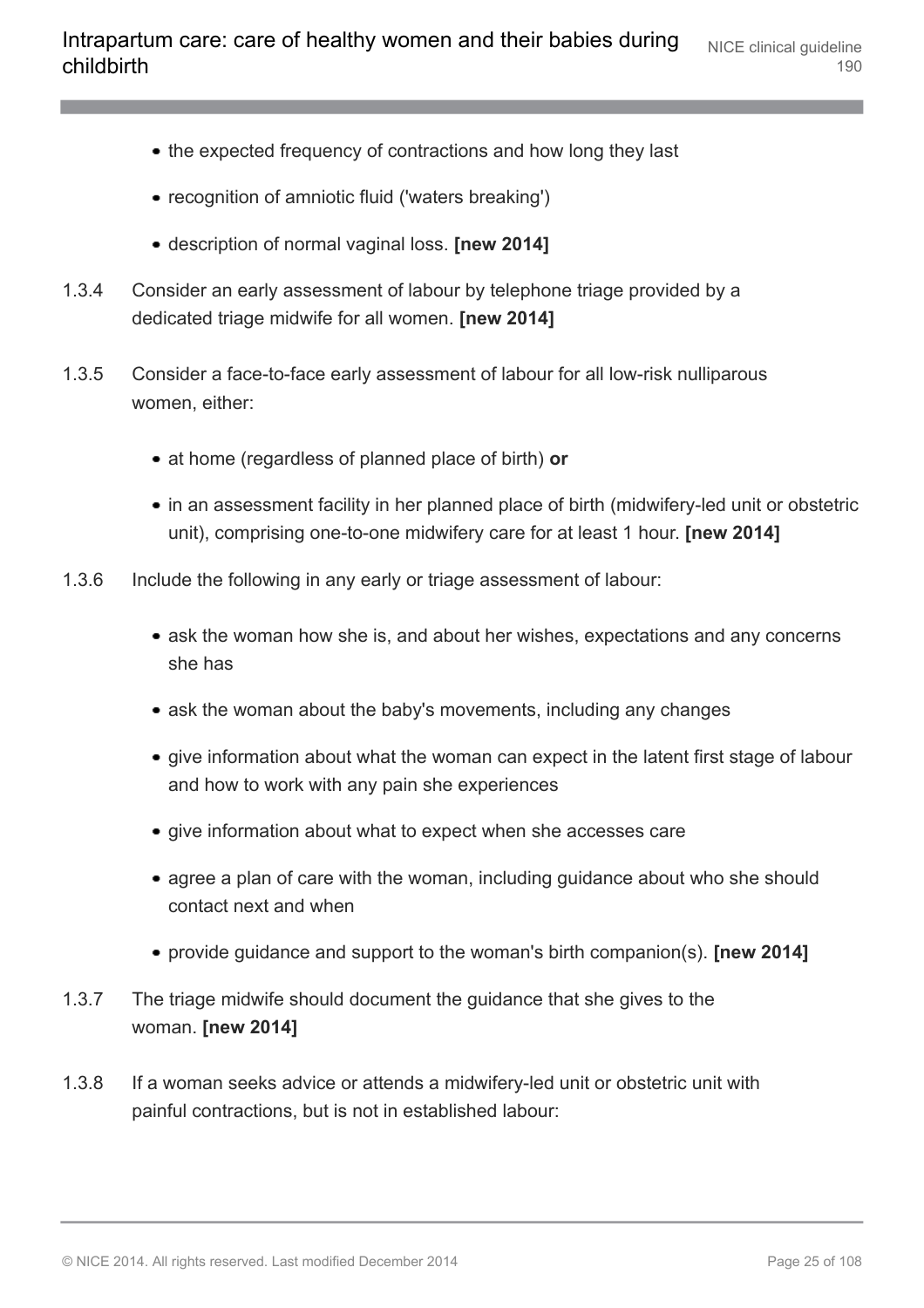- the expected frequency of contractions and how long they last
- recognition of amniotic fluid ('waters breaking')
- description of normal vaginal loss. **[new 2014]**

1.3.4 Consider an early assessment of labour by telephone triage provided by a dedicated triage midwife for all women. **[new 2014]**

1.3.5 Consider a face-to-face early assessment of labour for all low-risk nulliparous women, either:

- at home (regardless of planned place of birth) **or**
- in an assessment facility in her planned place of birth (midwifery-led unit or obstetric unit), comprising one-to-one midwifery care for at least 1 hour. **[new 2014]**

1.3.6 Include the following in any early or triage assessment of labour:

- ask the woman how she is, and about her wishes, expectations and any concerns she has
- ask the woman about the baby's movements, including any changes
- give information about what the woman can expect in the latent first stage of labour and how to work with any pain she experiences
- give information about what to expect when she accesses care
- agree a plan of care with the woman, including guidance about who she should contact next and when
- provide guidance and support to the woman's birth companion(s). **[new 2014]**

1.3.7 The triage midwife should document the guidance that she gives to the woman. **[new 2014]**

1.3.8 If a woman seeks advice or attends a midwifery-led unit or obstetric unit with painful contractions, but is not in established labour: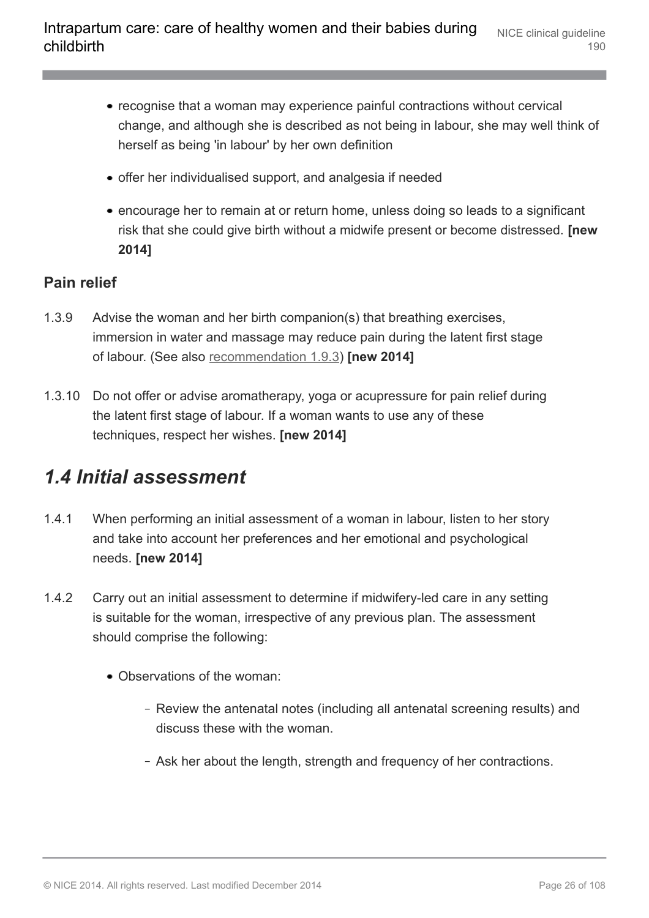- recognise that a woman may experience painful contractions without cervical change, and although she is described as not being in labour, she may well think of herself as being 'in labour' by her own definition
- offer her individualised support, and analgesia if needed
- encourage her to remain at or return home, unless doing so leads to a significant risk that she could give birth without a midwife present or become distressed. **[new 2014]**

### Pain relief

1.3.9 Advise the woman and her birth companion(s) that breathing exercises, immersion in water and massage may reduce pain during the latent first stage of labour. (See also recommendation 1.9.3) **[new 2014]**

1.3.10 Do not offer or advise aromatherapy, yoga or acupressure for pain relief during the latent first stage of labour. If a woman wants to use any of these techniques, respect her wishes. **[new 2014]**

## *1.4 Initial assessment*

1.4.1 When performing an initial assessment of a woman in labour, listen to her story and take into account her preferences and her emotional and psychological needs. **[new 2014]**

1.4.2 Carry out an initial assessment to determine if midwifery-led care in any setting is suitable for the woman, irrespective of any previous plan. The assessment should comprise the following:

- Observations of the woman:
  - Review the antenatal notes (including all antenatal screening results) and discuss these with the woman.
  - Ask her about the length, strength and frequency of her contractions.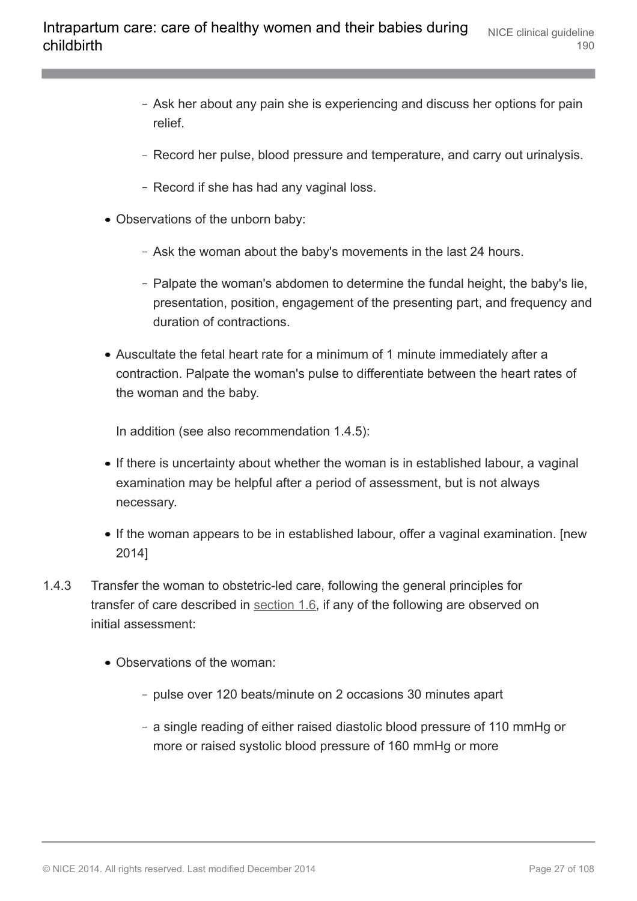- Ask her about any pain she is experiencing and discuss her options for pain relief.
- Record her pulse, blood pressure and temperature, and carry out urinalysis.
- Record if she has had any vaginal loss.

- Observations of the unborn baby:
  - Ask the woman about the baby's movements in the last 24 hours.
  - Palpate the woman's abdomen to determine the fundal height, the baby's lie, presentation, position, engagement of the presenting part, and frequency and duration of contractions.
- Auscultate the fetal heart rate for a minimum of 1 minute immediately after a contraction. Palpate the woman's pulse to differentiate between the heart rates of the woman and the baby.

In addition (see also recommendation 1.4.5):

- If there is uncertainty about whether the woman is in established labour, a vaginal examination may be helpful after a period of assessment, but is not always necessary.
- If the woman appears to be in established labour, offer a vaginal examination. [new 2014]

1.4.3 Transfer the woman to obstetric-led care, following the general principles for transfer of care described in section 1.6, if any of the following are observed on initial assessment:

- Observations of the woman:
  - pulse over 120 beats/minute on 2 occasions 30 minutes apart
  - a single reading of either raised diastolic blood pressure of 110 mmHg or more or raised systolic blood pressure of 160 mmHg or more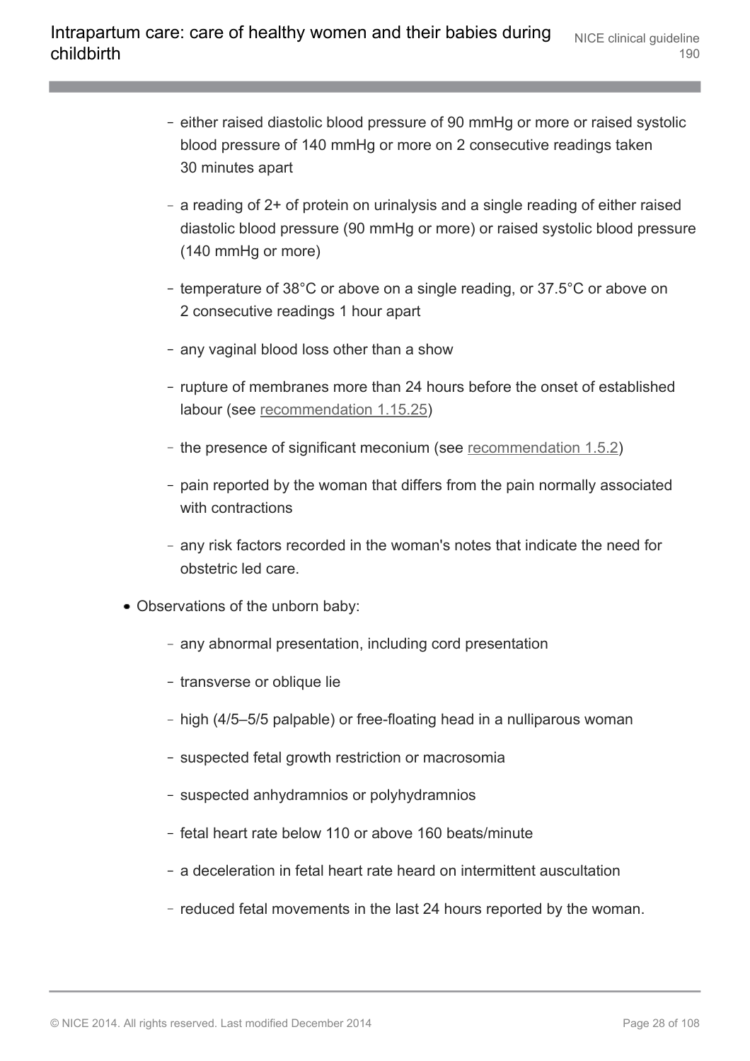- either raised diastolic blood pressure of 90 mmHg or more or raised systolic blood pressure of 140 mmHg or more on 2 consecutive readings taken 30 minutes apart
- a reading of 2+ of protein on urinalysis and a single reading of either raised diastolic blood pressure (90 mmHg or more) or raised systolic blood pressure (140 mmHg or more)
- temperature of 38°C or above on a single reading, or 37.5°C or above on 2 consecutive readings 1 hour apart
- any vaginal blood loss other than a show
- rupture of membranes more than 24 hours before the onset of established labour (see recommendation 1.15.25)
- the presence of significant meconium (see recommendation 1.5.2)
- pain reported by the woman that differs from the pain normally associated with contractions
- any risk factors recorded in the woman's notes that indicate the need for obstetric led care.

- Observations of the unborn baby:
  - any abnormal presentation, including cord presentation
  - transverse or oblique lie
  - high (4/5–5/5 palpable) or free-floating head in a nulliparous woman
  - suspected fetal growth restriction or macrosomia
  - suspected anhydramnios or polyhydramnios
  - fetal heart rate below 110 or above 160 beats/minute
  - a deceleration in fetal heart rate heard on intermittent auscultation
  - reduced fetal movements in the last 24 hours reported by the woman.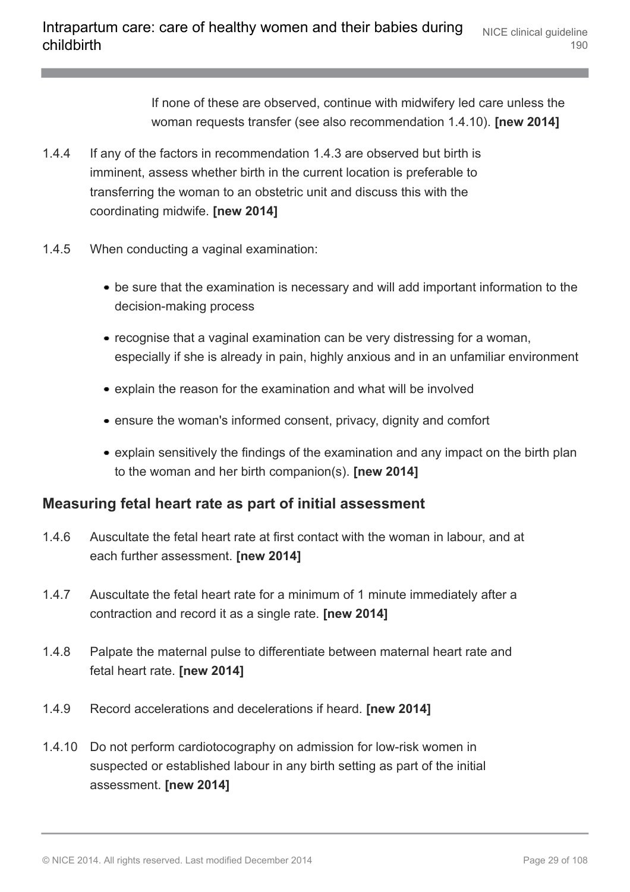If none of these are observed, continue with midwifery led care unless the woman requests transfer (see also recommendation 1.4.10). **[new 2014]**

1.4.4 If any of the factors in recommendation 1.4.3 are observed but birth is imminent, assess whether birth in the current location is preferable to transferring the woman to an obstetric unit and discuss this with the coordinating midwife. **[new 2014]**

1.4.5 When conducting a vaginal examination:

- be sure that the examination is necessary and will add important information to the decision-making process
- recognise that a vaginal examination can be very distressing for a woman, especially if she is already in pain, highly anxious and in an unfamiliar environment
- explain the reason for the examination and what will be involved
- ensure the woman's informed consent, privacy, dignity and comfort
- explain sensitively the findings of the examination and any impact on the birth plan to the woman and her birth companion(s). **[new 2014]**

### Measuring fetal heart rate as part of initial assessment

1.4.6 Auscultate the fetal heart rate at first contact with the woman in labour, and at each further assessment. **[new 2014]**

1.4.7 Auscultate the fetal heart rate for a minimum of 1 minute immediately after a contraction and record it as a single rate. **[new 2014]**

1.4.8 Palpate the maternal pulse to differentiate between maternal heart rate and fetal heart rate. **[new 2014]**

1.4.9 Record accelerations and decelerations if heard. **[new 2014]**

1.4.10 Do not perform cardiotocography on admission for low-risk women in suspected or established labour in any birth setting as part of the initial assessment. **[new 2014]**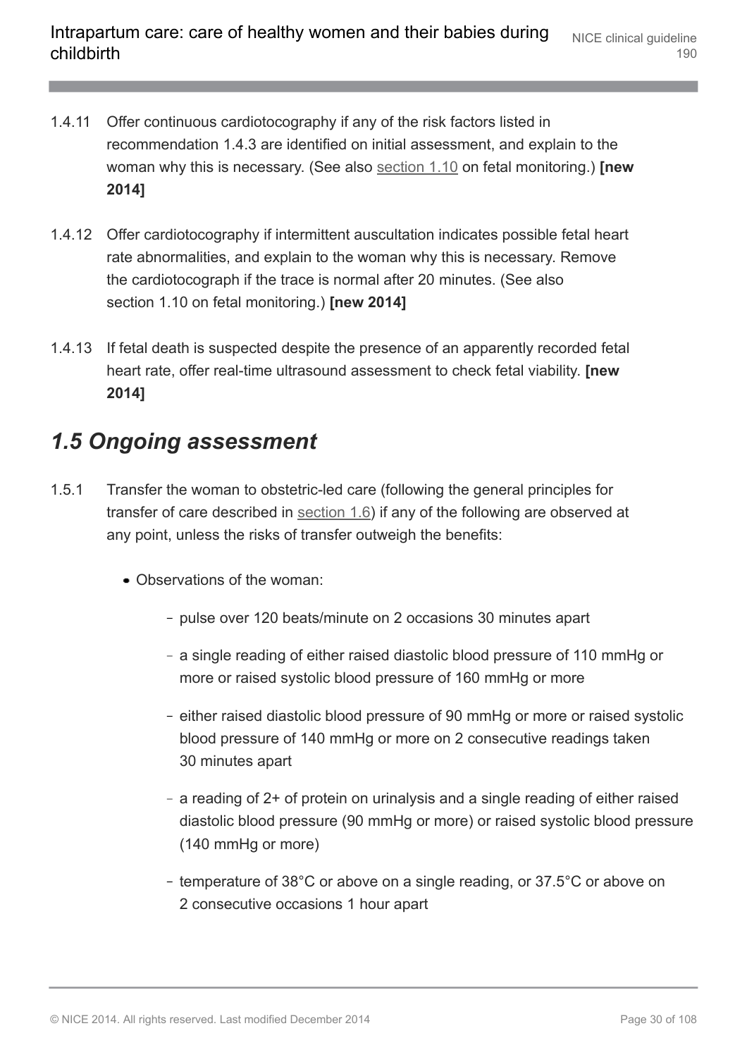1.4.11 Offer continuous cardiotocography if any of the risk factors listed in recommendation 1.4.3 are identified on initial assessment, and explain to the woman why this is necessary. (See also section 1.10 on fetal monitoring.) **[new 2014]**

1.4.12 Offer cardiotocography if intermittent auscultation indicates possible fetal heart rate abnormalities, and explain to the woman why this is necessary. Remove the cardiotocograph if the trace is normal after 20 minutes. (See also section 1.10 on fetal monitoring.) **[new 2014]**

1.4.13 If fetal death is suspected despite the presence of an apparently recorded fetal heart rate, offer real-time ultrasound assessment to check fetal viability. **[new 2014]**

## *1.5 Ongoing assessment*

1.5.1 Transfer the woman to obstetric-led care (following the general principles for transfer of care described in section 1.6) if any of the following are observed at any point, unless the risks of transfer outweigh the benefits:

- Observations of the woman:
  - pulse over 120 beats/minute on 2 occasions 30 minutes apart
  - a single reading of either raised diastolic blood pressure of 110 mmHg or more or raised systolic blood pressure of 160 mmHg or more
  - either raised diastolic blood pressure of 90 mmHg or more or raised systolic blood pressure of 140 mmHg or more on 2 consecutive readings taken 30 minutes apart
  - a reading of 2+ of protein on urinalysis and a single reading of either raised diastolic blood pressure (90 mmHg or more) or raised systolic blood pressure (140 mmHg or more)
  - temperature of 38°C or above on a single reading, or 37.5°C or above on 2 consecutive occasions 1 hour apart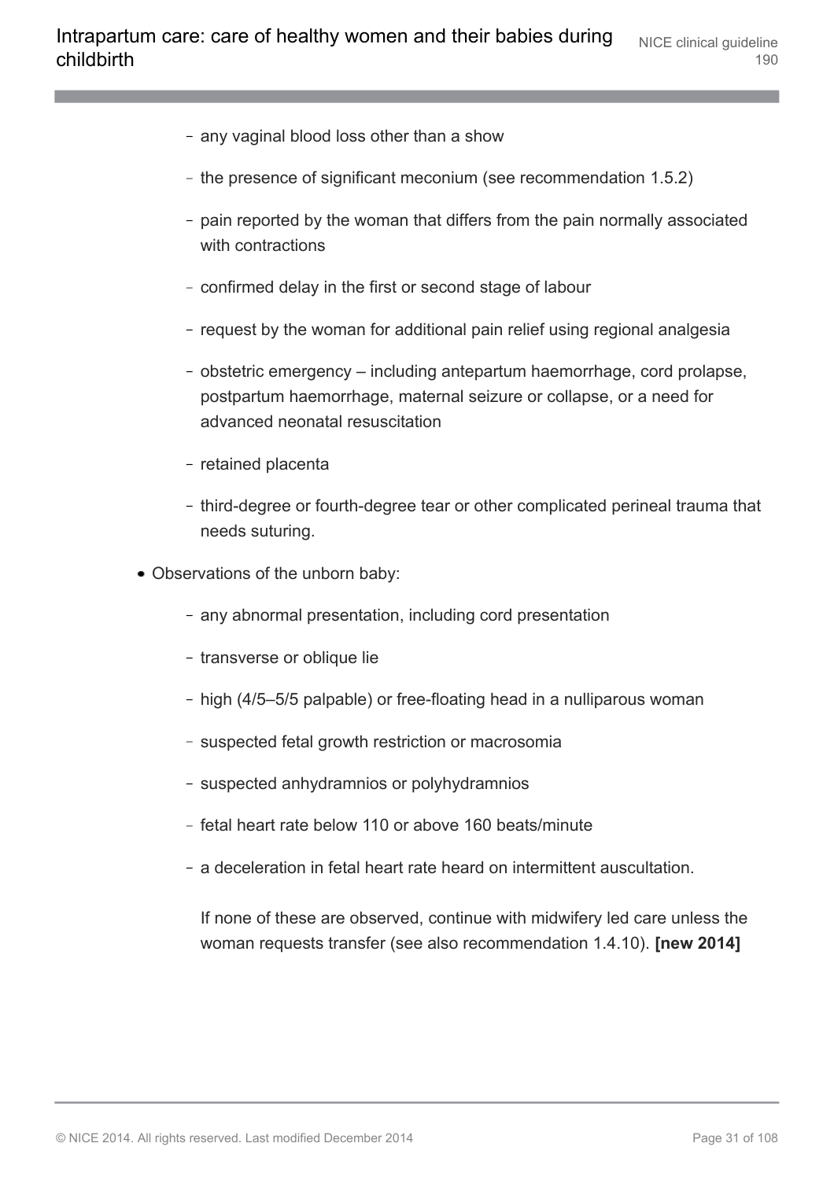- any vaginal blood loss other than a show
  - the presence of significant meconium (see recommendation 1.5.2)
  - pain reported by the woman that differs from the pain normally associated with contractions
  - confirmed delay in the first or second stage of labour
  - request by the woman for additional pain relief using regional analgesia
  - obstetric emergency – including antepartum haemorrhage, cord prolapse, postpartum haemorrhage, maternal seizure or collapse, or a need for advanced neonatal resuscitation
  - retained placenta
  - third-degree or fourth-degree tear or other complicated perineal trauma that needs suturing.
- Observations of the unborn baby:
  - any abnormal presentation, including cord presentation
  - transverse or oblique lie
  - high (4/5–5/5 palpable) or free-floating head in a nulliparous woman
  - suspected fetal growth restriction or macrosomia
  - suspected anhydramnios or polyhydramnios
  - fetal heart rate below 110 or above 160 beats/minute
  - a deceleration in fetal heart rate heard on intermittent auscultation.

  If none of these are observed, continue with midwifery led care unless the woman requests transfer (see also recommendation 1.4.10). **[new 2014]**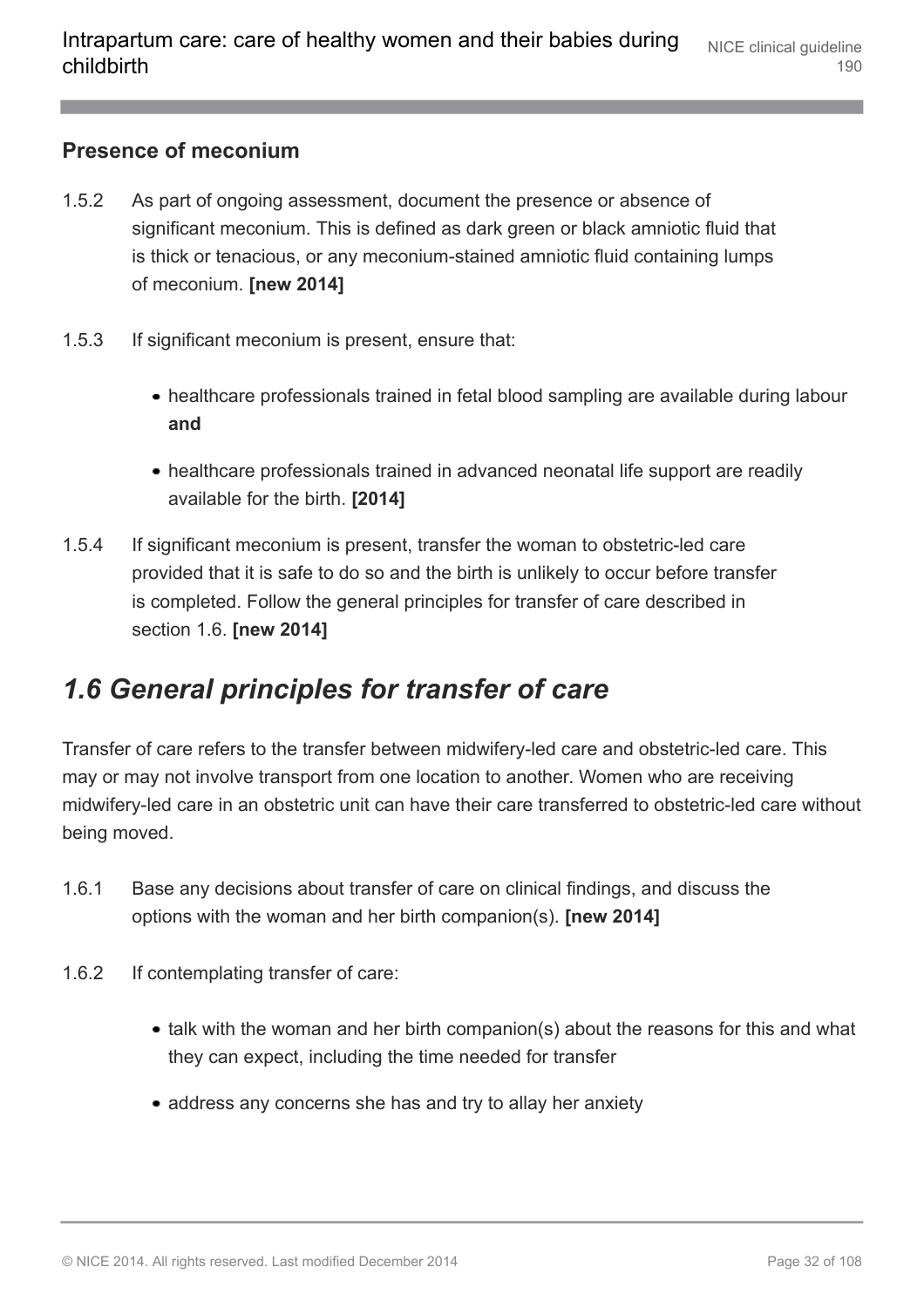### Presence of meconium

1.5.2 As part of ongoing assessment, document the presence or absence of significant meconium. This is defined as dark green or black amniotic fluid that is thick or tenacious, or any meconium-stained amniotic fluid containing lumps of meconium. **[new 2014]**

1.5.3 If significant meconium is present, ensure that:

- healthcare professionals trained in fetal blood sampling are available during labour **and**
- healthcare professionals trained in advanced neonatal life support are readily available for the birth. **[2014]**

1.5.4 If significant meconium is present, transfer the woman to obstetric-led care provided that it is safe to do so and the birth is unlikely to occur before transfer is completed. Follow the general principles for transfer of care described in section 1.6. **[new 2014]**

## *1.6 General principles for transfer of care*

Transfer of care refers to the transfer between midwifery-led care and obstetric-led care. This may or may not involve transport from one location to another. Women who are receiving midwifery-led care in an obstetric unit can have their care transferred to obstetric-led care without being moved.

1.6.1 Base any decisions about transfer of care on clinical findings, and discuss the options with the woman and her birth companion(s). **[new 2014]**

1.6.2 If contemplating transfer of care:

- talk with the woman and her birth companion(s) about the reasons for this and what they can expect, including the time needed for transfer
- address any concerns she has and try to allay her anxiety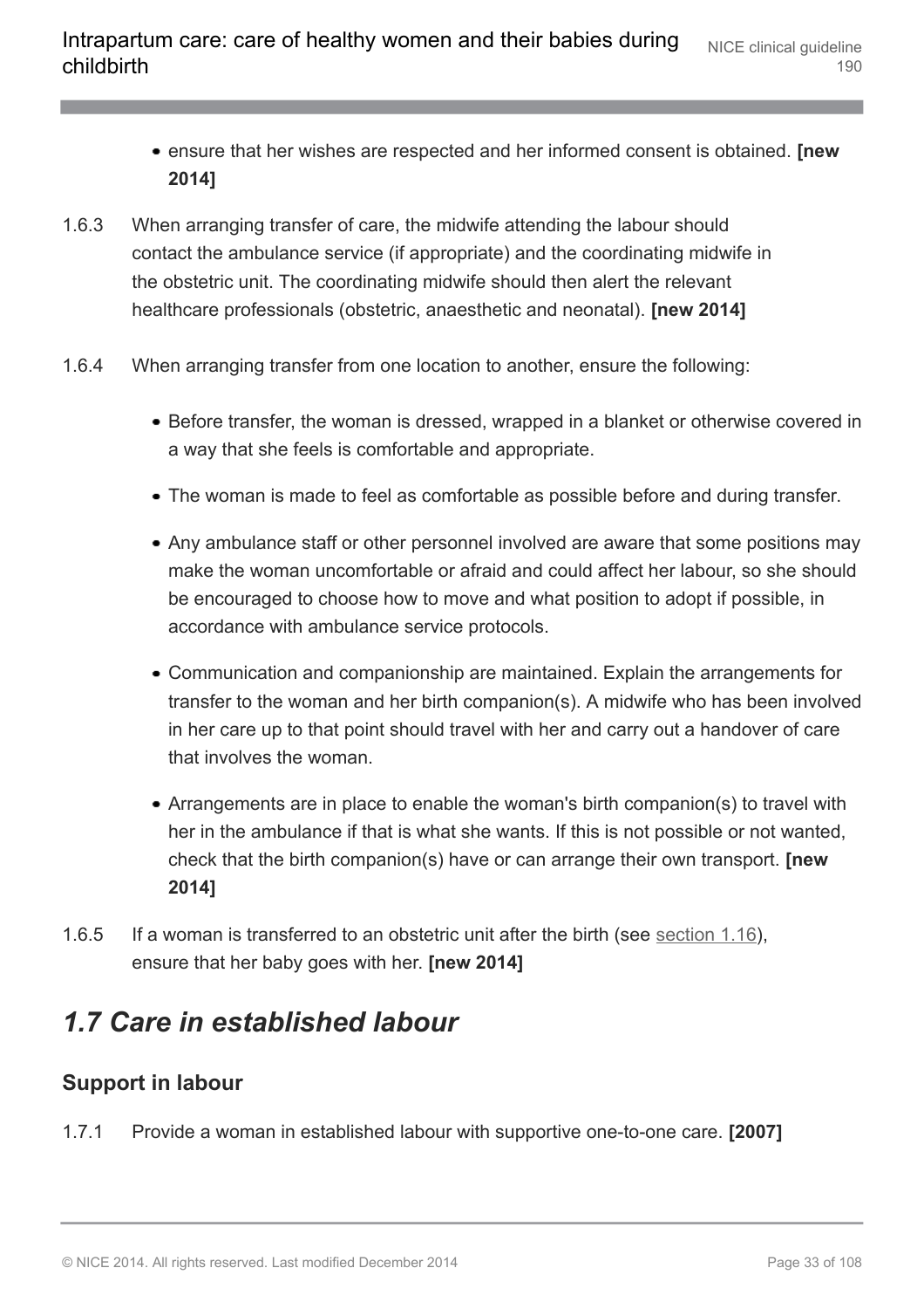- ensure that her wishes are respected and her informed consent is obtained. **[new 2014]**

1.6.3 When arranging transfer of care, the midwife attending the labour should contact the ambulance service (if appropriate) and the coordinating midwife in the obstetric unit. The coordinating midwife should then alert the relevant healthcare professionals (obstetric, anaesthetic and neonatal). **[new 2014]**

1.6.4 When arranging transfer from one location to another, ensure the following:

- Before transfer, the woman is dressed, wrapped in a blanket or otherwise covered in a way that she feels is comfortable and appropriate.
- The woman is made to feel as comfortable as possible before and during transfer.
- Any ambulance staff or other personnel involved are aware that some positions may make the woman uncomfortable or afraid and could affect her labour, so she should be encouraged to choose how to move and what position to adopt if possible, in accordance with ambulance service protocols.
- Communication and companionship are maintained. Explain the arrangements for transfer to the woman and her birth companion(s). A midwife who has been involved in her care up to that point should travel with her and carry out a handover of care that involves the woman.
- Arrangements are in place to enable the woman's birth companion(s) to travel with her in the ambulance if that is what she wants. If this is not possible or not wanted, check that the birth companion(s) have or can arrange their own transport. **[new 2014]**

1.6.5 If a woman is transferred to an obstetric unit after the birth (see section 1.16), ensure that her baby goes with her. **[new 2014]**

## *1.7 Care in established labour*

### Support in labour

1.7.1 Provide a woman in established labour with supportive one-to-one care. **[2007]**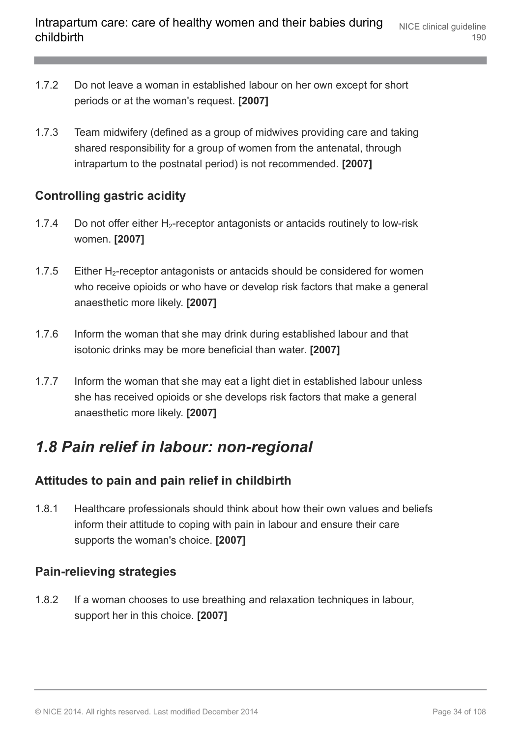1.7.2 Do not leave a woman in established labour on her own except for short periods or at the woman's request. **[2007]**

1.7.3 Team midwifery (defined as a group of midwives providing care and taking shared responsibility for a group of women from the antenatal, through intrapartum to the postnatal period) is not recommended. **[2007]**

### Controlling gastric acidity

1.7.4 Do not offer either $H_2$-receptor antagonists or antacids routinely to low-risk women. **[2007]**

1.7.5 Either $H_2$-receptor antagonists or antacids should be considered for women who receive opioids or who have or develop risk factors that make a general anaesthetic more likely. **[2007]**

1.7.6 Inform the woman that she may drink during established labour and that isotonic drinks may be more beneficial than water. **[2007]**

1.7.7 Inform the woman that she may eat a light diet in established labour unless she has received opioids or she develops risk factors that make a general anaesthetic more likely. **[2007]**

## *1.8 Pain relief in labour: non-regional*

### Attitudes to pain and pain relief in childbirth

1.8.1 Healthcare professionals should think about how their own values and beliefs inform their attitude to coping with pain in labour and ensure their care supports the woman's choice. **[2007]**

### Pain-relieving strategies

1.8.2 If a woman chooses to use breathing and relaxation techniques in labour, support her in this choice. **[2007]**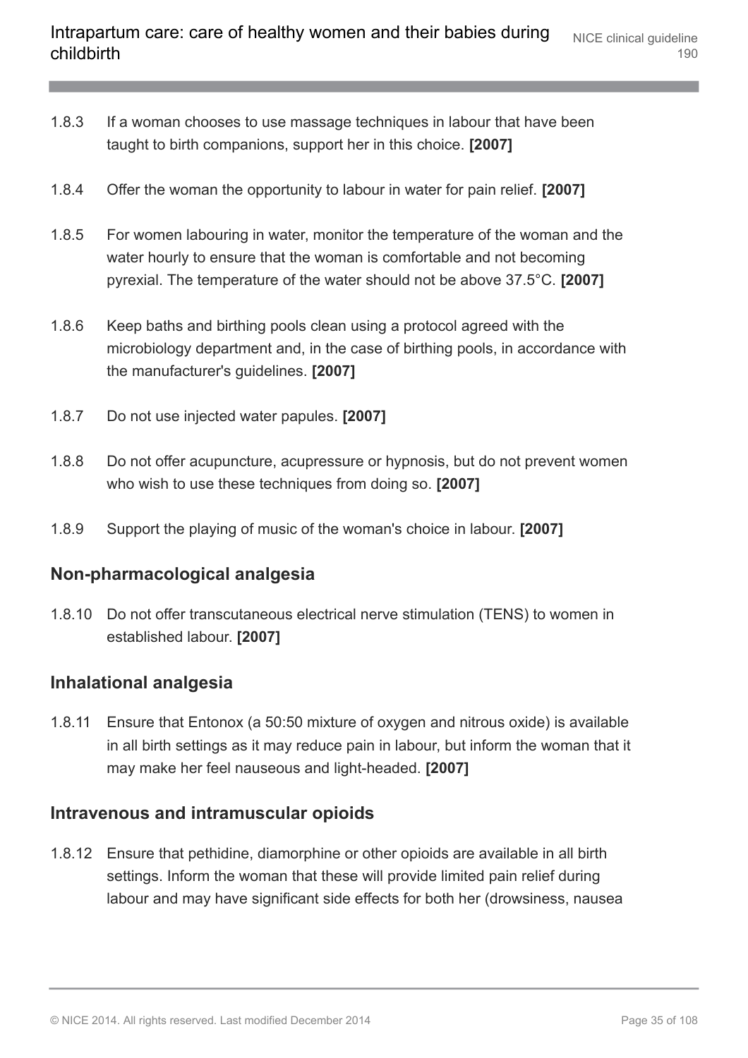1.8.3 If a woman chooses to use massage techniques in labour that have been taught to birth companions, support her in this choice. **[2007]**

1.8.4 Offer the woman the opportunity to labour in water for pain relief. **[2007]**

1.8.5 For women labouring in water, monitor the temperature of the woman and the water hourly to ensure that the woman is comfortable and not becoming pyrexial. The temperature of the water should not be above 37.5°C. **[2007]**

1.8.6 Keep baths and birthing pools clean using a protocol agreed with the microbiology department and, in the case of birthing pools, in accordance with the manufacturer's guidelines. **[2007]**

1.8.7 Do not use injected water papules. **[2007]**

1.8.8 Do not offer acupuncture, acupressure or hypnosis, but do not prevent women who wish to use these techniques from doing so. **[2007]**

1.8.9 Support the playing of music of the woman's choice in labour. **[2007]**

### Non-pharmacological analgesia

1.8.10 Do not offer transcutaneous electrical nerve stimulation (TENS) to women in established labour. **[2007]**

### Inhalational analgesia

1.8.11 Ensure that Entonox (a 50:50 mixture of oxygen and nitrous oxide) is available in all birth settings as it may reduce pain in labour, but inform the woman that it may make her feel nauseous and light-headed. **[2007]**

### Intravenous and intramuscular opioids

1.8.12 Ensure that pethidine, diamorphine or other opioids are available in all birth settings. Inform the woman that these will provide limited pain relief during labour and may have significant side effects for both her (drowsiness, nausea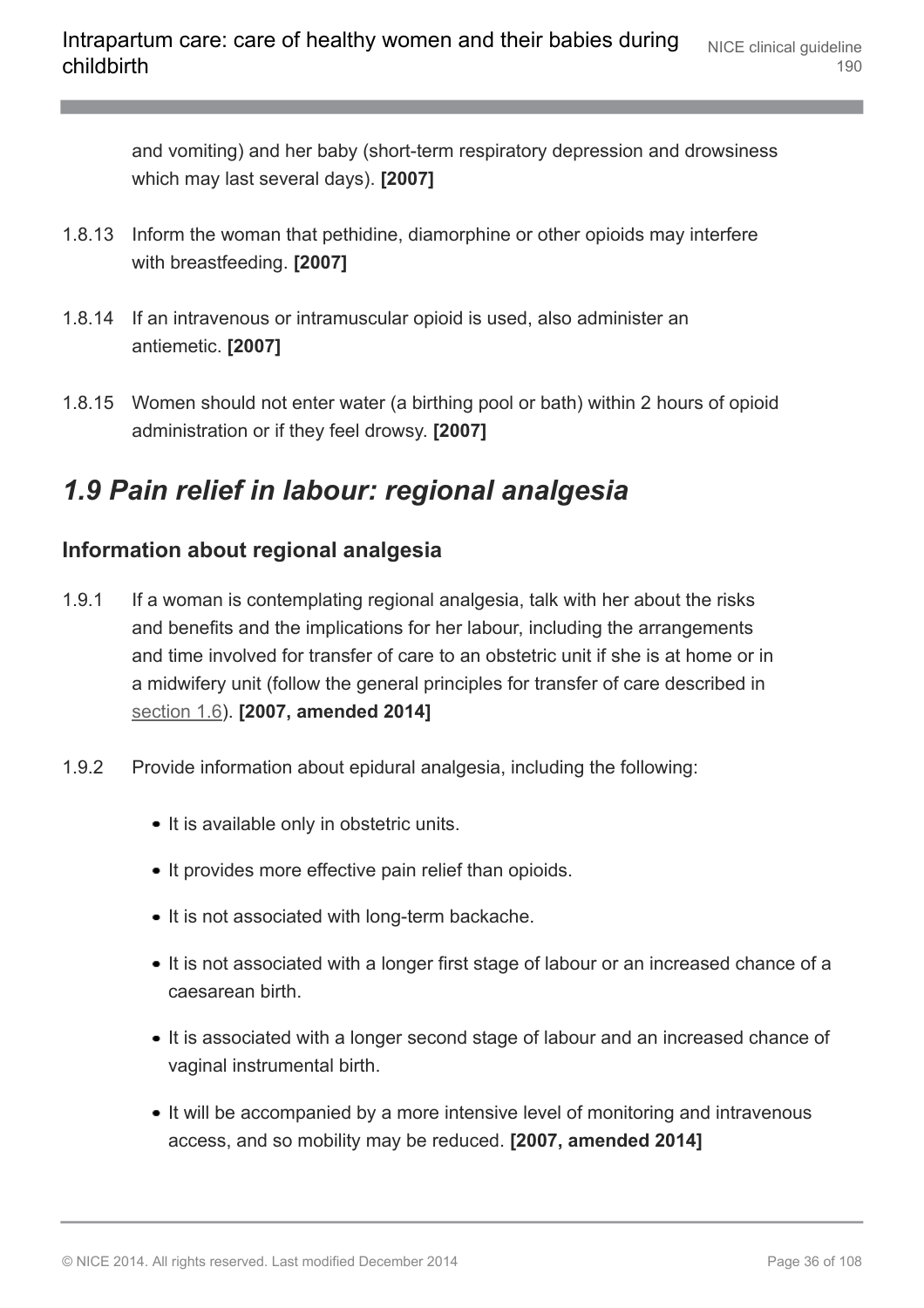and vomiting) and her baby (short-term respiratory depression and drowsiness which may last several days). **[2007]**

1.8.13 Inform the woman that pethidine, diamorphine or other opioids may interfere with breastfeeding. **[2007]**

1.8.14 If an intravenous or intramuscular opioid is used, also administer an antiemetic. **[2007]**

1.8.15 Women should not enter water (a birthing pool or bath) within 2 hours of opioid administration or if they feel drowsy. **[2007]**

## *1.9 Pain relief in labour: regional analgesia*

### Information about regional analgesia

1.9.1 If a woman is contemplating regional analgesia, talk with her about the risks and benefits and the implications for her labour, including the arrangements and time involved for transfer of care to an obstetric unit if she is at home or in a midwifery unit (follow the general principles for transfer of care described in section 1.6). **[2007, amended 2014]**

1.9.2 Provide information about epidural analgesia, including the following:

- It is available only in obstetric units.
- It provides more effective pain relief than opioids.
- It is not associated with long-term backache.
- It is not associated with a longer first stage of labour or an increased chance of a caesarean birth.
- It is associated with a longer second stage of labour and an increased chance of vaginal instrumental birth.
- It will be accompanied by a more intensive level of monitoring and intravenous access, and so mobility may be reduced. **[2007, amended 2014]**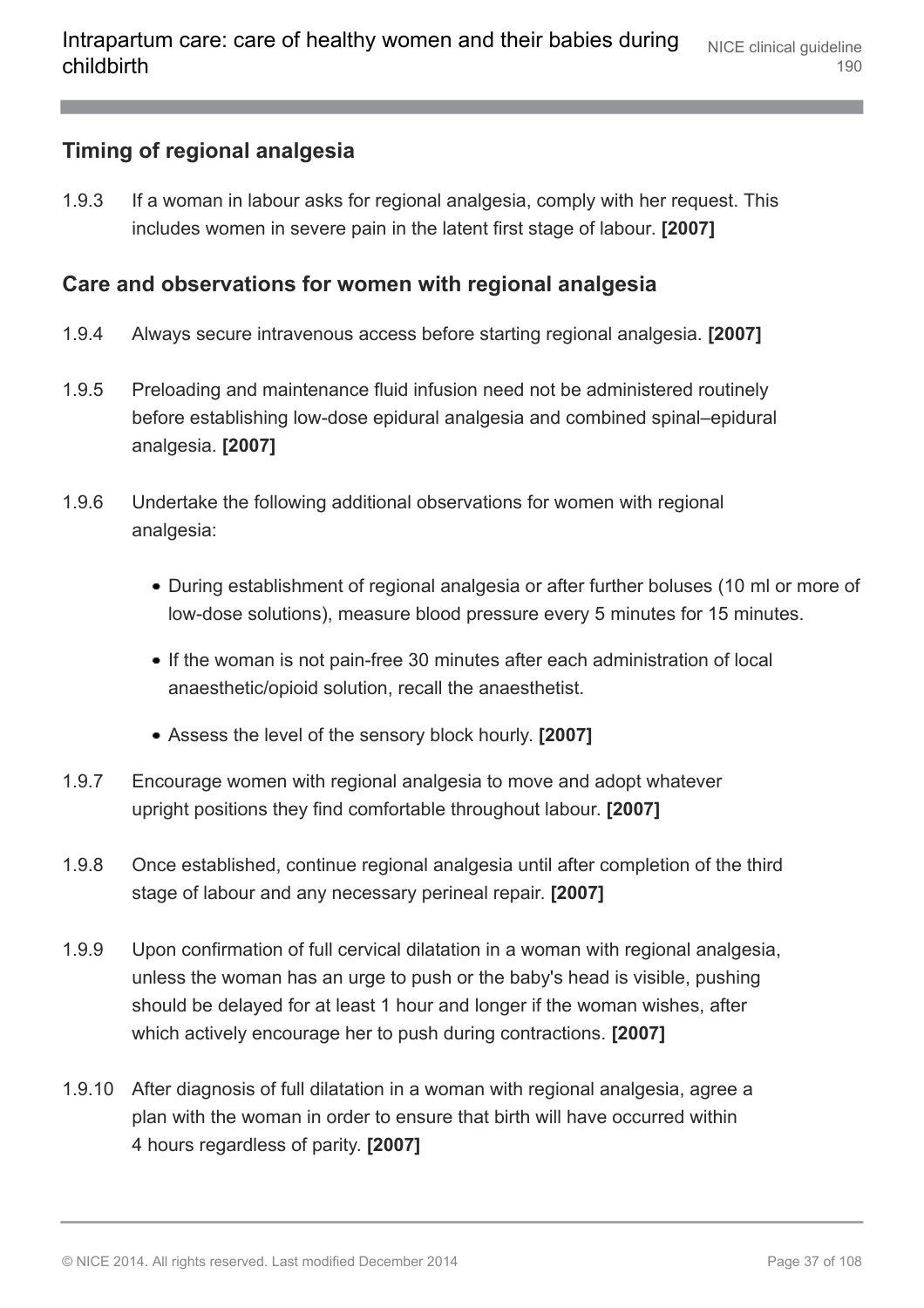### Timing of regional analgesia

1.9.3 If a woman in labour asks for regional analgesia, comply with her request. This includes women in severe pain in the latent first stage of labour. **[2007]**

### Care and observations for women with regional analgesia

1.9.4 Always secure intravenous access before starting regional analgesia. **[2007]**

1.9.5 Preloading and maintenance fluid infusion need not be administered routinely before establishing low-dose epidural analgesia and combined spinal–epidural analgesia. **[2007]**

1.9.6 Undertake the following additional observations for women with regional analgesia:

- During establishment of regional analgesia or after further boluses (10 ml or more of low-dose solutions), measure blood pressure every 5 minutes for 15 minutes.
- If the woman is not pain-free 30 minutes after each administration of local anaesthetic/opioid solution, recall the anaesthetist.
- Assess the level of the sensory block hourly. **[2007]**

1.9.7 Encourage women with regional analgesia to move and adopt whatever upright positions they find comfortable throughout labour. **[2007]**

1.9.8 Once established, continue regional analgesia until after completion of the third stage of labour and any necessary perineal repair. **[2007]**

1.9.9 Upon confirmation of full cervical dilatation in a woman with regional analgesia, unless the woman has an urge to push or the baby's head is visible, pushing should be delayed for at least 1 hour and longer if the woman wishes, after which actively encourage her to push during contractions. **[2007]**

1.9.10 After diagnosis of full dilatation in a woman with regional analgesia, agree a plan with the woman in order to ensure that birth will have occurred within 4 hours regardless of parity. **[2007]**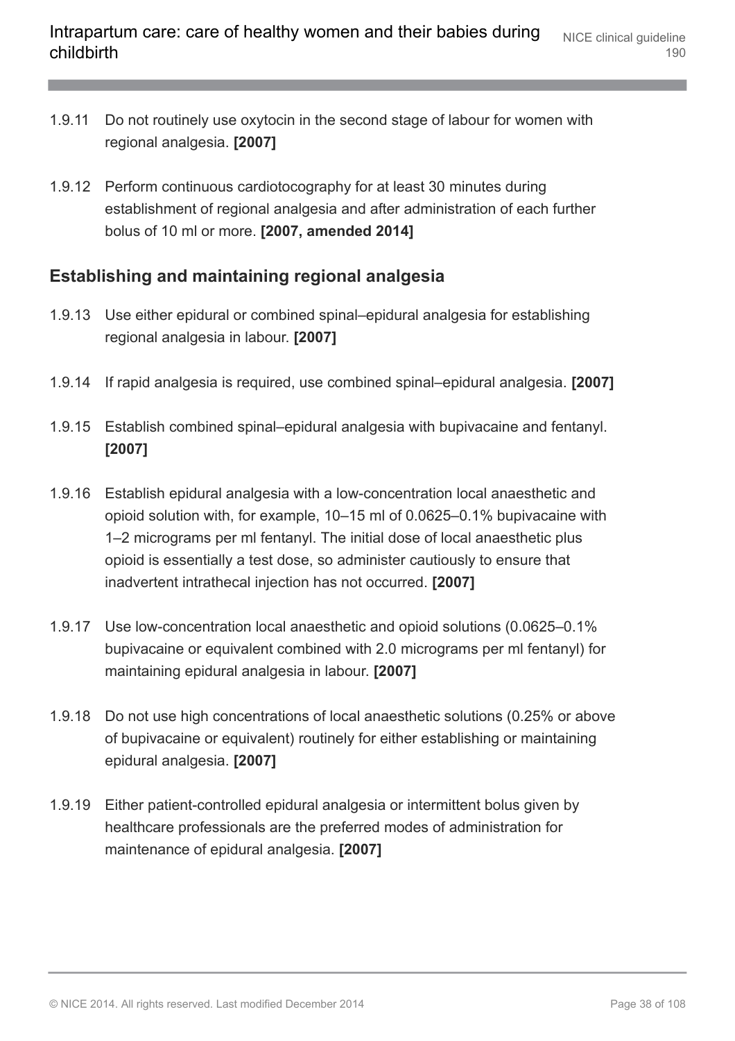1.9.11 Do not routinely use oxytocin in the second stage of labour for women with regional analgesia. **[2007]**

1.9.12 Perform continuous cardiotocography for at least 30 minutes during establishment of regional analgesia and after administration of each further bolus of 10 ml or more. **[2007, amended 2014]**

## Establishing and maintaining regional analgesia

1.9.13 Use either epidural or combined spinal–epidural analgesia for establishing regional analgesia in labour. **[2007]**

1.9.14 If rapid analgesia is required, use combined spinal–epidural analgesia. **[2007]**

1.9.15 Establish combined spinal–epidural analgesia with bupivacaine and fentanyl. **[2007]**

1.9.16 Establish epidural analgesia with a low-concentration local anaesthetic and opioid solution with, for example, 10–15 ml of 0.0625–0.1% bupivacaine with 1–2 micrograms per ml fentanyl. The initial dose of local anaesthetic plus opioid is essentially a test dose, so administer cautiously to ensure that inadvertent intrathecal injection has not occurred. **[2007]**

1.9.17 Use low-concentration local anaesthetic and opioid solutions (0.0625–0.1% bupivacaine or equivalent combined with 2.0 micrograms per ml fentanyl) for maintaining epidural analgesia in labour. **[2007]**

1.9.18 Do not use high concentrations of local anaesthetic solutions (0.25% or above of bupivacaine or equivalent) routinely for either establishing or maintaining epidural analgesia. **[2007]**

1.9.19 Either patient-controlled epidural analgesia or intermittent bolus given by healthcare professionals are the preferred modes of administration for maintenance of epidural analgesia. **[2007]**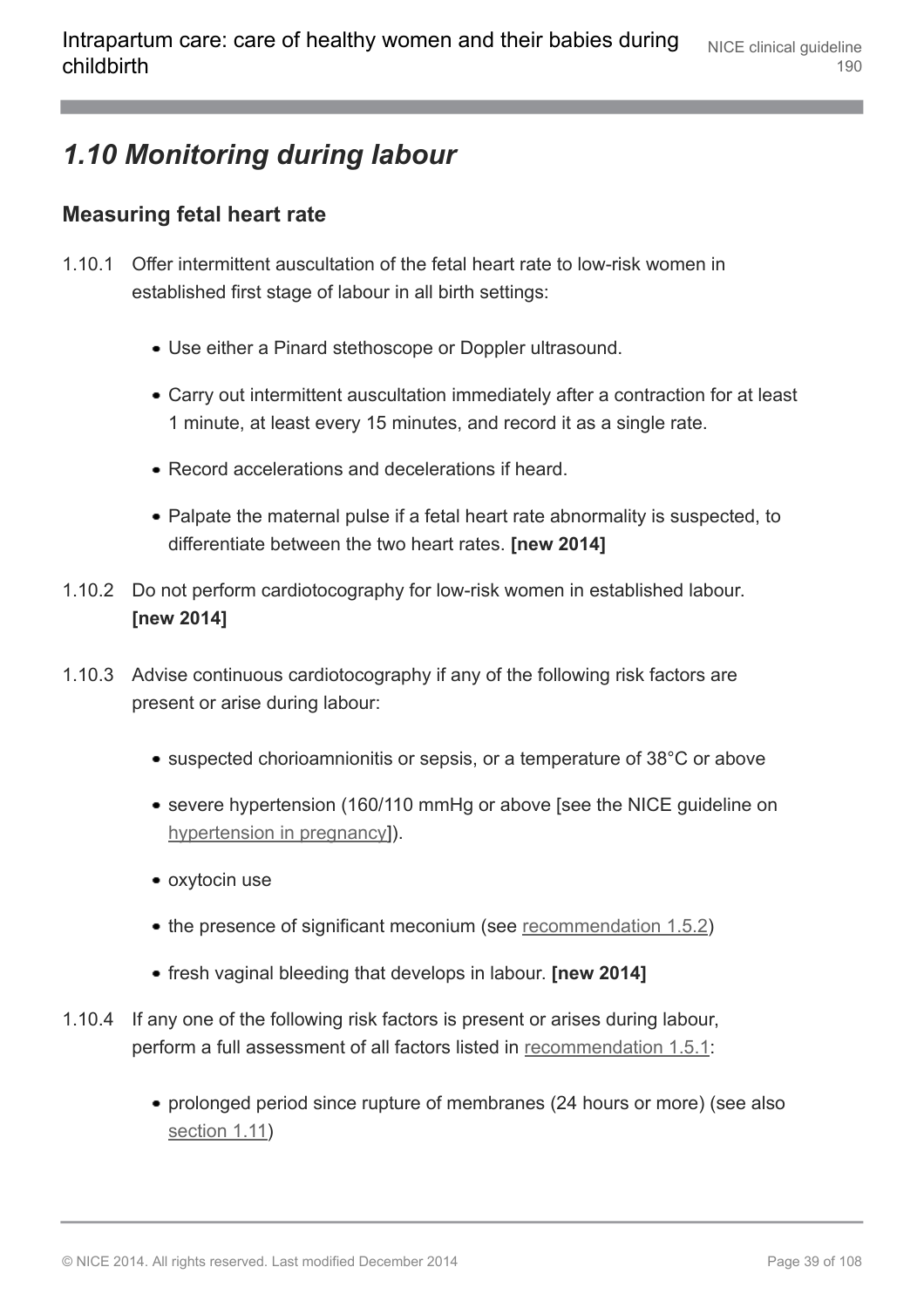## *1.10 Monitoring during labour*

### Measuring fetal heart rate

1.10.1 Offer intermittent auscultation of the fetal heart rate to low-risk women in established first stage of labour in all birth settings:

- Use either a Pinard stethoscope or Doppler ultrasound.
- Carry out intermittent auscultation immediately after a contraction for at least 1 minute, at least every 15 minutes, and record it as a single rate.
- Record accelerations and decelerations if heard.
- Palpate the maternal pulse if a fetal heart rate abnormality is suspected, to differentiate between the two heart rates. **[new 2014]**

1.10.2 Do not perform cardiotocography for low-risk women in established labour. **[new 2014]**

1.10.3 Advise continuous cardiotocography if any of the following risk factors are present or arise during labour:

- suspected chorioamnionitis or sepsis, or a temperature of 38°C or above
- severe hypertension (160/110 mmHg or above [see the NICE guideline on hypertension in pregnancy]).
- oxytocin use
- the presence of significant meconium (see recommendation 1.5.2)
- fresh vaginal bleeding that develops in labour. **[new 2014]**

1.10.4 If any one of the following risk factors is present or arises during labour, perform a full assessment of all factors listed in recommendation 1.5.1:

- prolonged period since rupture of membranes (24 hours or more) (see also section 1.11)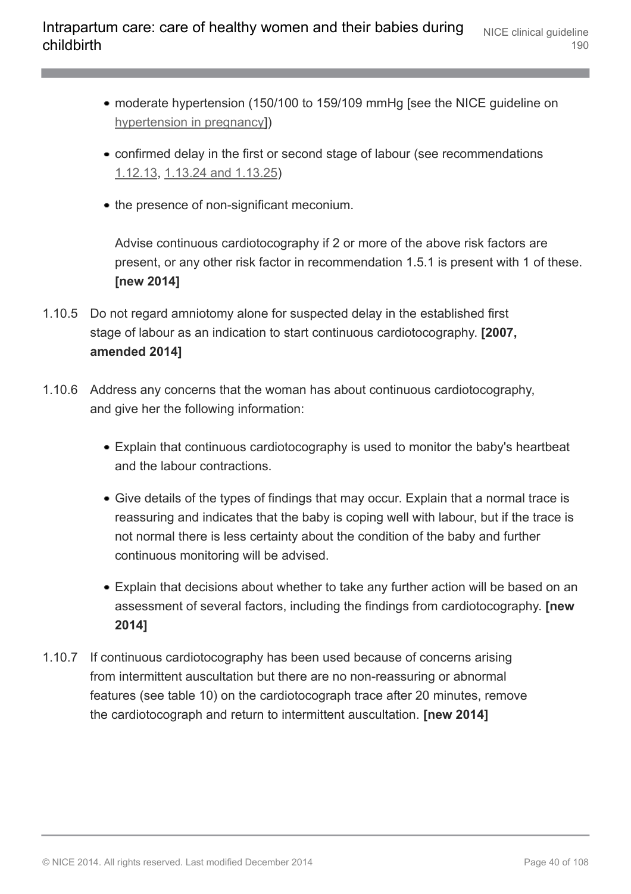- moderate hypertension (150/100 to 159/109 mmHg [see the NICE guideline on hypertension in pregnancy])
- confirmed delay in the first or second stage of labour (see recommendations 1.12.13, 1.13.24 and 1.13.25)
- the presence of non-significant meconium.

  Advise continuous cardiotocography if 2 or more of the above risk factors are present, or any other risk factor in recommendation 1.5.1 is present with 1 of these. **[new 2014]**

1.10.5 Do not regard amniotomy alone for suspected delay in the established first stage of labour as an indication to start continuous cardiotocography. **[2007, amended 2014]**

1.10.6 Address any concerns that the woman has about continuous cardiotocography, and give her the following information:

- Explain that continuous cardiotocography is used to monitor the baby's heartbeat and the labour contractions.
- Give details of the types of findings that may occur. Explain that a normal trace is reassuring and indicates that the baby is coping well with labour, but if the trace is not normal there is less certainty about the condition of the baby and further continuous monitoring will be advised.
- Explain that decisions about whether to take any further action will be based on an assessment of several factors, including the findings from cardiotocography. **[new 2014]**

1.10.7 If continuous cardiotocography has been used because of concerns arising from intermittent auscultation but there are no non-reassuring or abnormal features (see table 10) on the cardiotocograph trace after 20 minutes, remove the cardiotocograph and return to intermittent auscultation. **[new 2014]**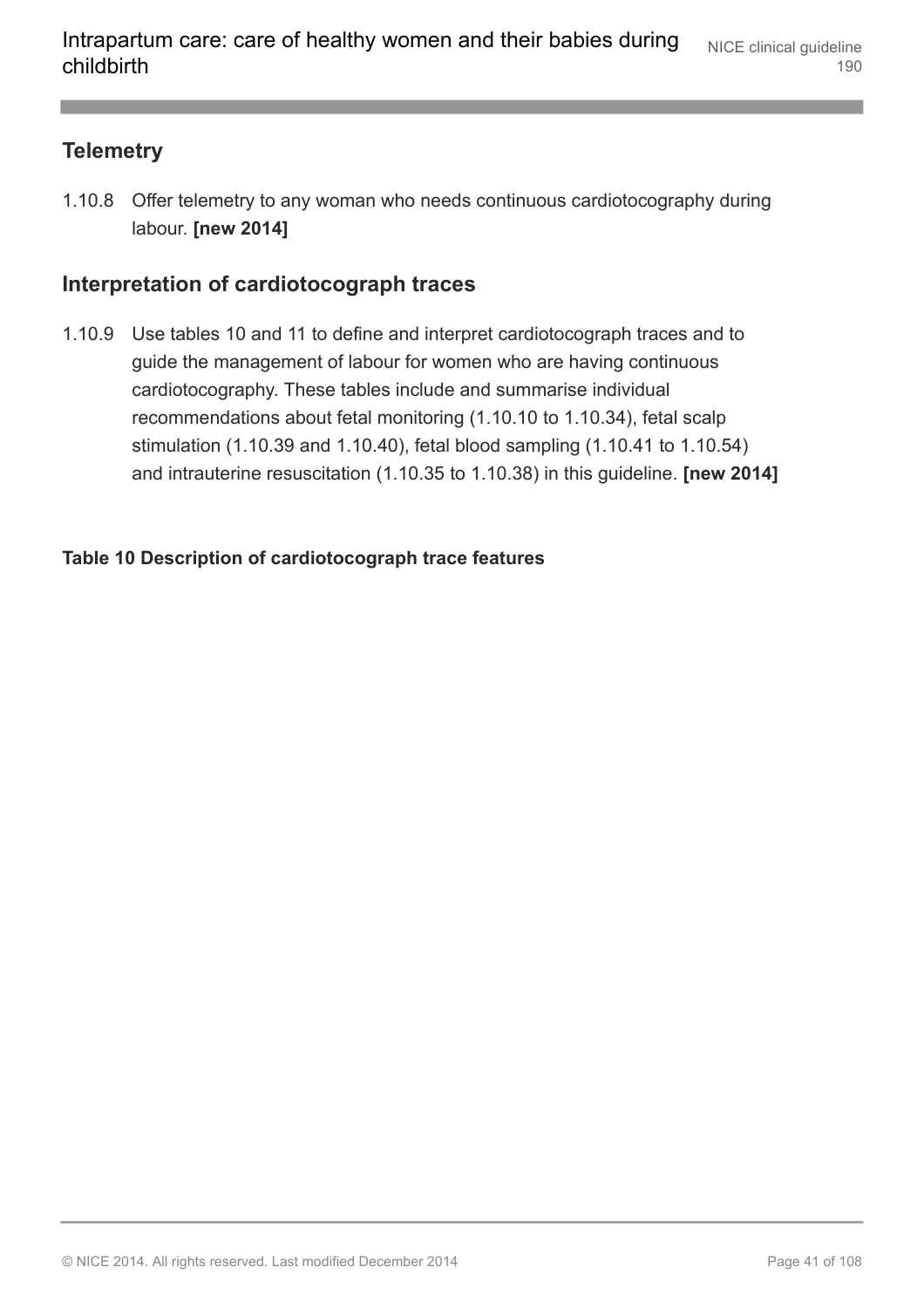## Telemetry

1.10.8 Offer telemetry to any woman who needs continuous cardiotocography during labour. **[new 2014]**

## Interpretation of cardiotocograph traces

1.10.9 Use tables 10 and 11 to define and interpret cardiotocograph traces and to guide the management of labour for women who are having continuous cardiotocography. These tables include and summarise individual recommendations about fetal monitoring (1.10.10 to 1.10.34), fetal scalp stimulation (1.10.39 and 1.10.40), fetal blood sampling (1.10.41 to 1.10.54) and intrauterine resuscitation (1.10.35 to 1.10.38) in this guideline. **[new 2014]**

**Table 10 Description of cardiotocograph trace features**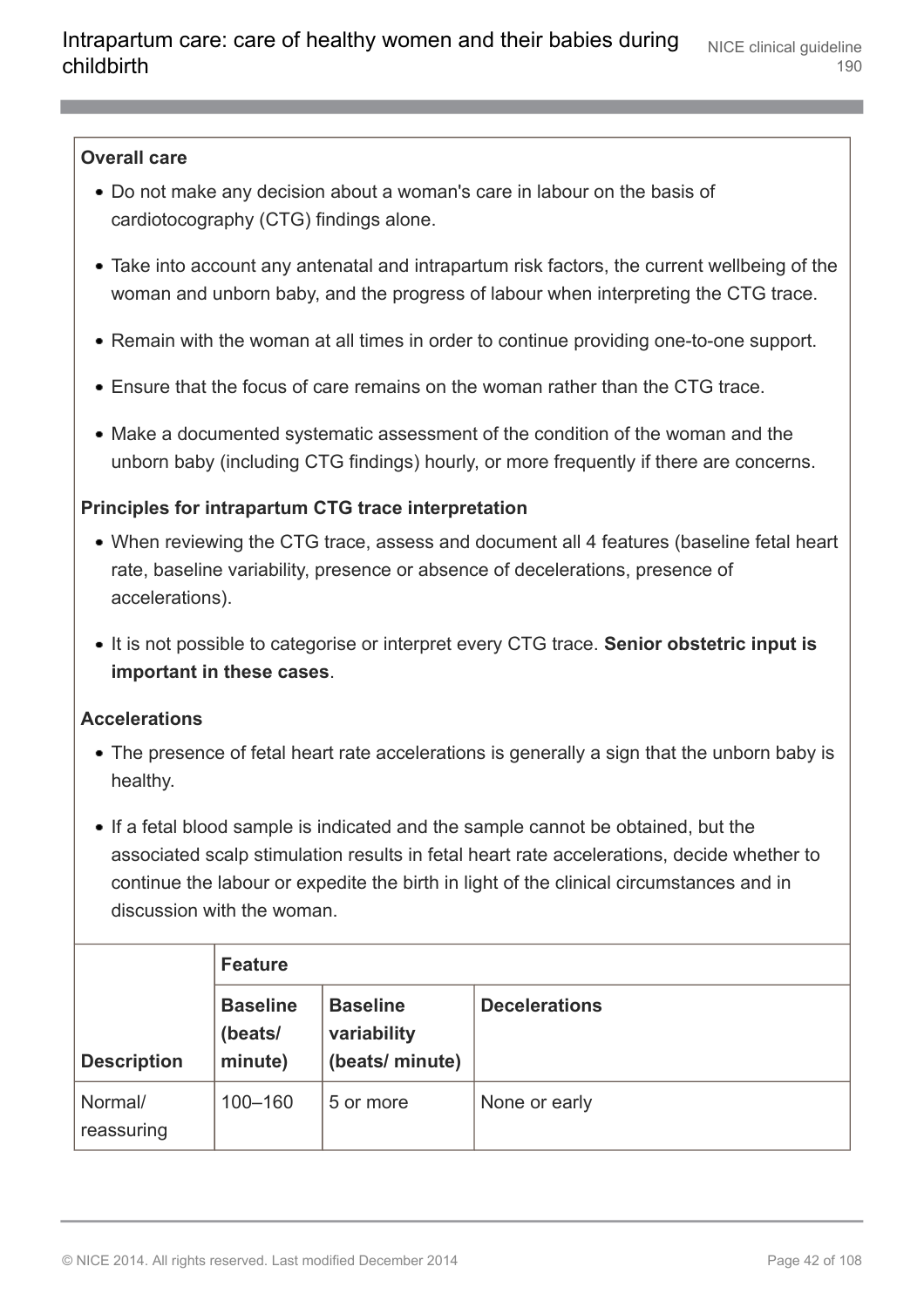**Overall care**

- Do not make any decision about a woman's care in labour on the basis of cardiotocography (CTG) findings alone.
- Take into account any antenatal and intrapartum risk factors, the current wellbeing of the woman and unborn baby, and the progress of labour when interpreting the CTG trace.
- Remain with the woman at all times in order to continue providing one-to-one support.
- Ensure that the focus of care remains on the woman rather than the CTG trace.
- Make a documented systematic assessment of the condition of the woman and the unborn baby (including CTG findings) hourly, or more frequently if there are concerns.

**Principles for intrapartum CTG trace interpretation**

- When reviewing the CTG trace, assess and document all 4 features (baseline fetal heart rate, baseline variability, presence or absence of decelerations, presence of accelerations).
- It is not possible to categorise or interpret every CTG trace. **Senior obstetric input is important in these cases**.

**Accelerations**

- The presence of fetal heart rate accelerations is generally a sign that the unborn baby is healthy.
- If a fetal blood sample is indicated and the sample cannot be obtained, but the associated scalp stimulation results in fetal heart rate accelerations, decide whether to continue the labour or expedite the birth in light of the clinical circumstances and in discussion with the woman.

| | **Feature** | | |
|---|---|---|---|
| **Description** | **Baseline (beats/ minute)** | **Baseline variability (beats/ minute)** | **Decelerations** |
| Normal/ reassuring | 100–160 | 5 or more | None or early |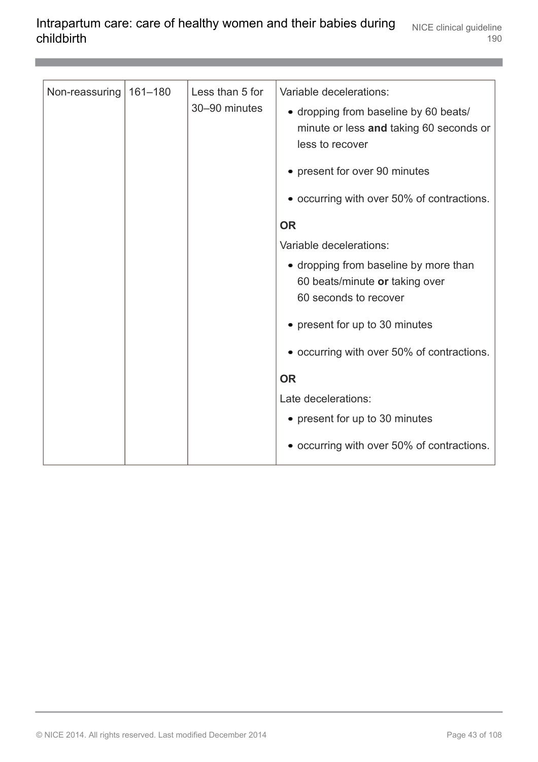| | | | |
|---|---|---|---|
| Non-reassuring | 161–180 | Less than 5 for 30–90 minutes | Variable decelerations:<br>• dropping from baseline by 60 beats/minute or less **and** taking 60 seconds or less to recover<br>• present for over 90 minutes<br>• occurring with over 50% of contractions.<br>**OR**<br>Variable decelerations:<br>• dropping from baseline by more than 60 beats/minute **or** taking over 60 seconds to recover<br>• present for up to 30 minutes<br>• occurring with over 50% of contractions.<br>**OR**<br>Late decelerations:<br>• present for up to 30 minutes<br>• occurring with over 50% of contractions. |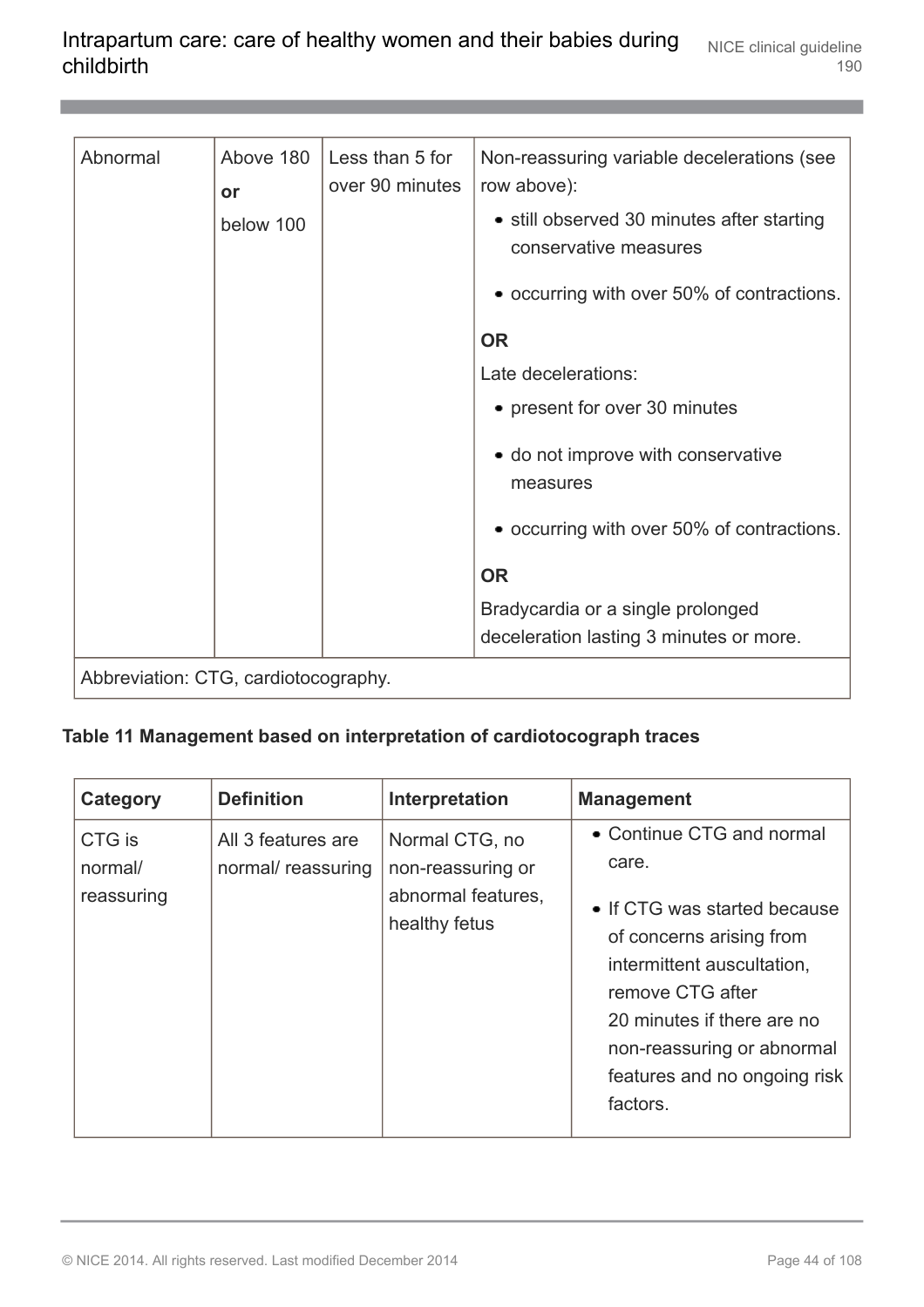| Abnormal | Above 180 **or** below 100 | Less than 5 for over 90 minutes | Non-reassuring variable decelerations (see row above):<br>• still observed 30 minutes after starting conservative measures<br>• occurring with over 50% of contractions.<br>**OR**<br>Late decelerations:<br>• present for over 30 minutes<br>• do not improve with conservative measures<br>• occurring with over 50% of contractions.<br>**OR**<br>Bradycardia or a single prolonged deceleration lasting 3 minutes or more. |
|---|---|---|---|
| Abbreviation: CTG, cardiotocography. | | | |

**Table 11 Management based on interpretation of cardiotocograph traces**

| Category | Definition | Interpretation | Management |
|---|---|---|---|
| CTG is normal/ reassuring | All 3 features are normal/ reassuring | Normal CTG, no non-reassuring or abnormal features, healthy fetus | • Continue CTG and normal care.<br>• If CTG was started because of concerns arising from intermittent auscultation, remove CTG after 20 minutes if there are no non-reassuring or abnormal features and no ongoing risk factors. |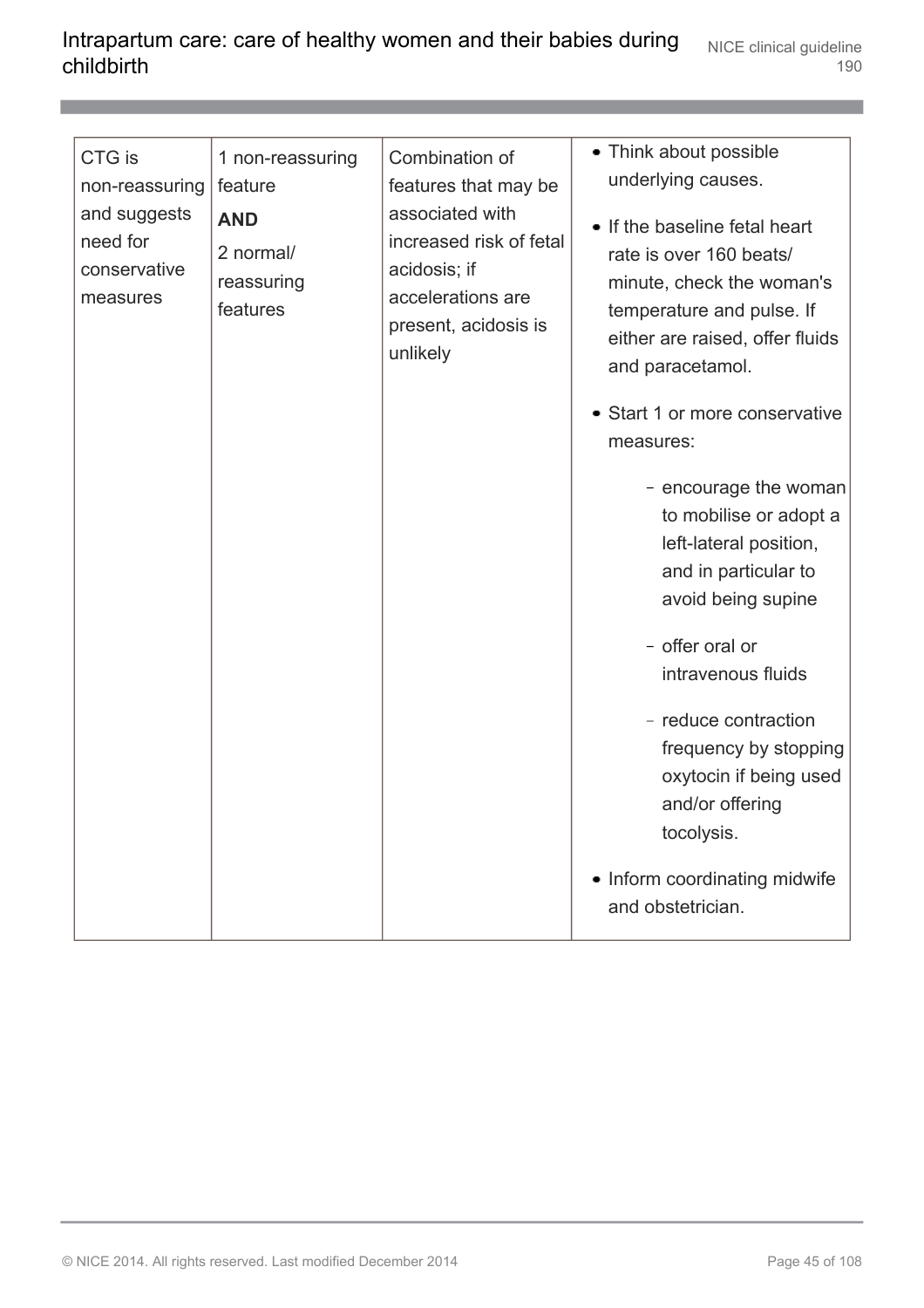| | | | |
|---|---|---|---|
| CTG is non-reassuring and suggests need for conservative measures | 1 non-reassuring feature **AND** 2 normal/ reassuring features | Combination of features that may be associated with increased risk of fetal acidosis; if accelerations are present, acidosis is unlikely | • Think about possible underlying causes.<br>• If the baseline fetal heart rate is over 160 beats/ minute, check the woman's temperature and pulse. If either are raised, offer fluids and paracetamol.<br>• Start 1 or more conservative measures:<br>– encourage the woman to mobilise or adopt a left-lateral position, and in particular to avoid being supine<br>– offer oral or intravenous fluids<br>– reduce contraction frequency by stopping oxytocin if being used and/or offering tocolysis.<br>• Inform coordinating midwife and obstetrician. |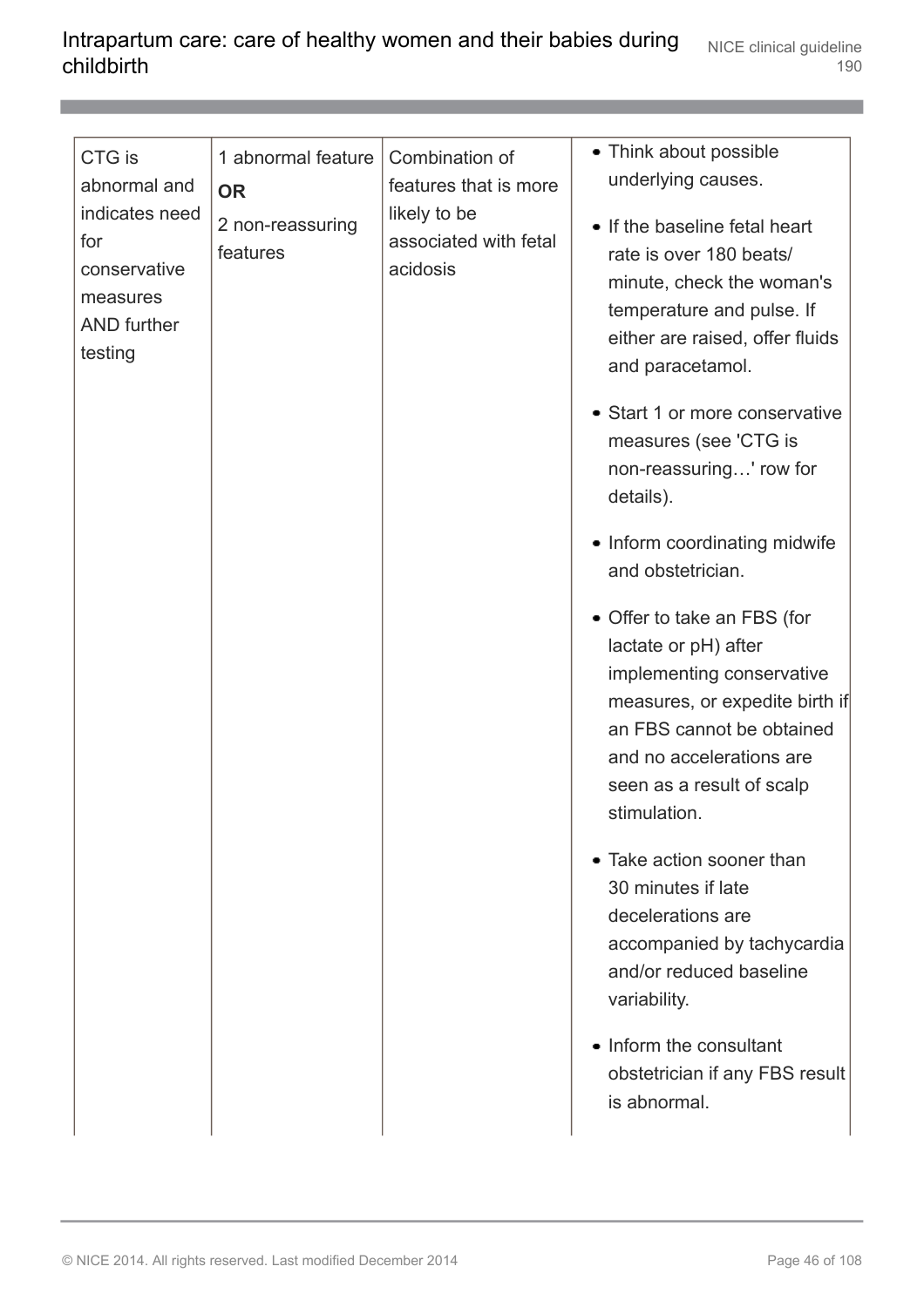| | | | |
|---|---|---|---|
| CTG is abnormal and indicates need for conservative measures AND further testing | 1 abnormal feature **OR** 2 non-reassuring features | Combination of features that is more likely to be associated with fetal acidosis | • Think about possible underlying causes.<br>• If the baseline fetal heart rate is over 180 beats/minute, check the woman's temperature and pulse. If either are raised, offer fluids and paracetamol.<br>• Start 1 or more conservative measures (see 'CTG is non-reassuring…' row for details).<br>• Inform coordinating midwife and obstetrician.<br>• Offer to take an FBS (for lactate or pH) after implementing conservative measures, or expedite birth if an FBS cannot be obtained and no accelerations are seen as a result of scalp stimulation.<br>• Take action sooner than 30 minutes if late decelerations are accompanied by tachycardia and/or reduced baseline variability.<br>• Inform the consultant obstetrician if any FBS result is abnormal. |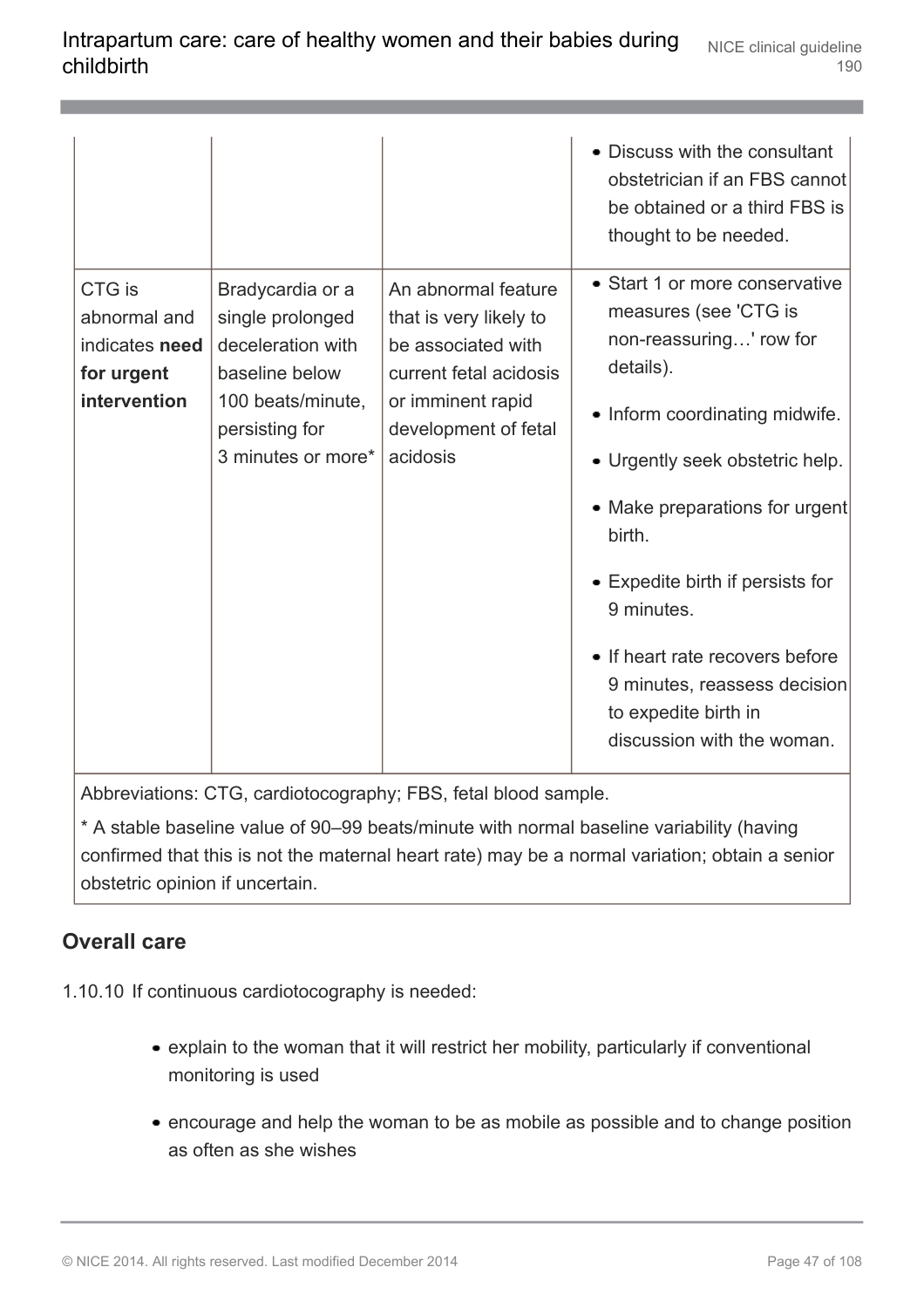| | | | |
|---|---|---|---|
| | | | • Discuss with the consultant obstetrician if an FBS cannot be obtained or a third FBS is thought to be needed. |
| CTG is abnormal and indicates **need for urgent intervention** | Bradycardia or a single prolonged deceleration with baseline below 100 beats/minute, persisting for 3 minutes or more* | An abnormal feature that is very likely to be associated with current fetal acidosis or imminent rapid development of fetal acidosis | • Start 1 or more conservative measures (see 'CTG is non-reassuring…' row for details).<br>• Inform coordinating midwife.<br>• Urgently seek obstetric help.<br>• Make preparations for urgent birth.<br>• Expedite birth if persists for 9 minutes.<br>• If heart rate recovers before 9 minutes, reassess decision to expedite birth in discussion with the woman. |

Abbreviations: CTG, cardiotocography; FBS, fetal blood sample.

* A stable baseline value of 90–99 beats/minute with normal baseline variability (having confirmed that this is not the maternal heart rate) may be a normal variation; obtain a senior obstetric opinion if uncertain.

### Overall care

1.10.10 If continuous cardiotocography is needed:

- explain to the woman that it will restrict her mobility, particularly if conventional monitoring is used
- encourage and help the woman to be as mobile as possible and to change position as often as she wishes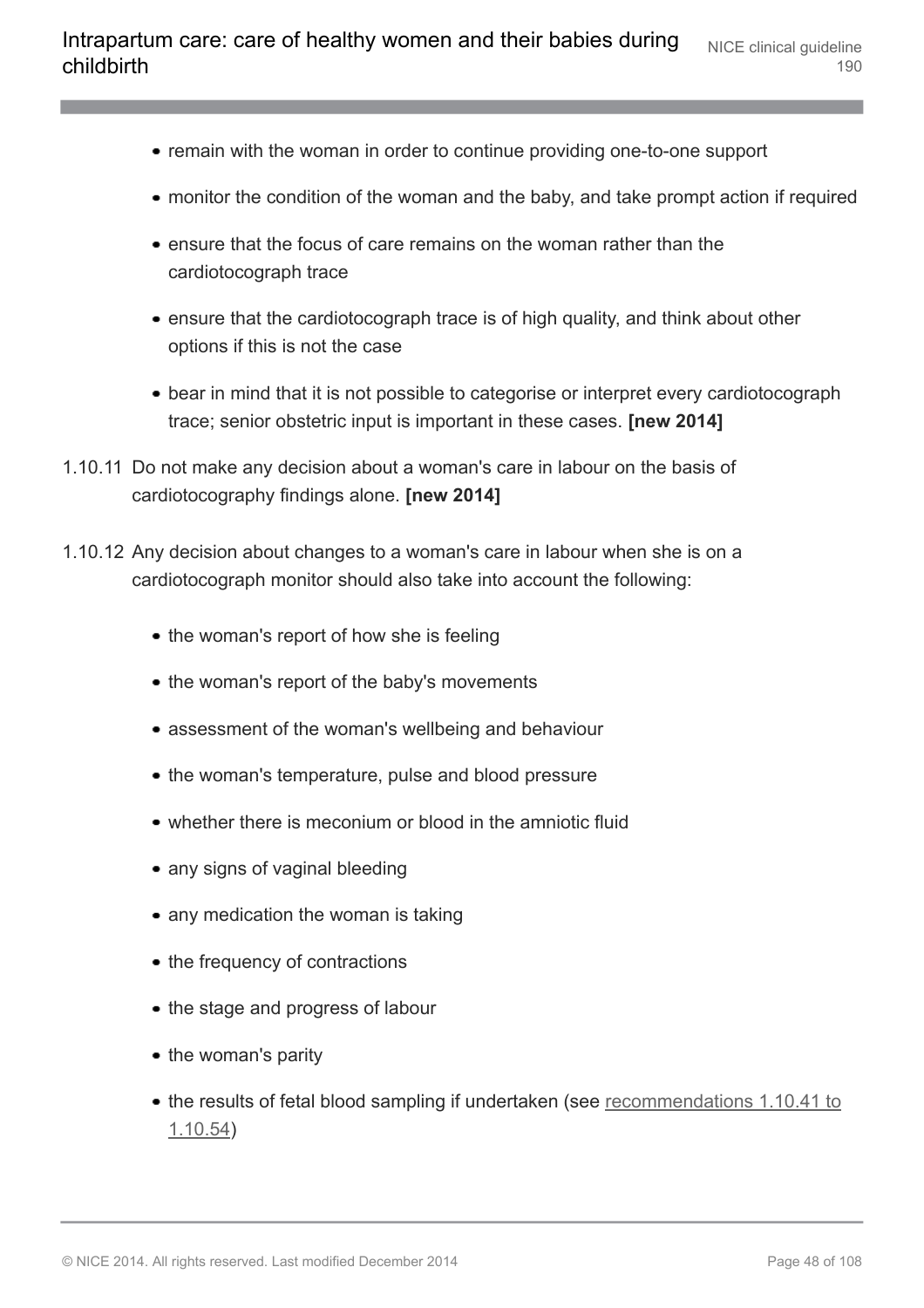- remain with the woman in order to continue providing one-to-one support
- monitor the condition of the woman and the baby, and take prompt action if required
- ensure that the focus of care remains on the woman rather than the cardiotocograph trace
- ensure that the cardiotocograph trace is of high quality, and think about other options if this is not the case
- bear in mind that it is not possible to categorise or interpret every cardiotocograph trace; senior obstetric input is important in these cases. **[new 2014]**

1.10.11 Do not make any decision about a woman's care in labour on the basis of cardiotocography findings alone. **[new 2014]**

1.10.12 Any decision about changes to a woman's care in labour when she is on a cardiotocograph monitor should also take into account the following:

- the woman's report of how she is feeling
- the woman's report of the baby's movements
- assessment of the woman's wellbeing and behaviour
- the woman's temperature, pulse and blood pressure
- whether there is meconium or blood in the amniotic fluid
- any signs of vaginal bleeding
- any medication the woman is taking
- the frequency of contractions
- the stage and progress of labour
- the woman's parity
- the results of fetal blood sampling if undertaken (see recommendations 1.10.41 to 1.10.54)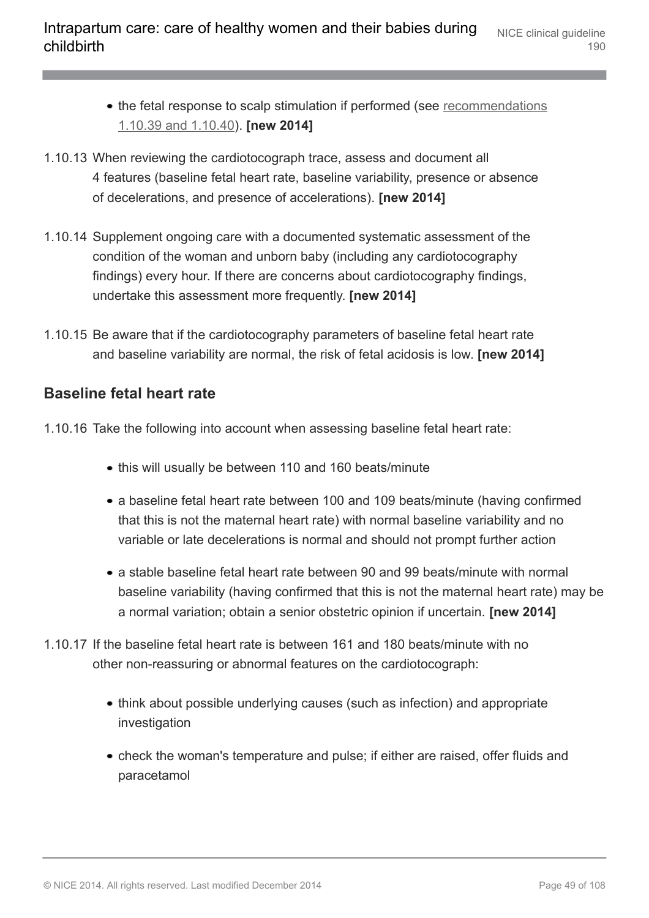- the fetal response to scalp stimulation if performed (see recommendations 1.10.39 and 1.10.40). **[new 2014]**

1.10.13 When reviewing the cardiotocograph trace, assess and document all 4 features (baseline fetal heart rate, baseline variability, presence or absence of decelerations, and presence of accelerations). **[new 2014]**

1.10.14 Supplement ongoing care with a documented systematic assessment of the condition of the woman and unborn baby (including any cardiotocography findings) every hour. If there are concerns about cardiotocography findings, undertake this assessment more frequently. **[new 2014]**

1.10.15 Be aware that if the cardiotocography parameters of baseline fetal heart rate and baseline variability are normal, the risk of fetal acidosis is low. **[new 2014]**

## Baseline fetal heart rate

1.10.16 Take the following into account when assessing baseline fetal heart rate:

- this will usually be between 110 and 160 beats/minute
- a baseline fetal heart rate between 100 and 109 beats/minute (having confirmed that this is not the maternal heart rate) with normal baseline variability and no variable or late decelerations is normal and should not prompt further action
- a stable baseline fetal heart rate between 90 and 99 beats/minute with normal baseline variability (having confirmed that this is not the maternal heart rate) may be a normal variation; obtain a senior obstetric opinion if uncertain. **[new 2014]**

1.10.17 If the baseline fetal heart rate is between 161 and 180 beats/minute with no other non-reassuring or abnormal features on the cardiotocograph:

- think about possible underlying causes (such as infection) and appropriate investigation
- check the woman's temperature and pulse; if either are raised, offer fluids and paracetamol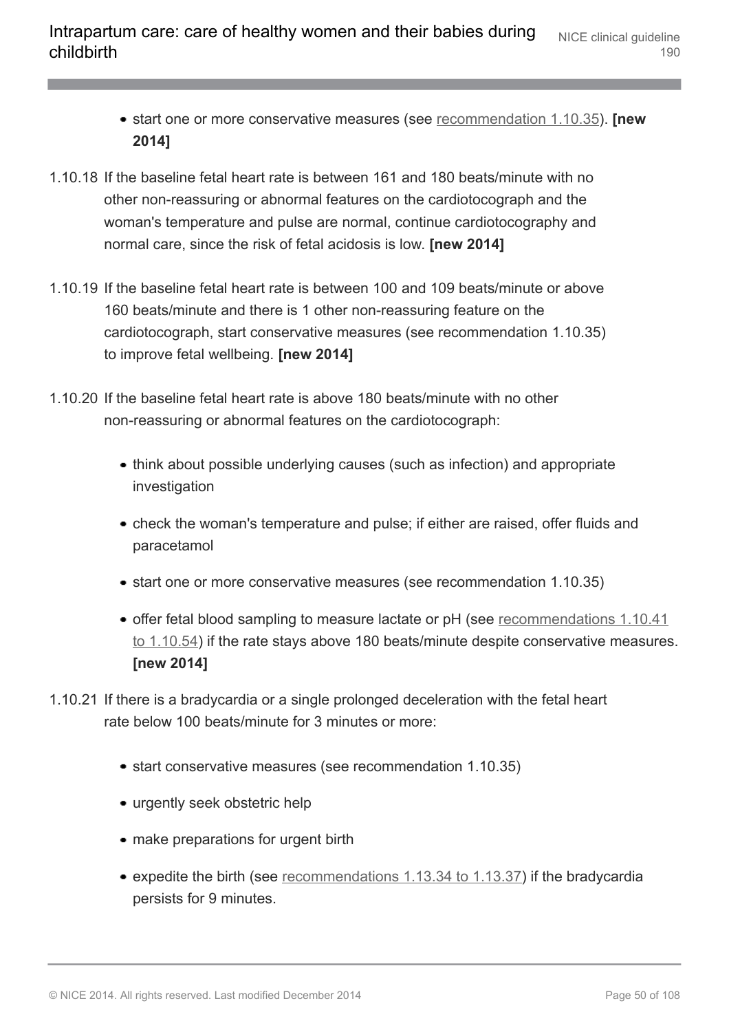- start one or more conservative measures (see recommendation 1.10.35). **[new 2014]**

1.10.18 If the baseline fetal heart rate is between 161 and 180 beats/minute with no other non-reassuring or abnormal features on the cardiotocograph and the woman's temperature and pulse are normal, continue cardiotocography and normal care, since the risk of fetal acidosis is low. **[new 2014]**

1.10.19 If the baseline fetal heart rate is between 100 and 109 beats/minute or above 160 beats/minute and there is 1 other non-reassuring feature on the cardiotocograph, start conservative measures (see recommendation 1.10.35) to improve fetal wellbeing. **[new 2014]**

1.10.20 If the baseline fetal heart rate is above 180 beats/minute with no other non-reassuring or abnormal features on the cardiotocograph:

- think about possible underlying causes (such as infection) and appropriate investigation
- check the woman's temperature and pulse; if either are raised, offer fluids and paracetamol
- start one or more conservative measures (see recommendation 1.10.35)
- offer fetal blood sampling to measure lactate or pH (see recommendations 1.10.41 to 1.10.54) if the rate stays above 180 beats/minute despite conservative measures. **[new 2014]**

1.10.21 If there is a bradycardia or a single prolonged deceleration with the fetal heart rate below 100 beats/minute for 3 minutes or more:

- start conservative measures (see recommendation 1.10.35)
- urgently seek obstetric help
- make preparations for urgent birth
- expedite the birth (see recommendations 1.13.34 to 1.13.37) if the bradycardia persists for 9 minutes.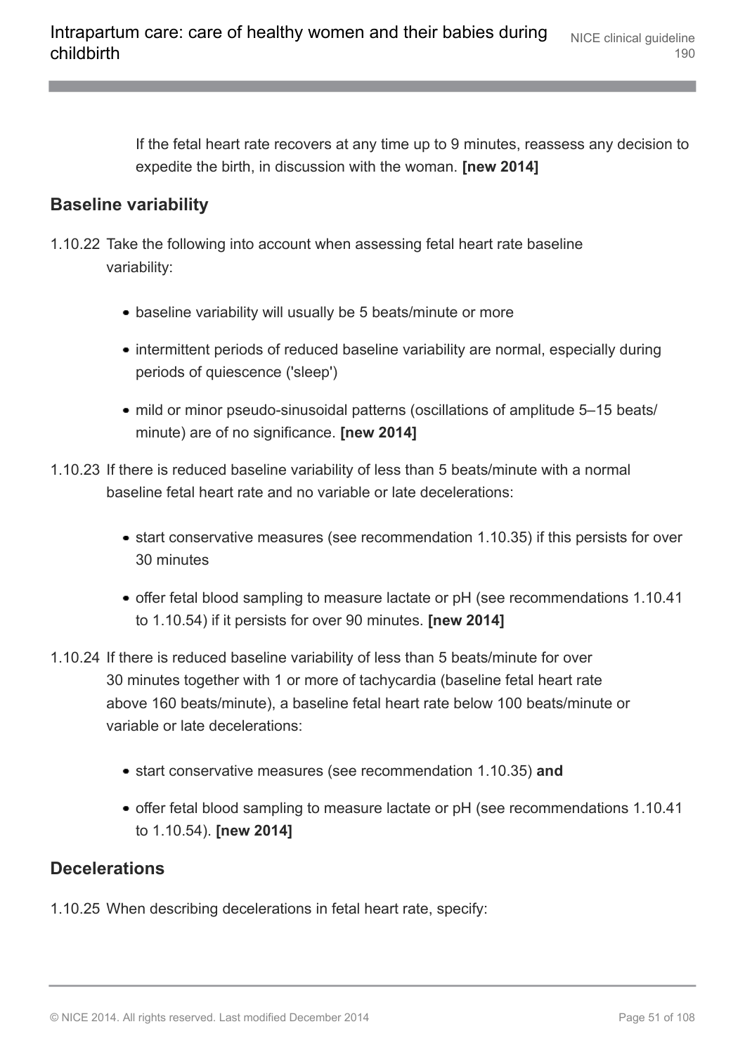If the fetal heart rate recovers at any time up to 9 minutes, reassess any decision to expedite the birth, in discussion with the woman. **[new 2014]**

### Baseline variability

1.10.22 Take the following into account when assessing fetal heart rate baseline variability:

- baseline variability will usually be 5 beats/minute or more
- intermittent periods of reduced baseline variability are normal, especially during periods of quiescence ('sleep')
- mild or minor pseudo-sinusoidal patterns (oscillations of amplitude 5–15 beats/minute) are of no significance. **[new 2014]**

1.10.23 If there is reduced baseline variability of less than 5 beats/minute with a normal baseline fetal heart rate and no variable or late decelerations:

- start conservative measures (see recommendation 1.10.35) if this persists for over 30 minutes
- offer fetal blood sampling to measure lactate or pH (see recommendations 1.10.41 to 1.10.54) if it persists for over 90 minutes. **[new 2014]**

1.10.24 If there is reduced baseline variability of less than 5 beats/minute for over 30 minutes together with 1 or more of tachycardia (baseline fetal heart rate above 160 beats/minute), a baseline fetal heart rate below 100 beats/minute or variable or late decelerations:

- start conservative measures (see recommendation 1.10.35) **and**
- offer fetal blood sampling to measure lactate or pH (see recommendations 1.10.41 to 1.10.54). **[new 2014]**

### Decelerations

1.10.25 When describing decelerations in fetal heart rate, specify: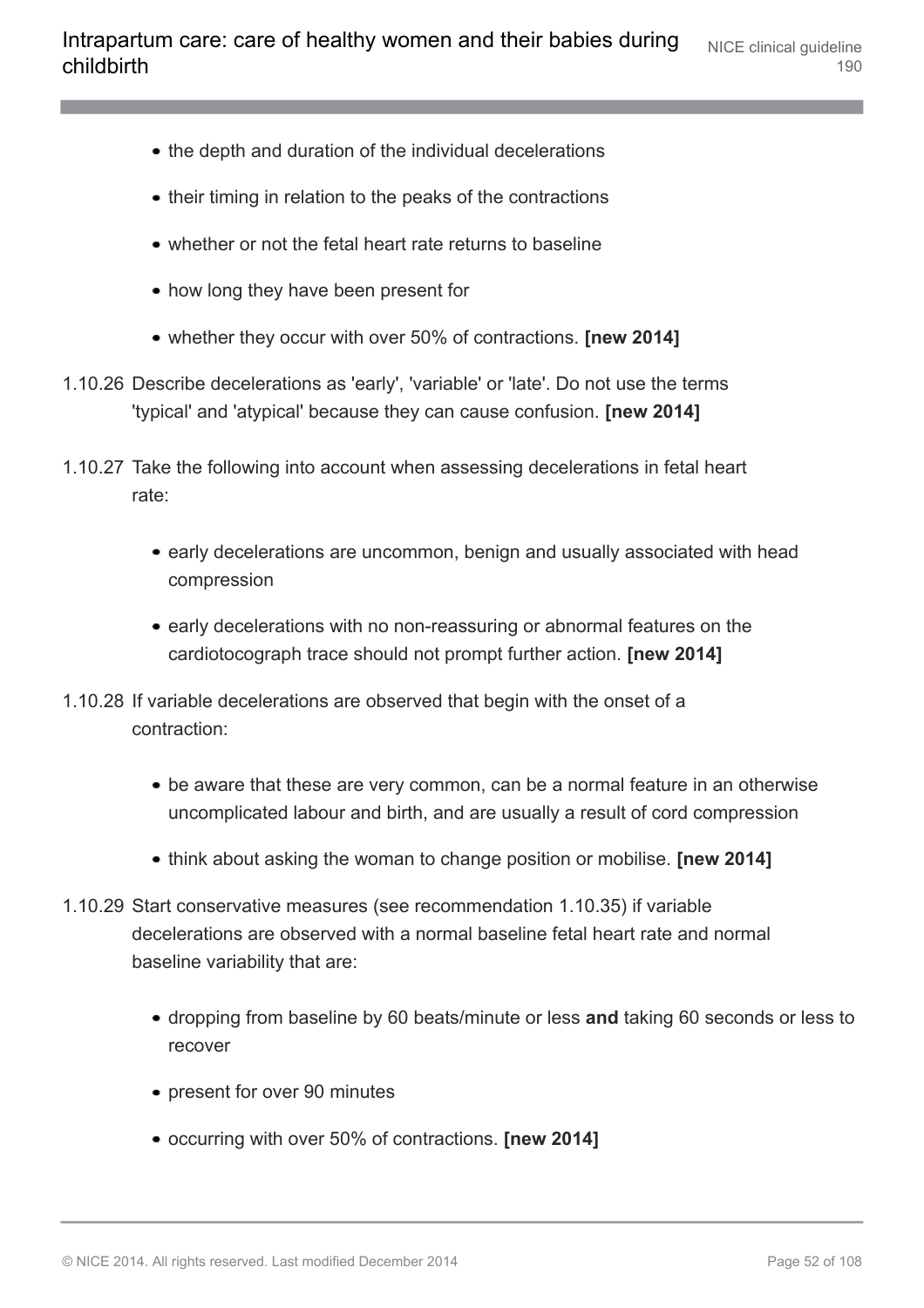- the depth and duration of the individual decelerations
- their timing in relation to the peaks of the contractions
- whether or not the fetal heart rate returns to baseline
- how long they have been present for
- whether they occur with over 50% of contractions. **[new 2014]**

1.10.26 Describe decelerations as 'early', 'variable' or 'late'. Do not use the terms 'typical' and 'atypical' because they can cause confusion. **[new 2014]**

1.10.27 Take the following into account when assessing decelerations in fetal heart rate:

- early decelerations are uncommon, benign and usually associated with head compression
- early decelerations with no non-reassuring or abnormal features on the cardiotocograph trace should not prompt further action. **[new 2014]**

1.10.28 If variable decelerations are observed that begin with the onset of a contraction:

- be aware that these are very common, can be a normal feature in an otherwise uncomplicated labour and birth, and are usually a result of cord compression
- think about asking the woman to change position or mobilise. **[new 2014]**

1.10.29 Start conservative measures (see recommendation 1.10.35) if variable decelerations are observed with a normal baseline fetal heart rate and normal baseline variability that are:

- dropping from baseline by 60 beats/minute or less **and** taking 60 seconds or less to recover
- present for over 90 minutes
- occurring with over 50% of contractions. **[new 2014]**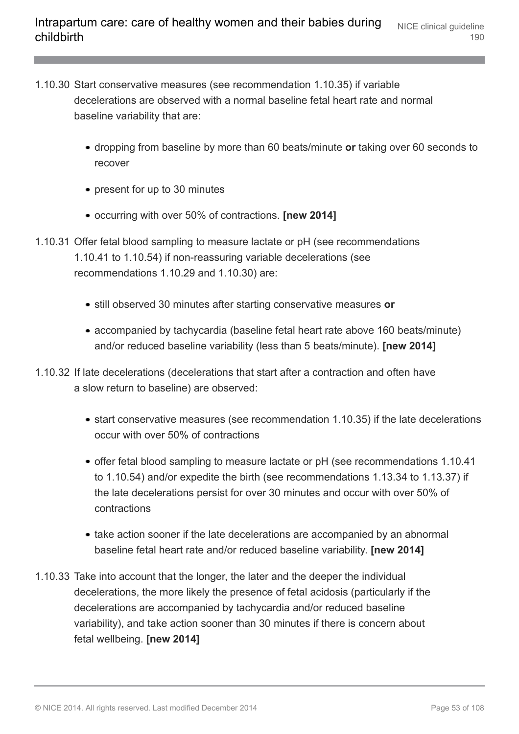1.10.30 Start conservative measures (see recommendation 1.10.35) if variable decelerations are observed with a normal baseline fetal heart rate and normal baseline variability that are:

- dropping from baseline by more than 60 beats/minute **or** taking over 60 seconds to recover
- present for up to 30 minutes
- occurring with over 50% of contractions. **[new 2014]**

1.10.31 Offer fetal blood sampling to measure lactate or pH (see recommendations 1.10.41 to 1.10.54) if non-reassuring variable decelerations (see recommendations 1.10.29 and 1.10.30) are:

- still observed 30 minutes after starting conservative measures **or**
- accompanied by tachycardia (baseline fetal heart rate above 160 beats/minute) and/or reduced baseline variability (less than 5 beats/minute). **[new 2014]**

1.10.32 If late decelerations (decelerations that start after a contraction and often have a slow return to baseline) are observed:

- start conservative measures (see recommendation 1.10.35) if the late decelerations occur with over 50% of contractions
- offer fetal blood sampling to measure lactate or pH (see recommendations 1.10.41 to 1.10.54) and/or expedite the birth (see recommendations 1.13.34 to 1.13.37) if the late decelerations persist for over 30 minutes and occur with over 50% of contractions
- take action sooner if the late decelerations are accompanied by an abnormal baseline fetal heart rate and/or reduced baseline variability. **[new 2014]**

1.10.33 Take into account that the longer, the later and the deeper the individual decelerations, the more likely the presence of fetal acidosis (particularly if the decelerations are accompanied by tachycardia and/or reduced baseline variability), and take action sooner than 30 minutes if there is concern about fetal wellbeing. **[new 2014]**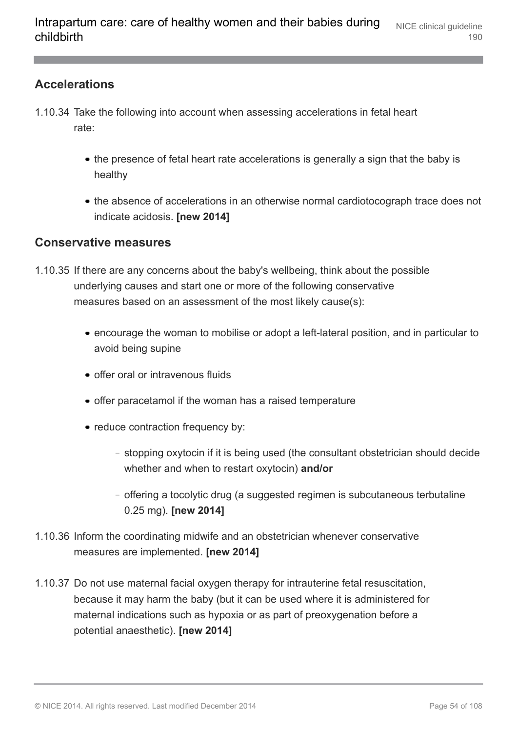## Accelerations

1.10.34 Take the following into account when assessing accelerations in fetal heart rate:

- the presence of fetal heart rate accelerations is generally a sign that the baby is healthy
- the absence of accelerations in an otherwise normal cardiotocograph trace does not indicate acidosis. **[new 2014]**

## Conservative measures

1.10.35 If there are any concerns about the baby's wellbeing, think about the possible underlying causes and start one or more of the following conservative measures based on an assessment of the most likely cause(s):

- encourage the woman to mobilise or adopt a left-lateral position, and in particular to avoid being supine
- offer oral or intravenous fluids
- offer paracetamol if the woman has a raised temperature
- reduce contraction frequency by:
  - stopping oxytocin if it is being used (the consultant obstetrician should decide whether and when to restart oxytocin) **and/or**
  - offering a tocolytic drug (a suggested regimen is subcutaneous terbutaline 0.25 mg). **[new 2014]**

1.10.36 Inform the coordinating midwife and an obstetrician whenever conservative measures are implemented. **[new 2014]**

1.10.37 Do not use maternal facial oxygen therapy for intrauterine fetal resuscitation, because it may harm the baby (but it can be used where it is administered for maternal indications such as hypoxia or as part of preoxygenation before a potential anaesthetic). **[new 2014]**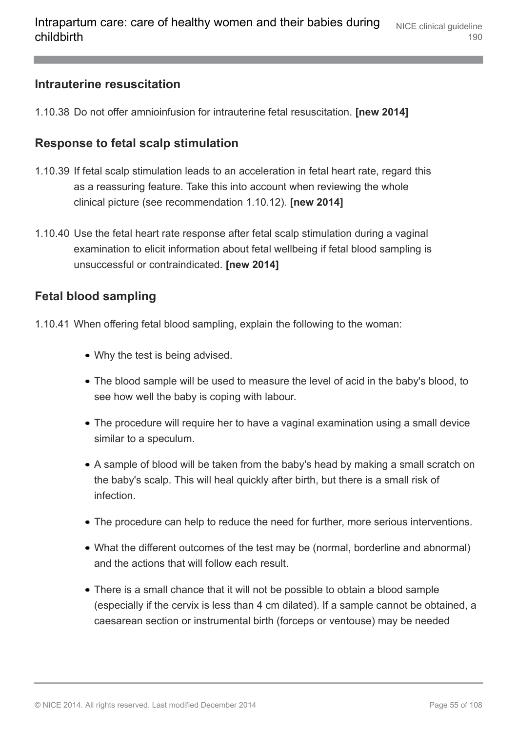### Intrauterine resuscitation

1.10.38 Do not offer amnioinfusion for intrauterine fetal resuscitation. **[new 2014]**

### Response to fetal scalp stimulation

1.10.39 If fetal scalp stimulation leads to an acceleration in fetal heart rate, regard this as a reassuring feature. Take this into account when reviewing the whole clinical picture (see recommendation 1.10.12). **[new 2014]**

1.10.40 Use the fetal heart rate response after fetal scalp stimulation during a vaginal examination to elicit information about fetal wellbeing if fetal blood sampling is unsuccessful or contraindicated. **[new 2014]**

### Fetal blood sampling

1.10.41 When offering fetal blood sampling, explain the following to the woman:

- Why the test is being advised.
- The blood sample will be used to measure the level of acid in the baby's blood, to see how well the baby is coping with labour.
- The procedure will require her to have a vaginal examination using a small device similar to a speculum.
- A sample of blood will be taken from the baby's head by making a small scratch on the baby's scalp. This will heal quickly after birth, but there is a small risk of infection.
- The procedure can help to reduce the need for further, more serious interventions.
- What the different outcomes of the test may be (normal, borderline and abnormal) and the actions that will follow each result.
- There is a small chance that it will not be possible to obtain a blood sample (especially if the cervix is less than 4 cm dilated). If a sample cannot be obtained, a caesarean section or instrumental birth (forceps or ventouse) may be needed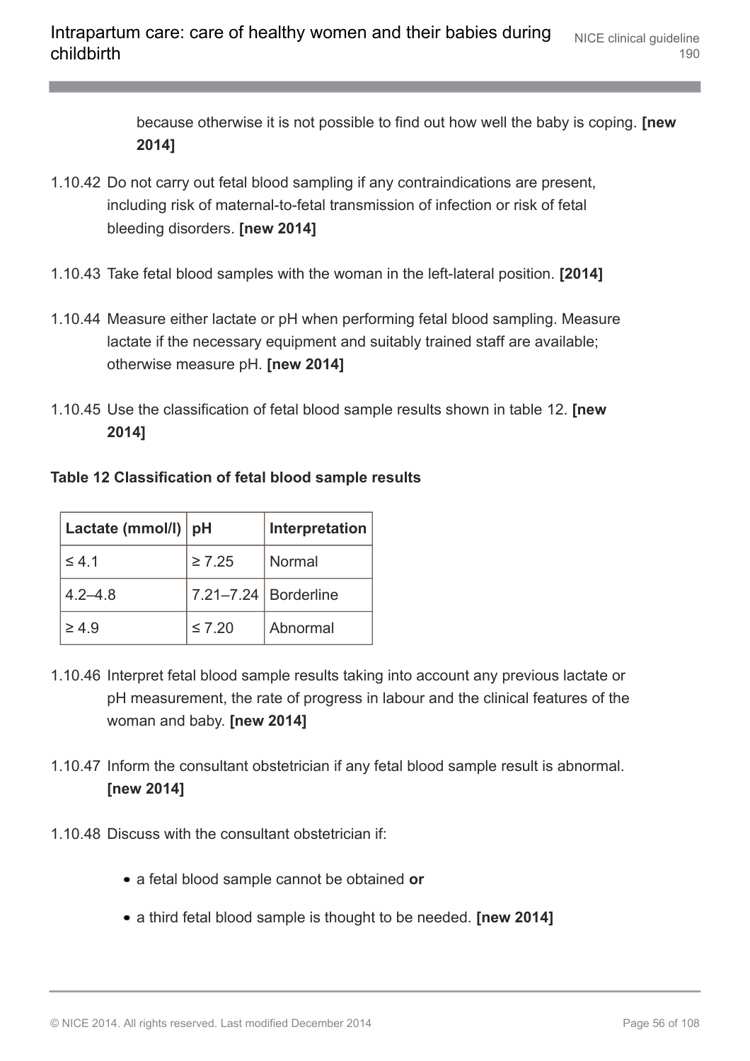because otherwise it is not possible to find out how well the baby is coping. **[new 2014]**

1.10.42 Do not carry out fetal blood sampling if any contraindications are present, including risk of maternal-to-fetal transmission of infection or risk of fetal bleeding disorders. **[new 2014]**

1.10.43 Take fetal blood samples with the woman in the left-lateral position. **[2014]**

1.10.44 Measure either lactate or pH when performing fetal blood sampling. Measure lactate if the necessary equipment and suitably trained staff are available; otherwise measure pH. **[new 2014]**

1.10.45 Use the classification of fetal blood sample results shown in table 12. **[new 2014]**

**Table 12 Classification of fetal blood sample results**

| Lactate (mmol/l) | pH | Interpretation |
|---|---|---|
| ≤ 4.1 | ≥ 7.25 | Normal |
| 4.2–4.8 | 7.21–7.24 | Borderline |
| ≥ 4.9 | ≤ 7.20 | Abnormal |

1.10.46 Interpret fetal blood sample results taking into account any previous lactate or pH measurement, the rate of progress in labour and the clinical features of the woman and baby. **[new 2014]**

1.10.47 Inform the consultant obstetrician if any fetal blood sample result is abnormal. **[new 2014]**

1.10.48 Discuss with the consultant obstetrician if:

- a fetal blood sample cannot be obtained **or**
- a third fetal blood sample is thought to be needed. **[new 2014]**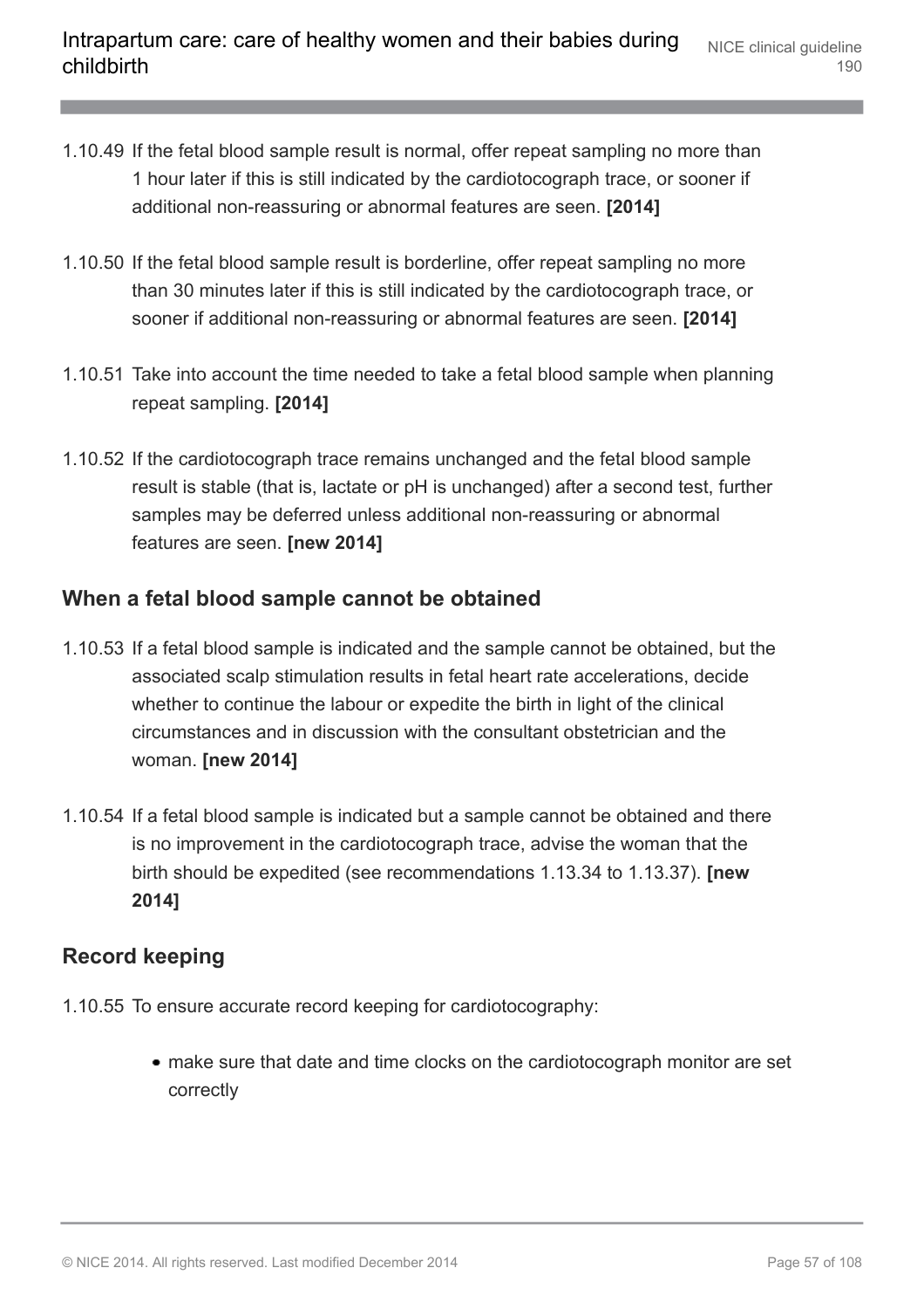1.10.49 If the fetal blood sample result is normal, offer repeat sampling no more than 1 hour later if this is still indicated by the cardiotocograph trace, or sooner if additional non-reassuring or abnormal features are seen. **[2014]**

1.10.50 If the fetal blood sample result is borderline, offer repeat sampling no more than 30 minutes later if this is still indicated by the cardiotocograph trace, or sooner if additional non-reassuring or abnormal features are seen. **[2014]**

1.10.51 Take into account the time needed to take a fetal blood sample when planning repeat sampling. **[2014]**

1.10.52 If the cardiotocograph trace remains unchanged and the fetal blood sample result is stable (that is, lactate or pH is unchanged) after a second test, further samples may be deferred unless additional non-reassuring or abnormal features are seen. **[new 2014]**

### When a fetal blood sample cannot be obtained

1.10.53 If a fetal blood sample is indicated and the sample cannot be obtained, but the associated scalp stimulation results in fetal heart rate accelerations, decide whether to continue the labour or expedite the birth in light of the clinical circumstances and in discussion with the consultant obstetrician and the woman. **[new 2014]**

1.10.54 If a fetal blood sample is indicated but a sample cannot be obtained and there is no improvement in the cardiotocograph trace, advise the woman that the birth should be expedited (see recommendations 1.13.34 to 1.13.37). **[new 2014]**

### Record keeping

1.10.55 To ensure accurate record keeping for cardiotocography:

- make sure that date and time clocks on the cardiotocograph monitor are set correctly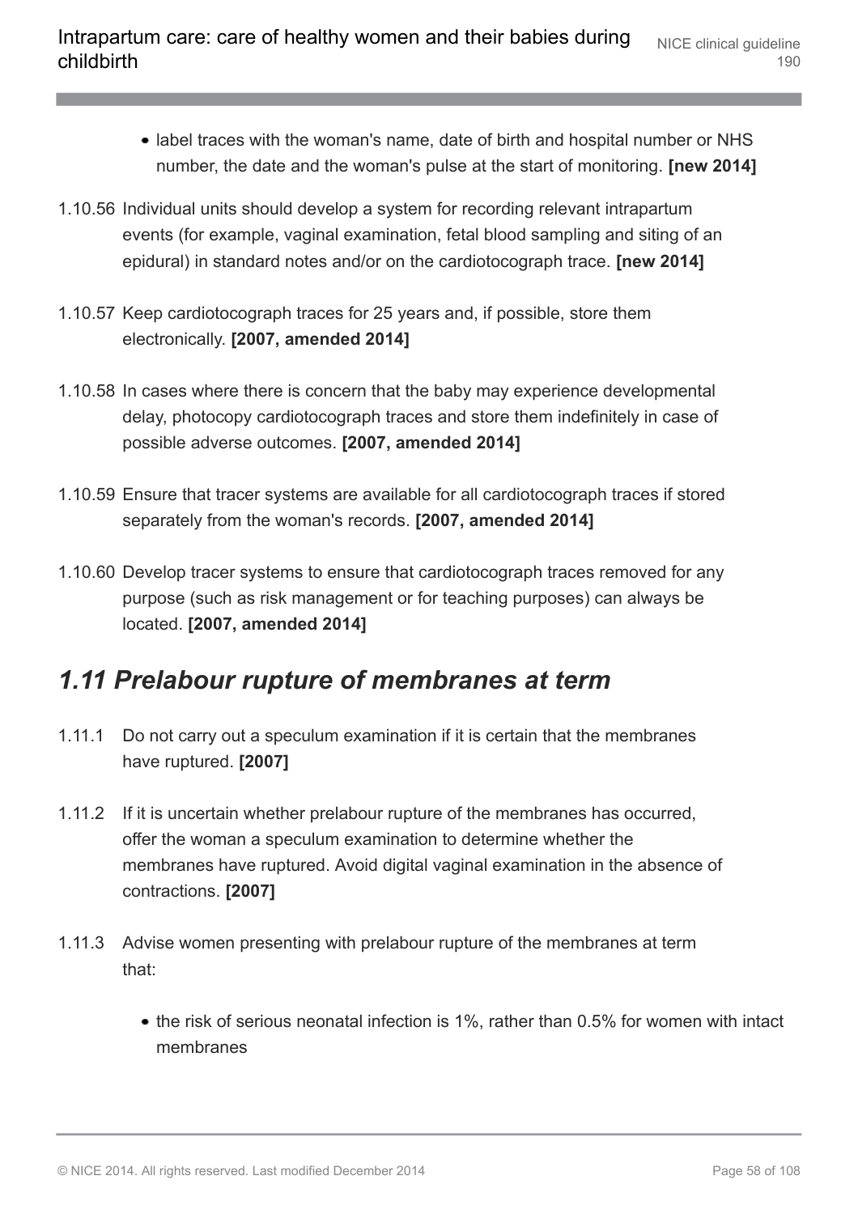- label traces with the woman's name, date of birth and hospital number or NHS number, the date and the woman's pulse at the start of monitoring. **[new 2014]**

1.10.56 Individual units should develop a system for recording relevant intrapartum events (for example, vaginal examination, fetal blood sampling and siting of an epidural) in standard notes and/or on the cardiotocograph trace. **[new 2014]**

1.10.57 Keep cardiotocograph traces for 25 years and, if possible, store them electronically. **[2007, amended 2014]**

1.10.58 In cases where there is concern that the baby may experience developmental delay, photocopy cardiotocograph traces and store them indefinitely in case of possible adverse outcomes. **[2007, amended 2014]**

1.10.59 Ensure that tracer systems are available for all cardiotocograph traces if stored separately from the woman's records. **[2007, amended 2014]**

1.10.60 Develop tracer systems to ensure that cardiotocograph traces removed for any purpose (such as risk management or for teaching purposes) can always be located. **[2007, amended 2014]**

## *1.11 Prelabour rupture of membranes at term*

1.11.1 Do not carry out a speculum examination if it is certain that the membranes have ruptured. **[2007]**

1.11.2 If it is uncertain whether prelabour rupture of the membranes has occurred, offer the woman a speculum examination to determine whether the membranes have ruptured. Avoid digital vaginal examination in the absence of contractions. **[2007]**

1.11.3 Advise women presenting with prelabour rupture of the membranes at term that:

- the risk of serious neonatal infection is 1%, rather than 0.5% for women with intact membranes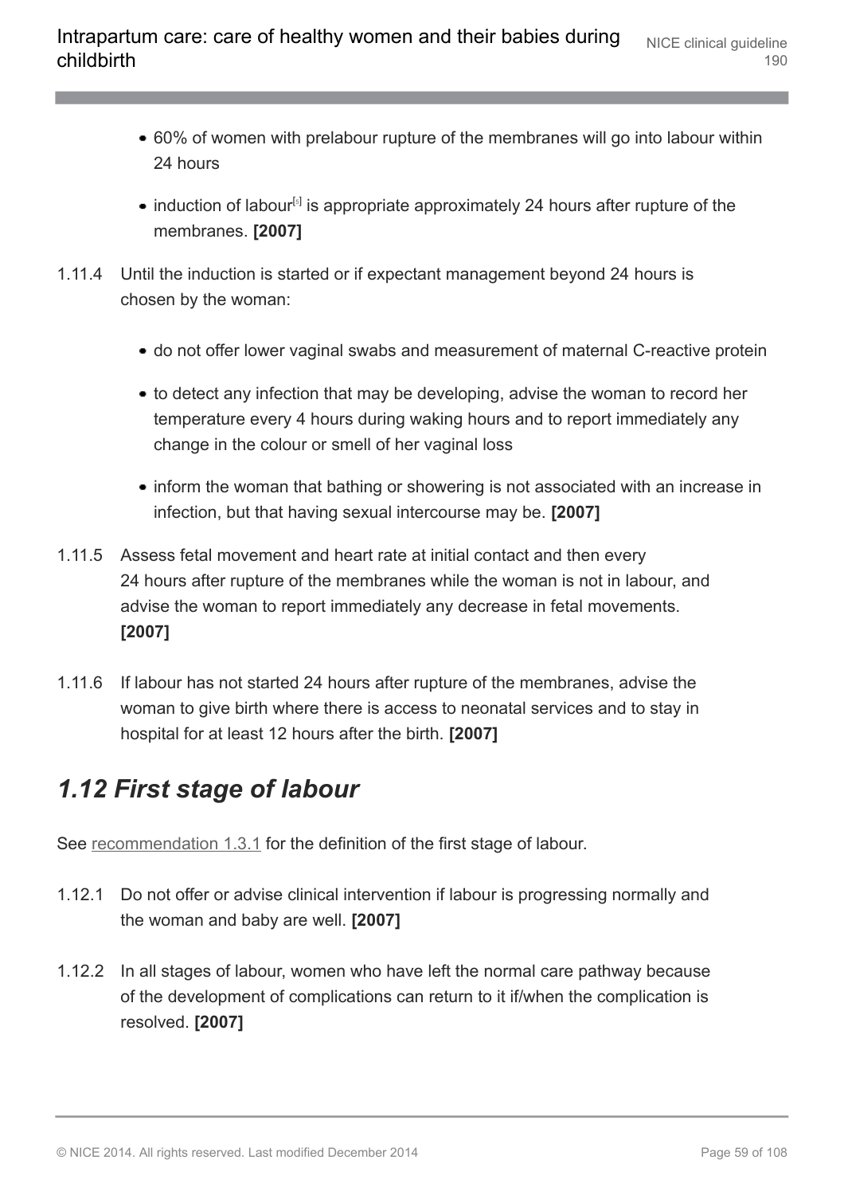- 60% of women with prelabour rupture of the membranes will go into labour within 24 hours
- induction of labour[5] is appropriate approximately 24 hours after rupture of the membranes. **[2007]**

1.11.4 Until the induction is started or if expectant management beyond 24 hours is chosen by the woman:

- do not offer lower vaginal swabs and measurement of maternal C-reactive protein
- to detect any infection that may be developing, advise the woman to record her temperature every 4 hours during waking hours and to report immediately any change in the colour or smell of her vaginal loss
- inform the woman that bathing or showering is not associated with an increase in infection, but that having sexual intercourse may be. **[2007]**

1.11.5 Assess fetal movement and heart rate at initial contact and then every 24 hours after rupture of the membranes while the woman is not in labour, and advise the woman to report immediately any decrease in fetal movements. **[2007]**

1.11.6 If labour has not started 24 hours after rupture of the membranes, advise the woman to give birth where there is access to neonatal services and to stay in hospital for at least 12 hours after the birth. **[2007]**

## *1.12 First stage of labour*

See recommendation 1.3.1 for the definition of the first stage of labour.

1.12.1 Do not offer or advise clinical intervention if labour is progressing normally and the woman and baby are well. **[2007]**

1.12.2 In all stages of labour, women who have left the normal care pathway because of the development of complications can return to it if/when the complication is resolved. **[2007]**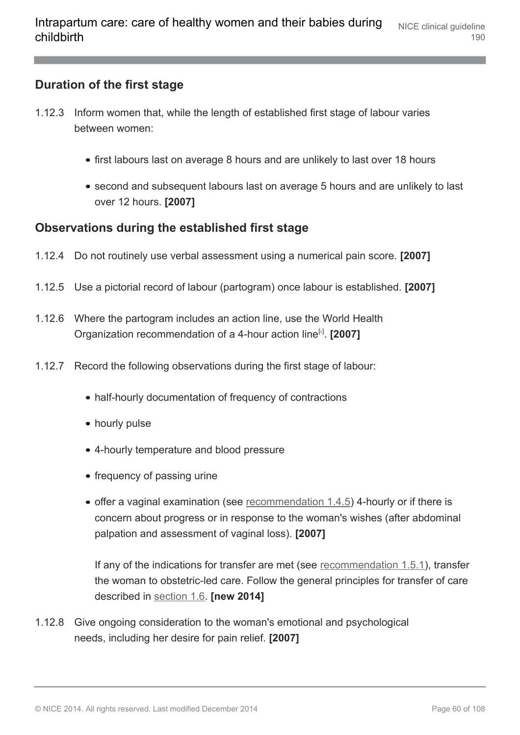## Duration of the first stage

1.12.3 Inform women that, while the length of established first stage of labour varies between women:

- first labours last on average 8 hours and are unlikely to last over 18 hours
- second and subsequent labours last on average 5 hours and are unlikely to last over 12 hours. **[2007]**

## Observations during the established first stage

1.12.4 Do not routinely use verbal assessment using a numerical pain score. **[2007]**

1.12.5 Use a pictorial record of labour (partogram) once labour is established. **[2007]**

1.12.6 Where the partogram includes an action line, use the World Health Organization recommendation of a 4-hour action line[6]. **[2007]**

1.12.7 Record the following observations during the first stage of labour:

- half-hourly documentation of frequency of contractions
- hourly pulse
- 4-hourly temperature and blood pressure
- frequency of passing urine
- offer a vaginal examination (see recommendation 1.4.5) 4-hourly or if there is concern about progress or in response to the woman's wishes (after abdominal palpation and assessment of vaginal loss). **[2007]**

  If any of the indications for transfer are met (see recommendation 1.5.1), transfer the woman to obstetric-led care. Follow the general principles for transfer of care described in section 1.6. **[new 2014]**

1.12.8 Give ongoing consideration to the woman's emotional and psychological needs, including her desire for pain relief. **[2007]**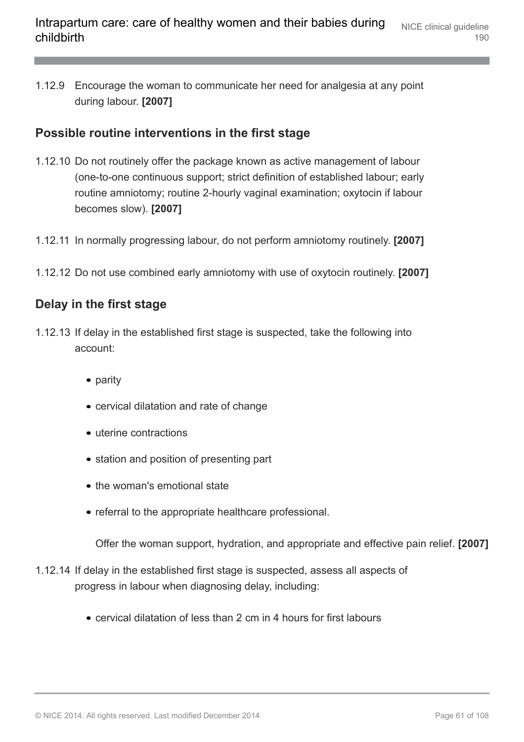1.12.9 Encourage the woman to communicate her need for analgesia at any point during labour. **[2007]**

## Possible routine interventions in the first stage

1.12.10 Do not routinely offer the package known as active management of labour (one-to-one continuous support; strict definition of established labour; early routine amniotomy; routine 2-hourly vaginal examination; oxytocin if labour becomes slow). **[2007]**

1.12.11 In normally progressing labour, do not perform amniotomy routinely. **[2007]**

1.12.12 Do not use combined early amniotomy with use of oxytocin routinely. **[2007]**

## Delay in the first stage

1.12.13 If delay in the established first stage is suspected, take the following into account:

- parity
- cervical dilatation and rate of change
- uterine contractions
- station and position of presenting part
- the woman's emotional state
- referral to the appropriate healthcare professional.

Offer the woman support, hydration, and appropriate and effective pain relief. **[2007]**

1.12.14 If delay in the established first stage is suspected, assess all aspects of progress in labour when diagnosing delay, including:

- cervical dilatation of less than 2 cm in 4 hours for first labours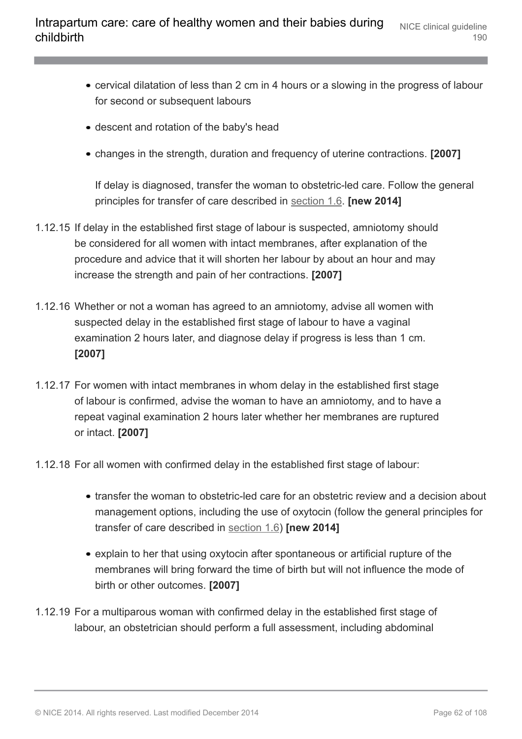- cervical dilatation of less than 2 cm in 4 hours or a slowing in the progress of labour for second or subsequent labours
- descent and rotation of the baby's head
- changes in the strength, duration and frequency of uterine contractions. **[2007]**

  If delay is diagnosed, transfer the woman to obstetric-led care. Follow the general principles for transfer of care described in section 1.6. **[new 2014]**

1.12.15 If delay in the established first stage of labour is suspected, amniotomy should be considered for all women with intact membranes, after explanation of the procedure and advice that it will shorten her labour by about an hour and may increase the strength and pain of her contractions. **[2007]**

1.12.16 Whether or not a woman has agreed to an amniotomy, advise all women with suspected delay in the established first stage of labour to have a vaginal examination 2 hours later, and diagnose delay if progress is less than 1 cm. **[2007]**

1.12.17 For women with intact membranes in whom delay in the established first stage of labour is confirmed, advise the woman to have an amniotomy, and to have a repeat vaginal examination 2 hours later whether her membranes are ruptured or intact. **[2007]**

1.12.18 For all women with confirmed delay in the established first stage of labour:

- transfer the woman to obstetric-led care for an obstetric review and a decision about management options, including the use of oxytocin (follow the general principles for transfer of care described in section 1.6) **[new 2014]**
- explain to her that using oxytocin after spontaneous or artificial rupture of the membranes will bring forward the time of birth but will not influence the mode of birth or other outcomes. **[2007]**

1.12.19 For a multiparous woman with confirmed delay in the established first stage of labour, an obstetrician should perform a full assessment, including abdominal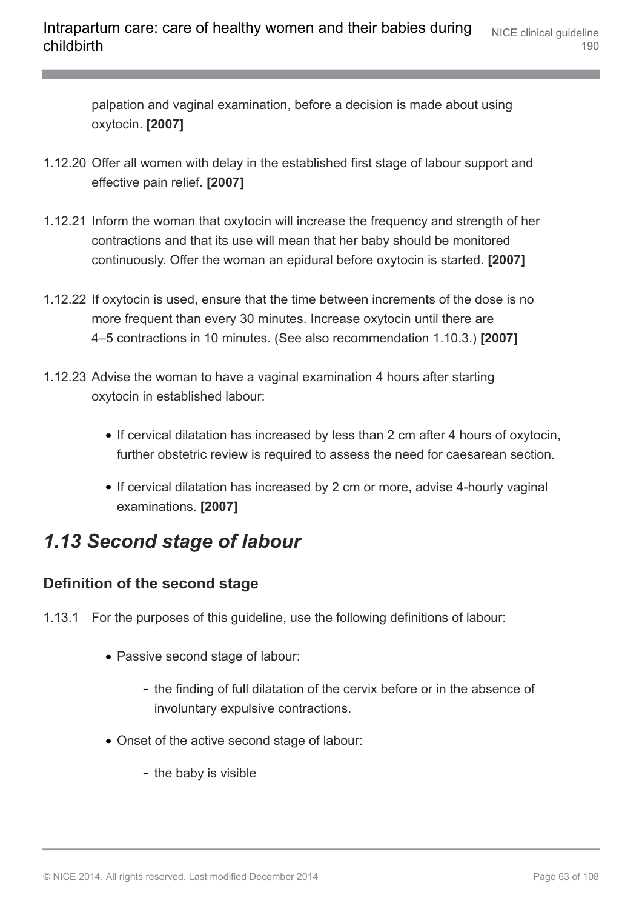palpation and vaginal examination, before a decision is made about using oxytocin. **[2007]**

1.12.20 Offer all women with delay in the established first stage of labour support and effective pain relief. **[2007]**

1.12.21 Inform the woman that oxytocin will increase the frequency and strength of her contractions and that its use will mean that her baby should be monitored continuously. Offer the woman an epidural before oxytocin is started. **[2007]**

1.12.22 If oxytocin is used, ensure that the time between increments of the dose is no more frequent than every 30 minutes. Increase oxytocin until there are 4–5 contractions in 10 minutes. (See also recommendation 1.10.3.) **[2007]**

1.12.23 Advise the woman to have a vaginal examination 4 hours after starting oxytocin in established labour:

- If cervical dilatation has increased by less than 2 cm after 4 hours of oxytocin, further obstetric review is required to assess the need for caesarean section.
- If cervical dilatation has increased by 2 cm or more, advise 4-hourly vaginal examinations. **[2007]**

## *1.13 Second stage of labour*

### Definition of the second stage

1.13.1 For the purposes of this guideline, use the following definitions of labour:

- Passive second stage of labour:
  - the finding of full dilatation of the cervix before or in the absence of involuntary expulsive contractions.
- Onset of the active second stage of labour:
  - the baby is visible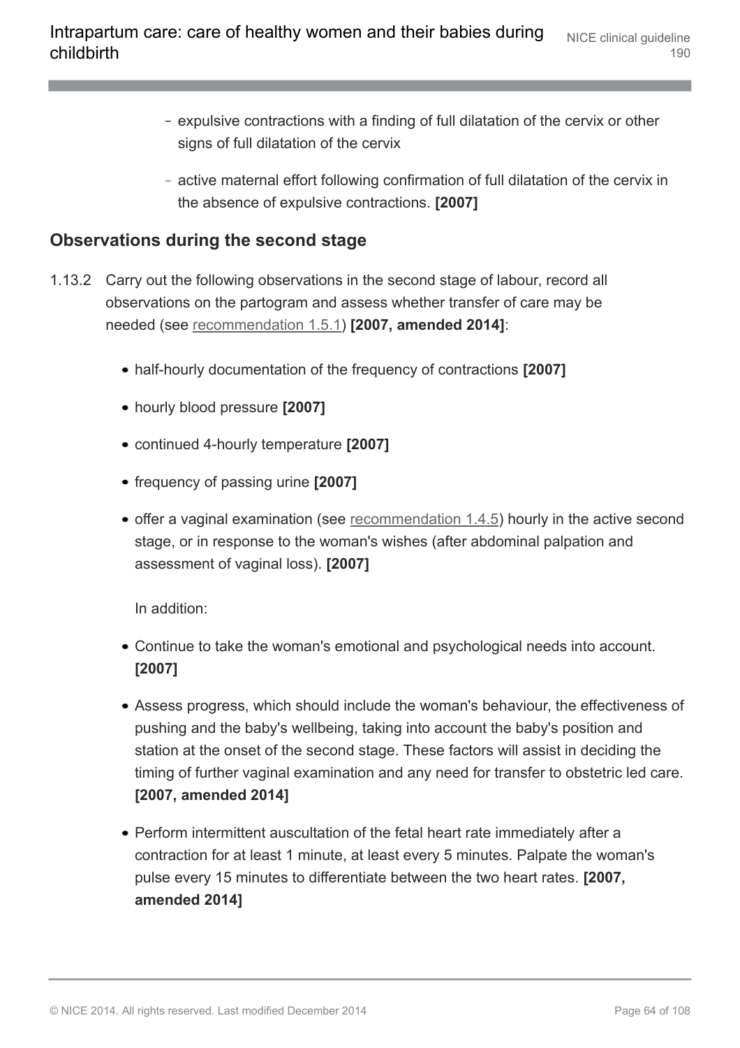- expulsive contractions with a finding of full dilatation of the cervix or other signs of full dilatation of the cervix
  - active maternal effort following confirmation of full dilatation of the cervix in the absence of expulsive contractions. **[2007]**

## Observations during the second stage

1.13.2 Carry out the following observations in the second stage of labour, record all observations on the partogram and assess whether transfer of care may be needed (see recommendation 1.5.1) **[2007, amended 2014]**:

- half-hourly documentation of the frequency of contractions **[2007]**
- hourly blood pressure **[2007]**
- continued 4-hourly temperature **[2007]**
- frequency of passing urine **[2007]**
- offer a vaginal examination (see recommendation 1.4.5) hourly in the active second stage, or in response to the woman's wishes (after abdominal palpation and assessment of vaginal loss). **[2007]**

In addition:

- Continue to take the woman's emotional and psychological needs into account. **[2007]**
- Assess progress, which should include the woman's behaviour, the effectiveness of pushing and the baby's wellbeing, taking into account the baby's position and station at the onset of the second stage. These factors will assist in deciding the timing of further vaginal examination and any need for transfer to obstetric led care. **[2007, amended 2014]**
- Perform intermittent auscultation of the fetal heart rate immediately after a contraction for at least 1 minute, at least every 5 minutes. Palpate the woman's pulse every 15 minutes to differentiate between the two heart rates. **[2007, amended 2014]**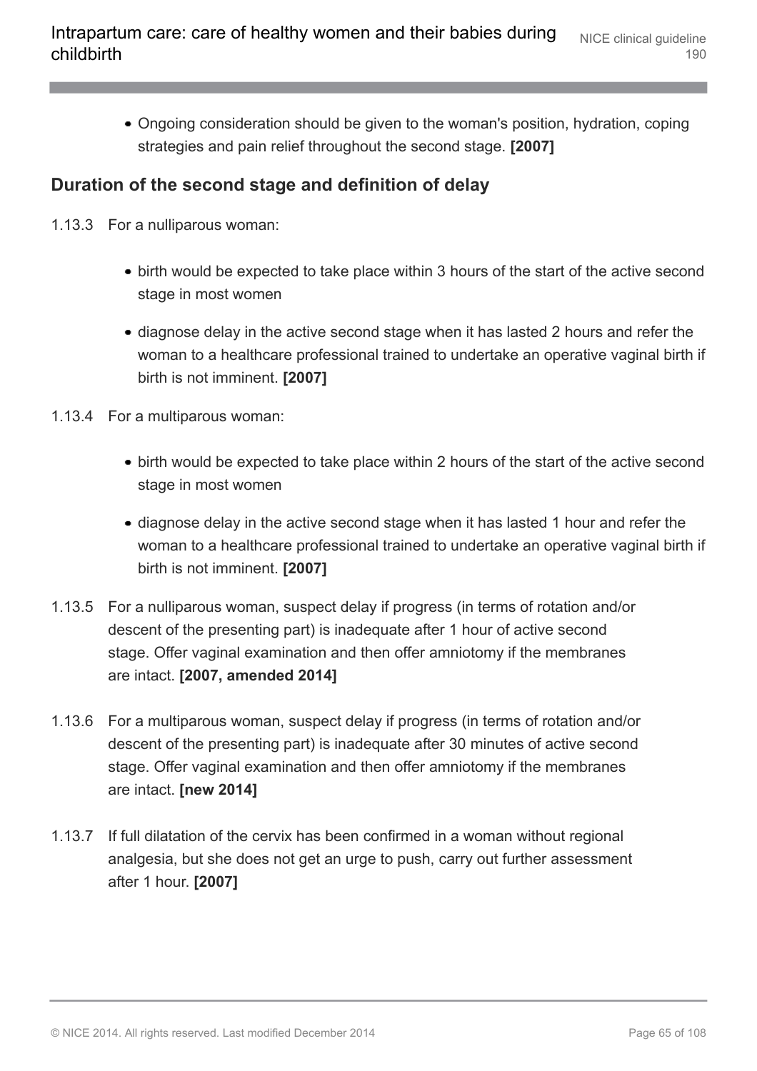- Ongoing consideration should be given to the woman's position, hydration, coping strategies and pain relief throughout the second stage. **[2007]**

## Duration of the second stage and definition of delay

1.13.3 For a nulliparous woman:

- birth would be expected to take place within 3 hours of the start of the active second stage in most women
- diagnose delay in the active second stage when it has lasted 2 hours and refer the woman to a healthcare professional trained to undertake an operative vaginal birth if birth is not imminent. **[2007]**

1.13.4 For a multiparous woman:

- birth would be expected to take place within 2 hours of the start of the active second stage in most women
- diagnose delay in the active second stage when it has lasted 1 hour and refer the woman to a healthcare professional trained to undertake an operative vaginal birth if birth is not imminent. **[2007]**

1.13.5 For a nulliparous woman, suspect delay if progress (in terms of rotation and/or descent of the presenting part) is inadequate after 1 hour of active second stage. Offer vaginal examination and then offer amniotomy if the membranes are intact. **[2007, amended 2014]**

1.13.6 For a multiparous woman, suspect delay if progress (in terms of rotation and/or descent of the presenting part) is inadequate after 30 minutes of active second stage. Offer vaginal examination and then offer amniotomy if the membranes are intact. **[new 2014]**

1.13.7 If full dilatation of the cervix has been confirmed in a woman without regional analgesia, but she does not get an urge to push, carry out further assessment after 1 hour. **[2007]**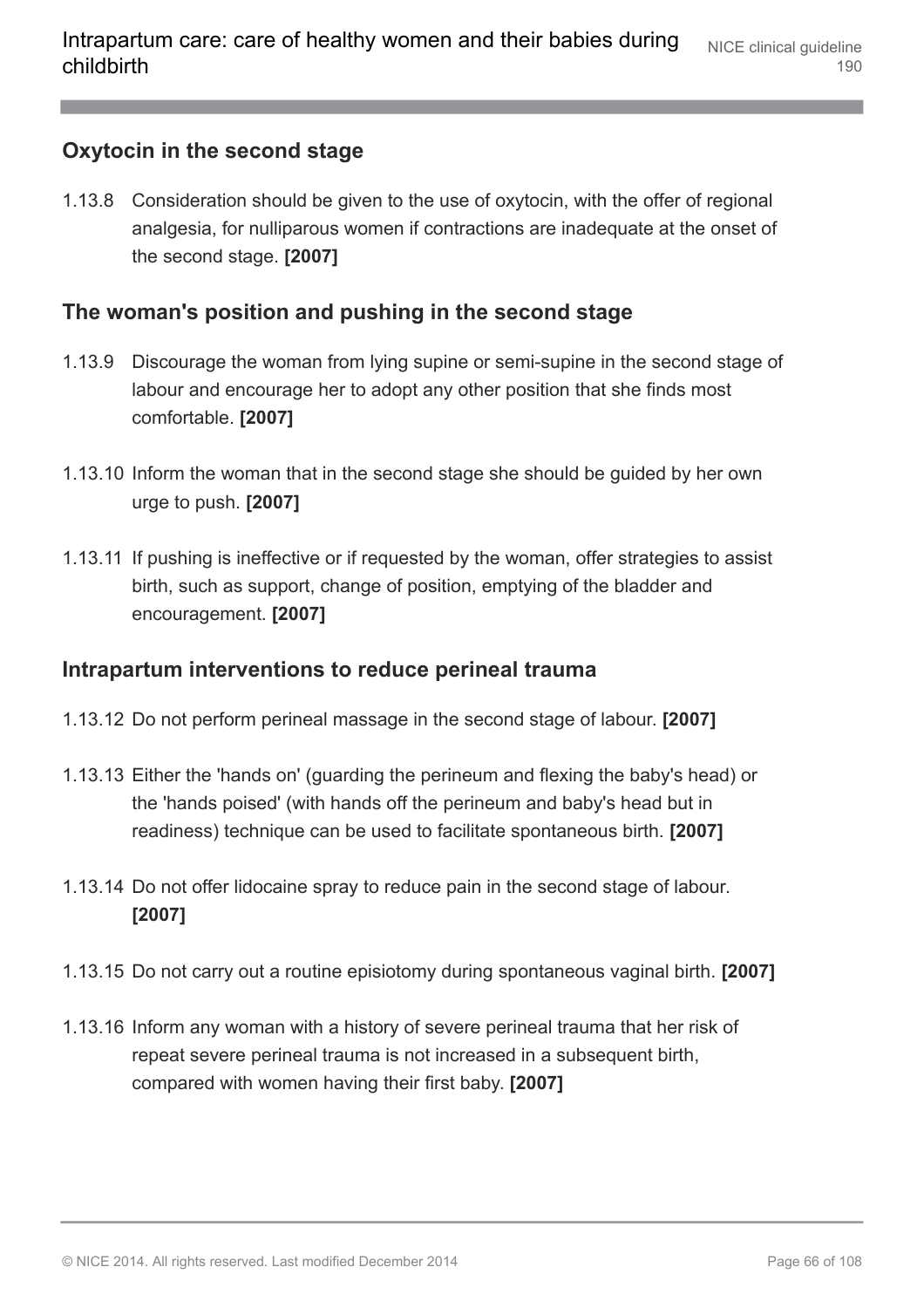### Oxytocin in the second stage

1.13.8 Consideration should be given to the use of oxytocin, with the offer of regional analgesia, for nulliparous women if contractions are inadequate at the onset of the second stage. **[2007]**

### The woman's position and pushing in the second stage

1.13.9 Discourage the woman from lying supine or semi-supine in the second stage of labour and encourage her to adopt any other position that she finds most comfortable. **[2007]**

1.13.10 Inform the woman that in the second stage she should be guided by her own urge to push. **[2007]**

1.13.11 If pushing is ineffective or if requested by the woman, offer strategies to assist birth, such as support, change of position, emptying of the bladder and encouragement. **[2007]**

### Intrapartum interventions to reduce perineal trauma

1.13.12 Do not perform perineal massage in the second stage of labour. **[2007]**

1.13.13 Either the 'hands on' (guarding the perineum and flexing the baby's head) or the 'hands poised' (with hands off the perineum and baby's head but in readiness) technique can be used to facilitate spontaneous birth. **[2007]**

1.13.14 Do not offer lidocaine spray to reduce pain in the second stage of labour. **[2007]**

1.13.15 Do not carry out a routine episiotomy during spontaneous vaginal birth. **[2007]**

1.13.16 Inform any woman with a history of severe perineal trauma that her risk of repeat severe perineal trauma is not increased in a subsequent birth, compared with women having their first baby. **[2007]**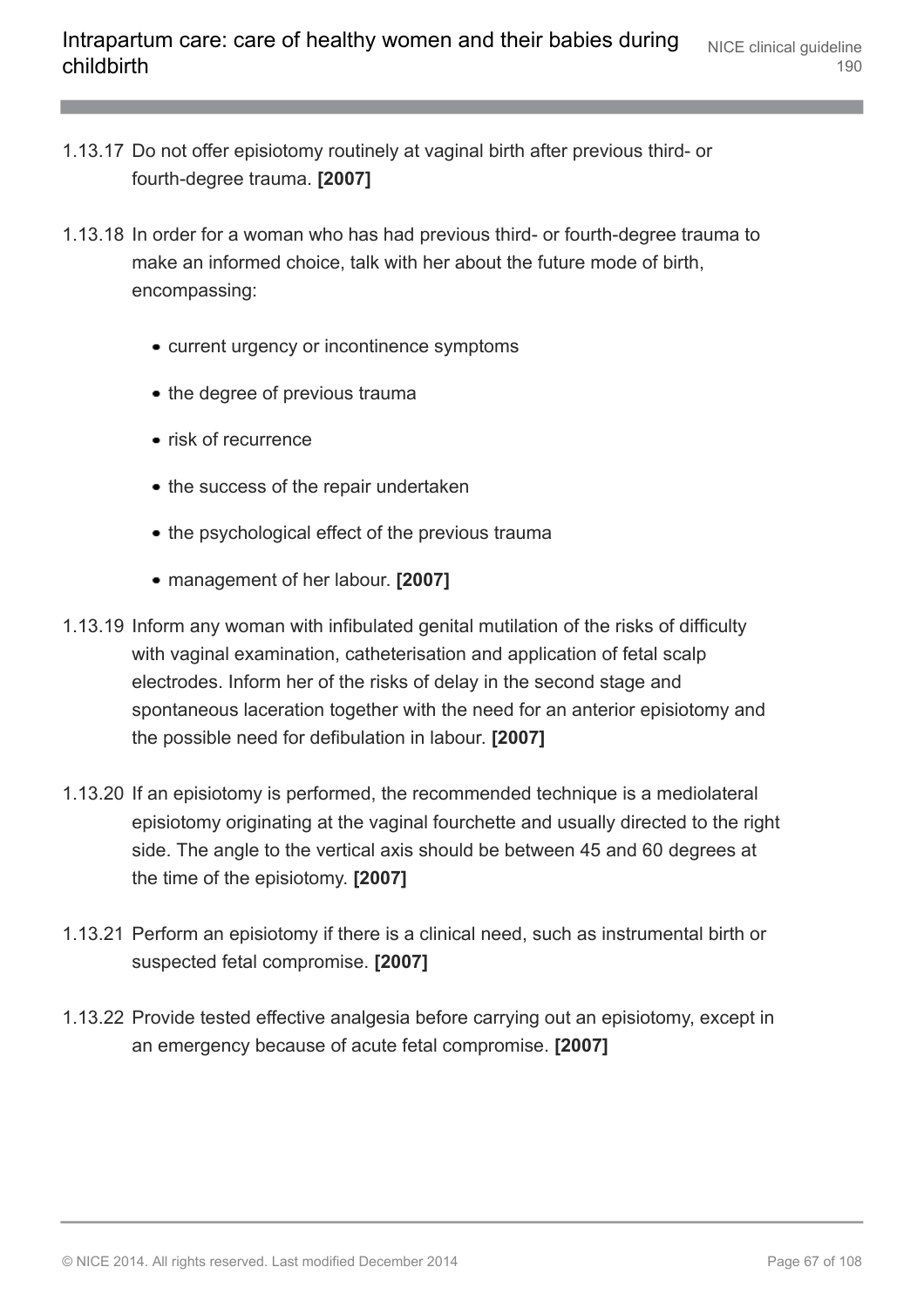1.13.17 Do not offer episiotomy routinely at vaginal birth after previous third- or fourth-degree trauma. **[2007]**

1.13.18 In order for a woman who has had previous third- or fourth-degree trauma to make an informed choice, talk with her about the future mode of birth, encompassing:

- current urgency or incontinence symptoms
- the degree of previous trauma
- risk of recurrence
- the success of the repair undertaken
- the psychological effect of the previous trauma
- management of her labour. **[2007]**

1.13.19 Inform any woman with infibulated genital mutilation of the risks of difficulty with vaginal examination, catheterisation and application of fetal scalp electrodes. Inform her of the risks of delay in the second stage and spontaneous laceration together with the need for an anterior episiotomy and the possible need for defibulation in labour. **[2007]**

1.13.20 If an episiotomy is performed, the recommended technique is a mediolateral episiotomy originating at the vaginal fourchette and usually directed to the right side. The angle to the vertical axis should be between 45 and 60 degrees at the time of the episiotomy. **[2007]**

1.13.21 Perform an episiotomy if there is a clinical need, such as instrumental birth or suspected fetal compromise. **[2007]**

1.13.22 Provide tested effective analgesia before carrying out an episiotomy, except in an emergency because of acute fetal compromise. **[2007]**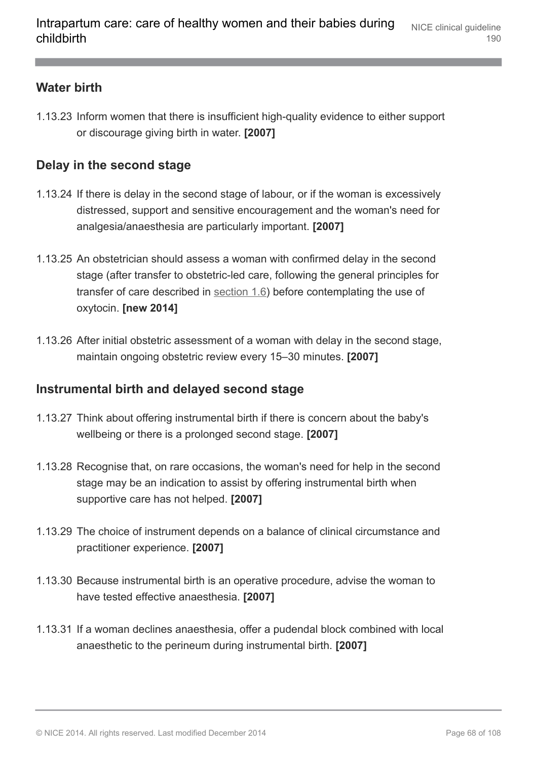### Water birth

1.13.23 Inform women that there is insufficient high-quality evidence to either support or discourage giving birth in water. **[2007]**

### Delay in the second stage

1.13.24 If there is delay in the second stage of labour, or if the woman is excessively distressed, support and sensitive encouragement and the woman's need for analgesia/anaesthesia are particularly important. **[2007]**

1.13.25 An obstetrician should assess a woman with confirmed delay in the second stage (after transfer to obstetric-led care, following the general principles for transfer of care described in section 1.6) before contemplating the use of oxytocin. **[new 2014]**

1.13.26 After initial obstetric assessment of a woman with delay in the second stage, maintain ongoing obstetric review every 15–30 minutes. **[2007]**

### Instrumental birth and delayed second stage

1.13.27 Think about offering instrumental birth if there is concern about the baby's wellbeing or there is a prolonged second stage. **[2007]**

1.13.28 Recognise that, on rare occasions, the woman's need for help in the second stage may be an indication to assist by offering instrumental birth when supportive care has not helped. **[2007]**

1.13.29 The choice of instrument depends on a balance of clinical circumstance and practitioner experience. **[2007]**

1.13.30 Because instrumental birth is an operative procedure, advise the woman to have tested effective anaesthesia. **[2007]**

1.13.31 If a woman declines anaesthesia, offer a pudendal block combined with local anaesthetic to the perineum during instrumental birth. **[2007]**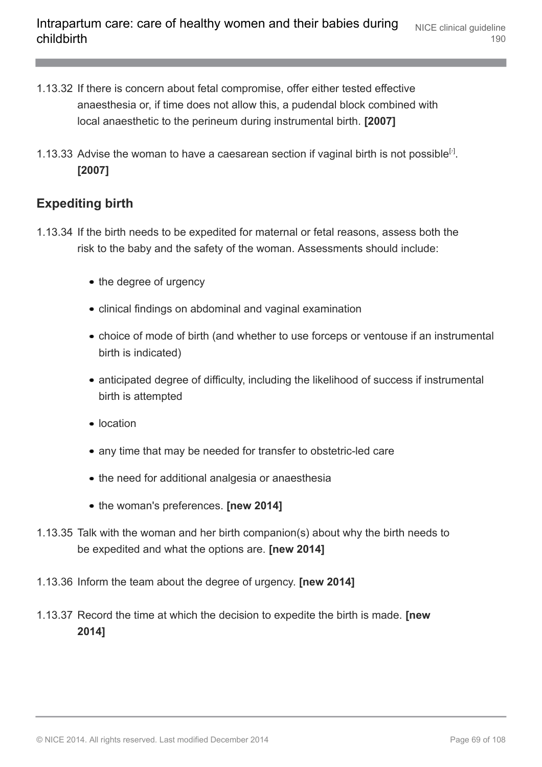1.13.32 If there is concern about fetal compromise, offer either tested effective anaesthesia or, if time does not allow this, a pudendal block combined with local anaesthetic to the perineum during instrumental birth. **[2007]**

1.13.33 Advise the woman to have a caesarean section if vaginal birth is not possible[7]. **[2007]**

## Expediting birth

1.13.34 If the birth needs to be expedited for maternal or fetal reasons, assess both the risk to the baby and the safety of the woman. Assessments should include:

- the degree of urgency
- clinical findings on abdominal and vaginal examination
- choice of mode of birth (and whether to use forceps or ventouse if an instrumental birth is indicated)
- anticipated degree of difficulty, including the likelihood of success if instrumental birth is attempted
- location
- any time that may be needed for transfer to obstetric-led care
- the need for additional analgesia or anaesthesia
- the woman's preferences. **[new 2014]**

1.13.35 Talk with the woman and her birth companion(s) about why the birth needs to be expedited and what the options are. **[new 2014]**

1.13.36 Inform the team about the degree of urgency. **[new 2014]**

1.13.37 Record the time at which the decision to expedite the birth is made. **[new 2014]**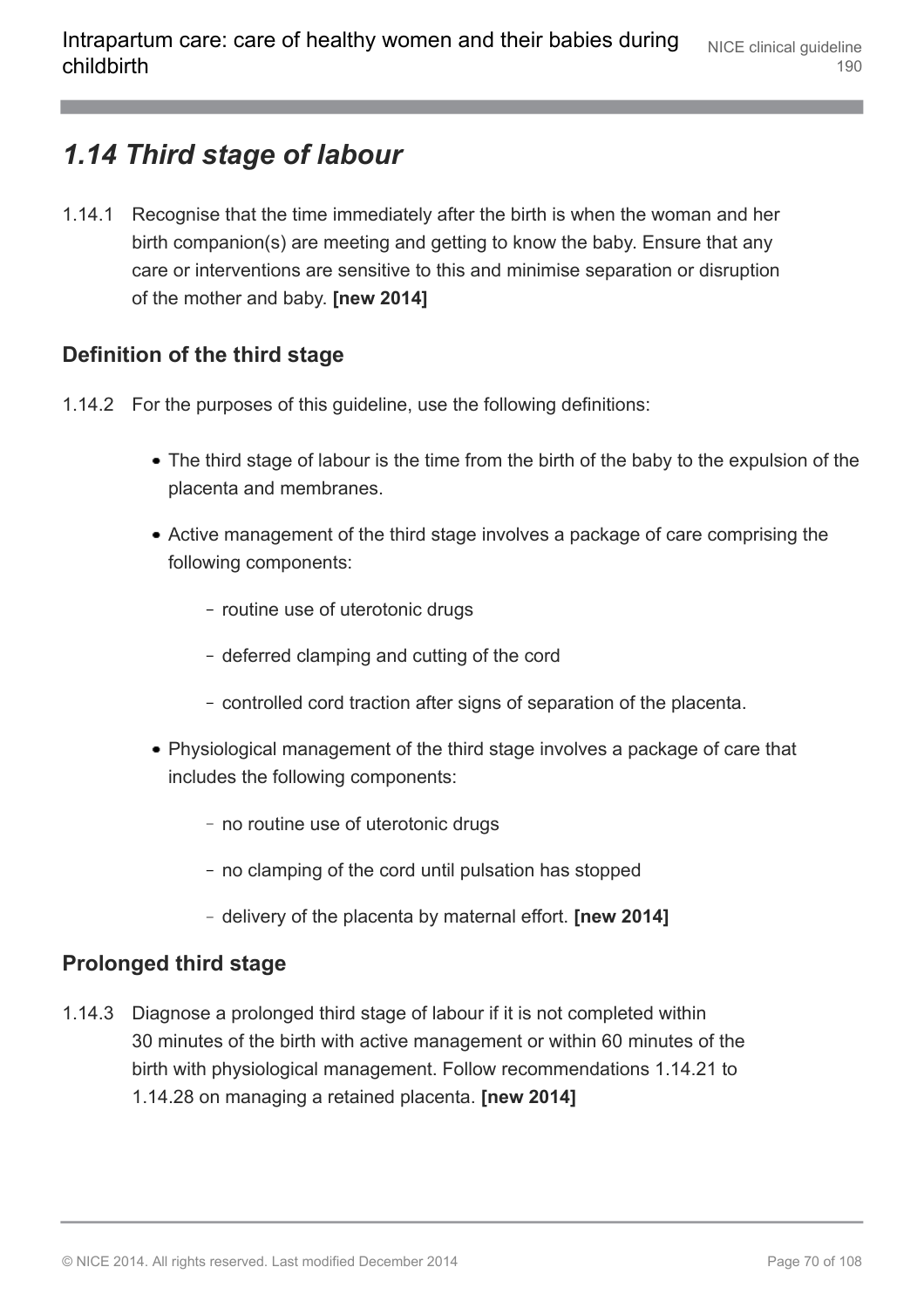## *1.14 Third stage of labour*

1.14.1 Recognise that the time immediately after the birth is when the woman and her birth companion(s) are meeting and getting to know the baby. Ensure that any care or interventions are sensitive to this and minimise separation or disruption of the mother and baby. **[new 2014]**

### Definition of the third stage

1.14.2 For the purposes of this guideline, use the following definitions:

- The third stage of labour is the time from the birth of the baby to the expulsion of the placenta and membranes.
- Active management of the third stage involves a package of care comprising the following components:
  - routine use of uterotonic drugs
  - deferred clamping and cutting of the cord
  - controlled cord traction after signs of separation of the placenta.
- Physiological management of the third stage involves a package of care that includes the following components:
  - no routine use of uterotonic drugs
  - no clamping of the cord until pulsation has stopped
  - delivery of the placenta by maternal effort. **[new 2014]**

### Prolonged third stage

1.14.3 Diagnose a prolonged third stage of labour if it is not completed within 30 minutes of the birth with active management or within 60 minutes of the birth with physiological management. Follow recommendations 1.14.21 to 1.14.28 on managing a retained placenta. **[new 2014]**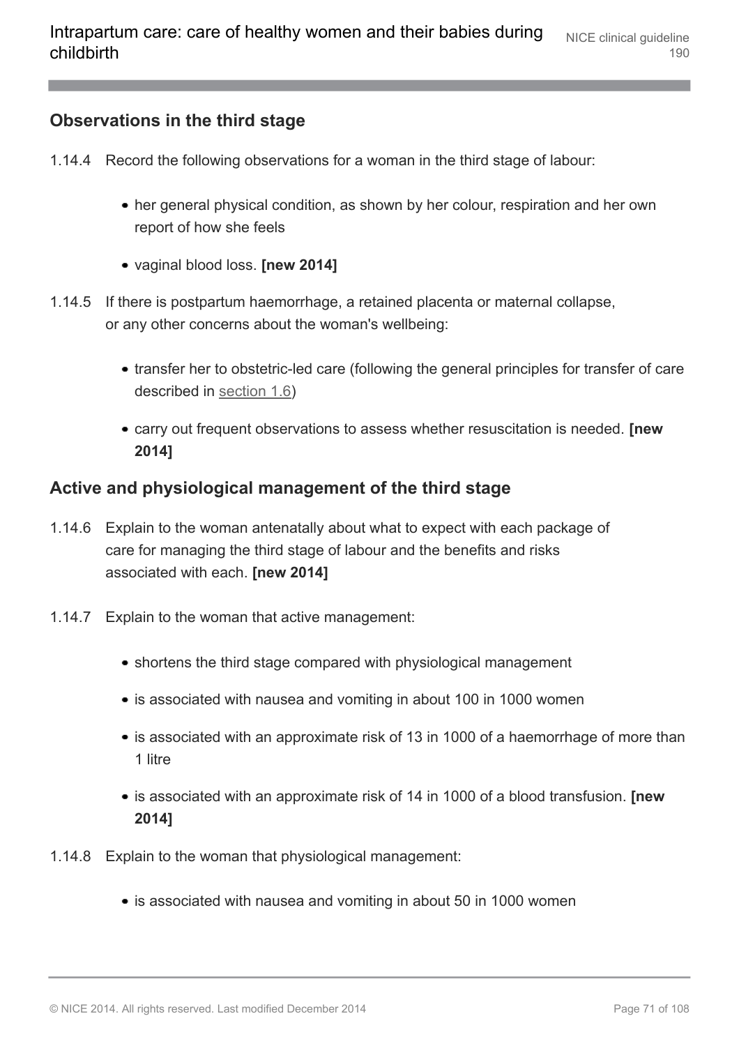### Observations in the third stage

1.14.4 Record the following observations for a woman in the third stage of labour:

- her general physical condition, as shown by her colour, respiration and her own report of how she feels
- vaginal blood loss. **[new 2014]**

1.14.5 If there is postpartum haemorrhage, a retained placenta or maternal collapse, or any other concerns about the woman's wellbeing:

- transfer her to obstetric-led care (following the general principles for transfer of care described in section 1.6)
- carry out frequent observations to assess whether resuscitation is needed. **[new 2014]**

### Active and physiological management of the third stage

1.14.6 Explain to the woman antenatally about what to expect with each package of care for managing the third stage of labour and the benefits and risks associated with each. **[new 2014]**

1.14.7 Explain to the woman that active management:

- shortens the third stage compared with physiological management
- is associated with nausea and vomiting in about 100 in 1000 women
- is associated with an approximate risk of 13 in 1000 of a haemorrhage of more than 1 litre
- is associated with an approximate risk of 14 in 1000 of a blood transfusion. **[new 2014]**

1.14.8 Explain to the woman that physiological management:

- is associated with nausea and vomiting in about 50 in 1000 women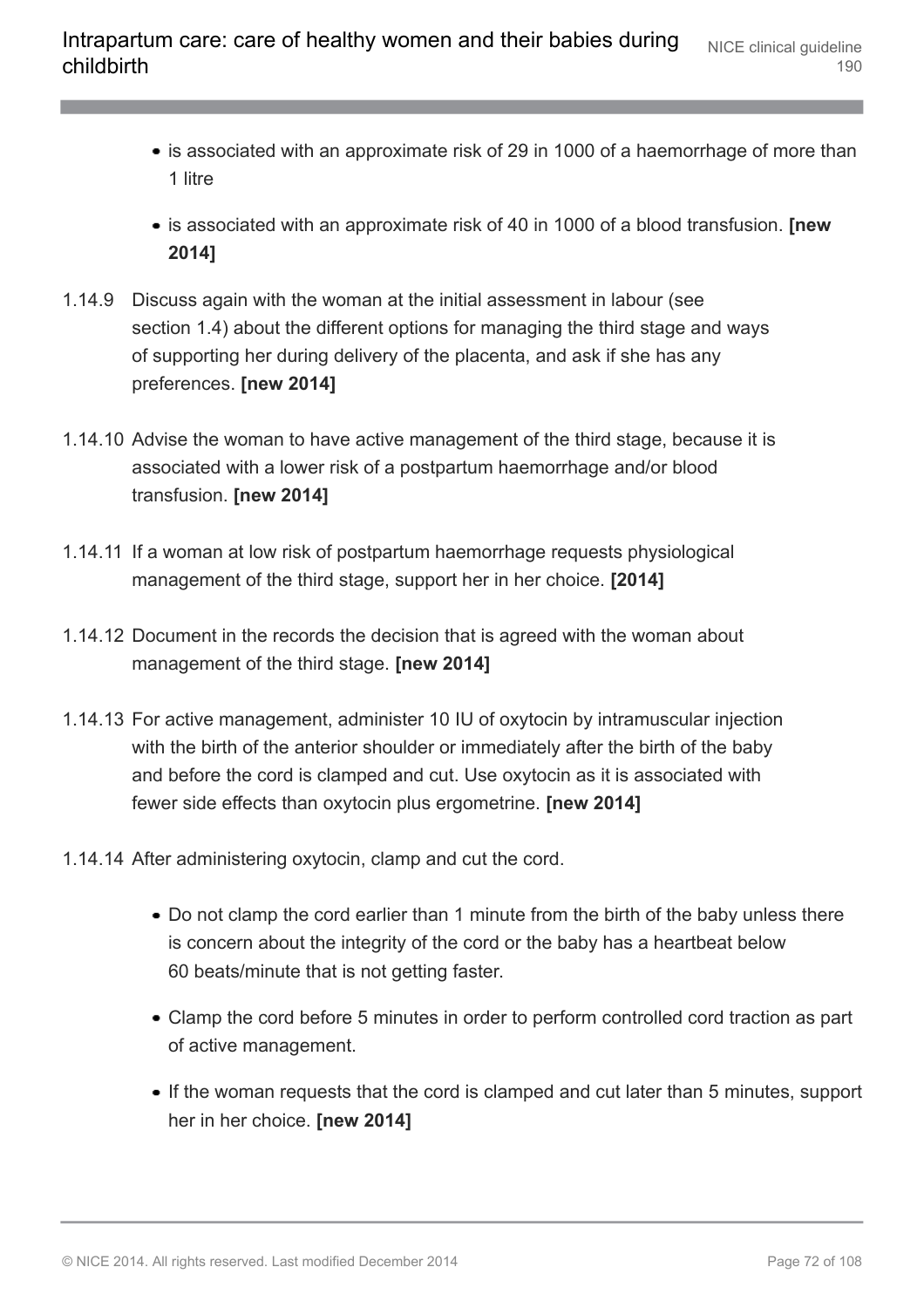- is associated with an approximate risk of 29 in 1000 of a haemorrhage of more than 1 litre
- is associated with an approximate risk of 40 in 1000 of a blood transfusion. **[new 2014]**

1.14.9 Discuss again with the woman at the initial assessment in labour (see section 1.4) about the different options for managing the third stage and ways of supporting her during delivery of the placenta, and ask if she has any preferences. **[new 2014]**

1.14.10 Advise the woman to have active management of the third stage, because it is associated with a lower risk of a postpartum haemorrhage and/or blood transfusion. **[new 2014]**

1.14.11 If a woman at low risk of postpartum haemorrhage requests physiological management of the third stage, support her in her choice. **[2014]**

1.14.12 Document in the records the decision that is agreed with the woman about management of the third stage. **[new 2014]**

1.14.13 For active management, administer 10 IU of oxytocin by intramuscular injection with the birth of the anterior shoulder or immediately after the birth of the baby and before the cord is clamped and cut. Use oxytocin as it is associated with fewer side effects than oxytocin plus ergometrine. **[new 2014]**

1.14.14 After administering oxytocin, clamp and cut the cord.

- Do not clamp the cord earlier than 1 minute from the birth of the baby unless there is concern about the integrity of the cord or the baby has a heartbeat below 60 beats/minute that is not getting faster.
- Clamp the cord before 5 minutes in order to perform controlled cord traction as part of active management.
- If the woman requests that the cord is clamped and cut later than 5 minutes, support her in her choice. **[new 2014]**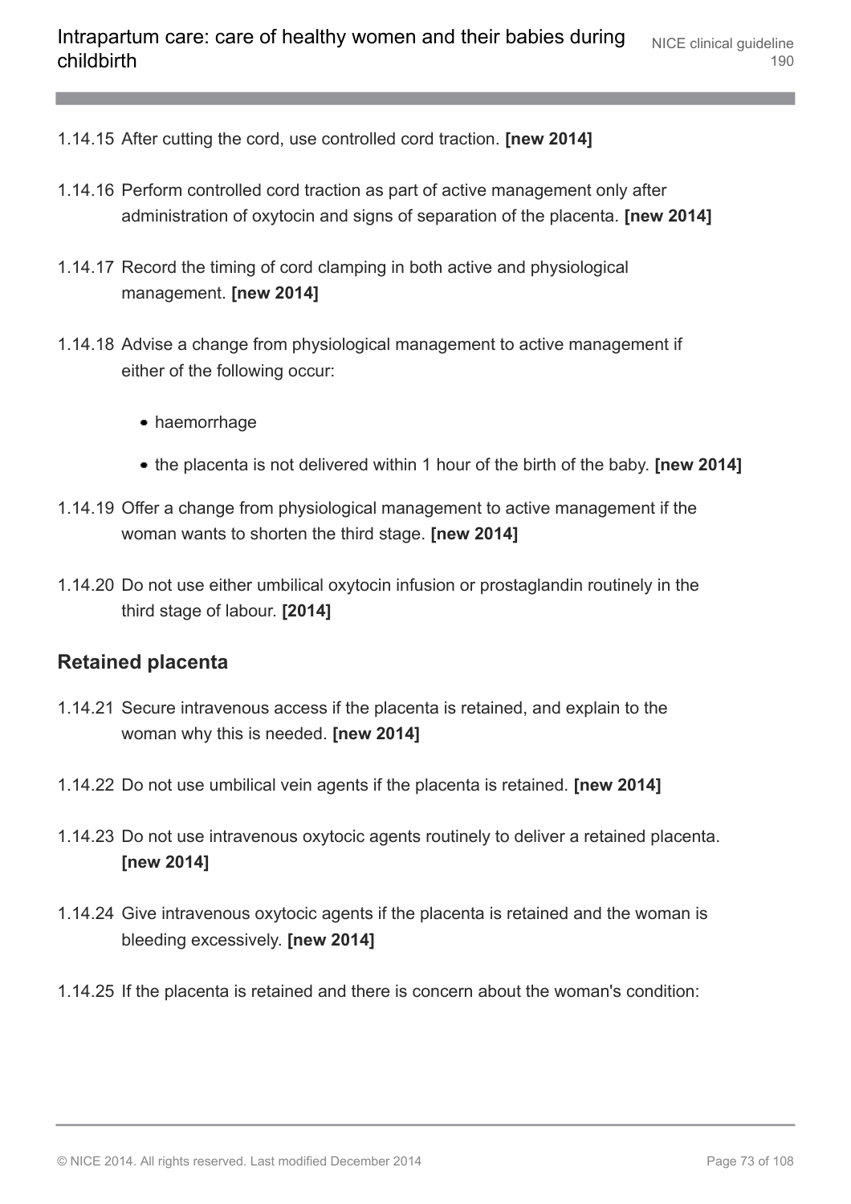1.14.15 After cutting the cord, use controlled cord traction. **[new 2014]**

1.14.16 Perform controlled cord traction as part of active management only after administration of oxytocin and signs of separation of the placenta. **[new 2014]**

1.14.17 Record the timing of cord clamping in both active and physiological management. **[new 2014]**

1.14.18 Advise a change from physiological management to active management if either of the following occur:

- haemorrhage
- the placenta is not delivered within 1 hour of the birth of the baby. **[new 2014]**

1.14.19 Offer a change from physiological management to active management if the woman wants to shorten the third stage. **[new 2014]**

1.14.20 Do not use either umbilical oxytocin infusion or prostaglandin routinely in the third stage of labour. **[2014]**

## Retained placenta

1.14.21 Secure intravenous access if the placenta is retained, and explain to the woman why this is needed. **[new 2014]**

1.14.22 Do not use umbilical vein agents if the placenta is retained. **[new 2014]**

1.14.23 Do not use intravenous oxytocic agents routinely to deliver a retained placenta. **[new 2014]**

1.14.24 Give intravenous oxytocic agents if the placenta is retained and the woman is bleeding excessively. **[new 2014]**

1.14.25 If the placenta is retained and there is concern about the woman's condition: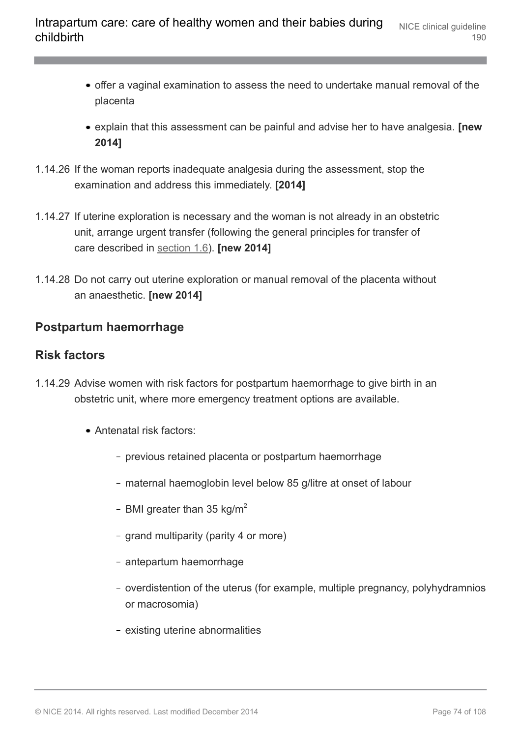- offer a vaginal examination to assess the need to undertake manual removal of the placenta
- explain that this assessment can be painful and advise her to have analgesia. **[new 2014]**

1.14.26 If the woman reports inadequate analgesia during the assessment, stop the examination and address this immediately. **[2014]**

1.14.27 If uterine exploration is necessary and the woman is not already in an obstetric unit, arrange urgent transfer (following the general principles for transfer of care described in section 1.6). **[new 2014]**

1.14.28 Do not carry out uterine exploration or manual removal of the placenta without an anaesthetic. **[new 2014]**

## Postpartum haemorrhage

## Risk factors

1.14.29 Advise women with risk factors for postpartum haemorrhage to give birth in an obstetric unit, where more emergency treatment options are available.

- Antenatal risk factors:
  - previous retained placenta or postpartum haemorrhage
  - maternal haemoglobin level below 85 g/litre at onset of labour
  - BMI greater than 35 kg/m$^2$
  - grand multiparity (parity 4 or more)
  - antepartum haemorrhage
  - overdistention of the uterus (for example, multiple pregnancy, polyhydramnios or macrosomia)
  - existing uterine abnormalities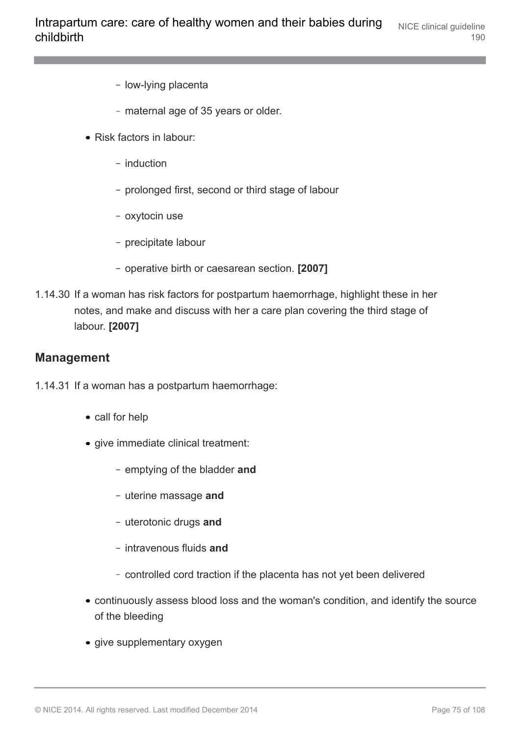- low-lying placenta
  - maternal age of 35 years or older.
- Risk factors in labour:
  - induction
  - prolonged first, second or third stage of labour
  - oxytocin use
  - precipitate labour
  - operative birth or caesarean section. **[2007]**

1.14.30 If a woman has risk factors for postpartum haemorrhage, highlight these in her notes, and make and discuss with her a care plan covering the third stage of labour. **[2007]**

## Management

1.14.31 If a woman has a postpartum haemorrhage:

- call for help
- give immediate clinical treatment:
  - emptying of the bladder **and**
  - uterine massage **and**
  - uterotonic drugs **and**
  - intravenous fluids **and**
  - controlled cord traction if the placenta has not yet been delivered
- continuously assess blood loss and the woman's condition, and identify the source of the bleeding
- give supplementary oxygen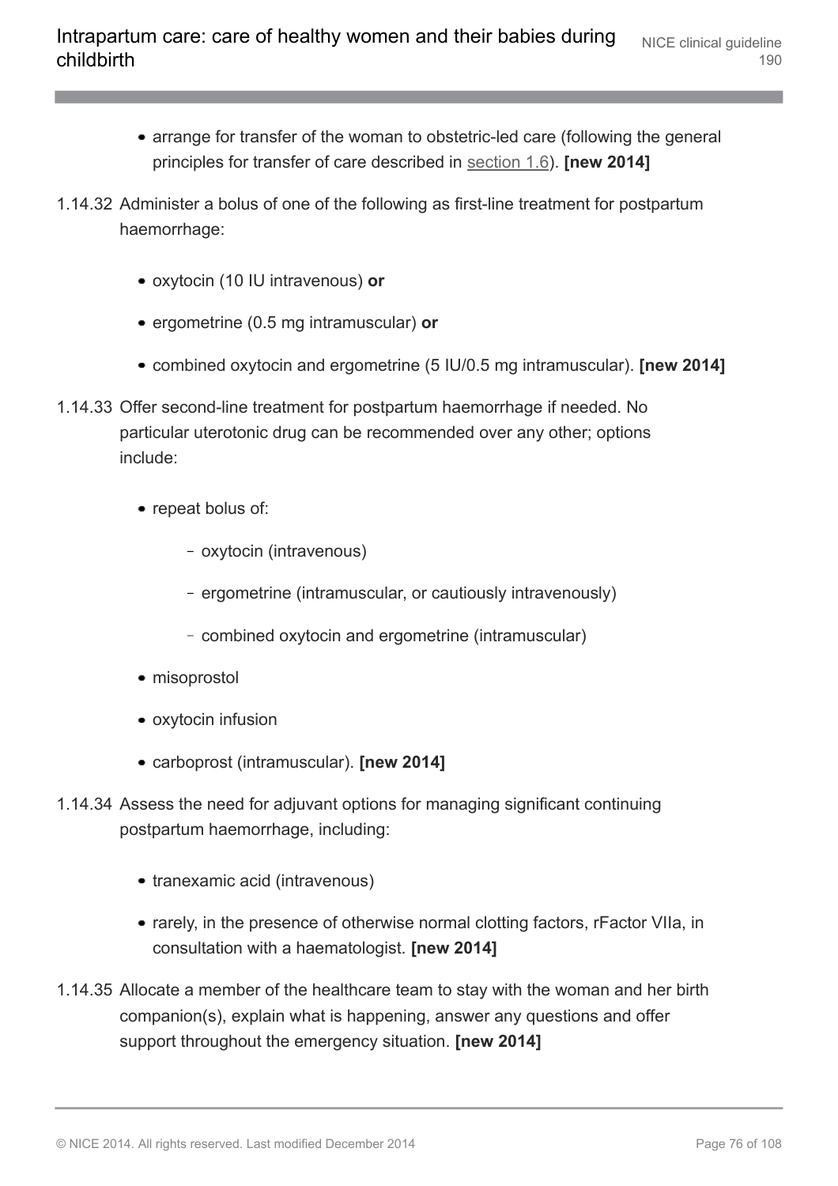- arrange for transfer of the woman to obstetric-led care (following the general principles for transfer of care described in section 1.6). **[new 2014]**

1.14.32 Administer a bolus of one of the following as first-line treatment for postpartum haemorrhage:

- oxytocin (10 IU intravenous) **or**
- ergometrine (0.5 mg intramuscular) **or**
- combined oxytocin and ergometrine (5 IU/0.5 mg intramuscular). **[new 2014]**

1.14.33 Offer second-line treatment for postpartum haemorrhage if needed. No particular uterotonic drug can be recommended over any other; options include:

- repeat bolus of:
  - oxytocin (intravenous)
  - ergometrine (intramuscular, or cautiously intravenously)
  - combined oxytocin and ergometrine (intramuscular)
- misoprostol
- oxytocin infusion
- carboprost (intramuscular). **[new 2014]**

1.14.34 Assess the need for adjuvant options for managing significant continuing postpartum haemorrhage, including:

- tranexamic acid (intravenous)
- rarely, in the presence of otherwise normal clotting factors, rFactor VIIa, in consultation with a haematologist. **[new 2014]**

1.14.35 Allocate a member of the healthcare team to stay with the woman and her birth companion(s), explain what is happening, answer any questions and offer support throughout the emergency situation. **[new 2014]**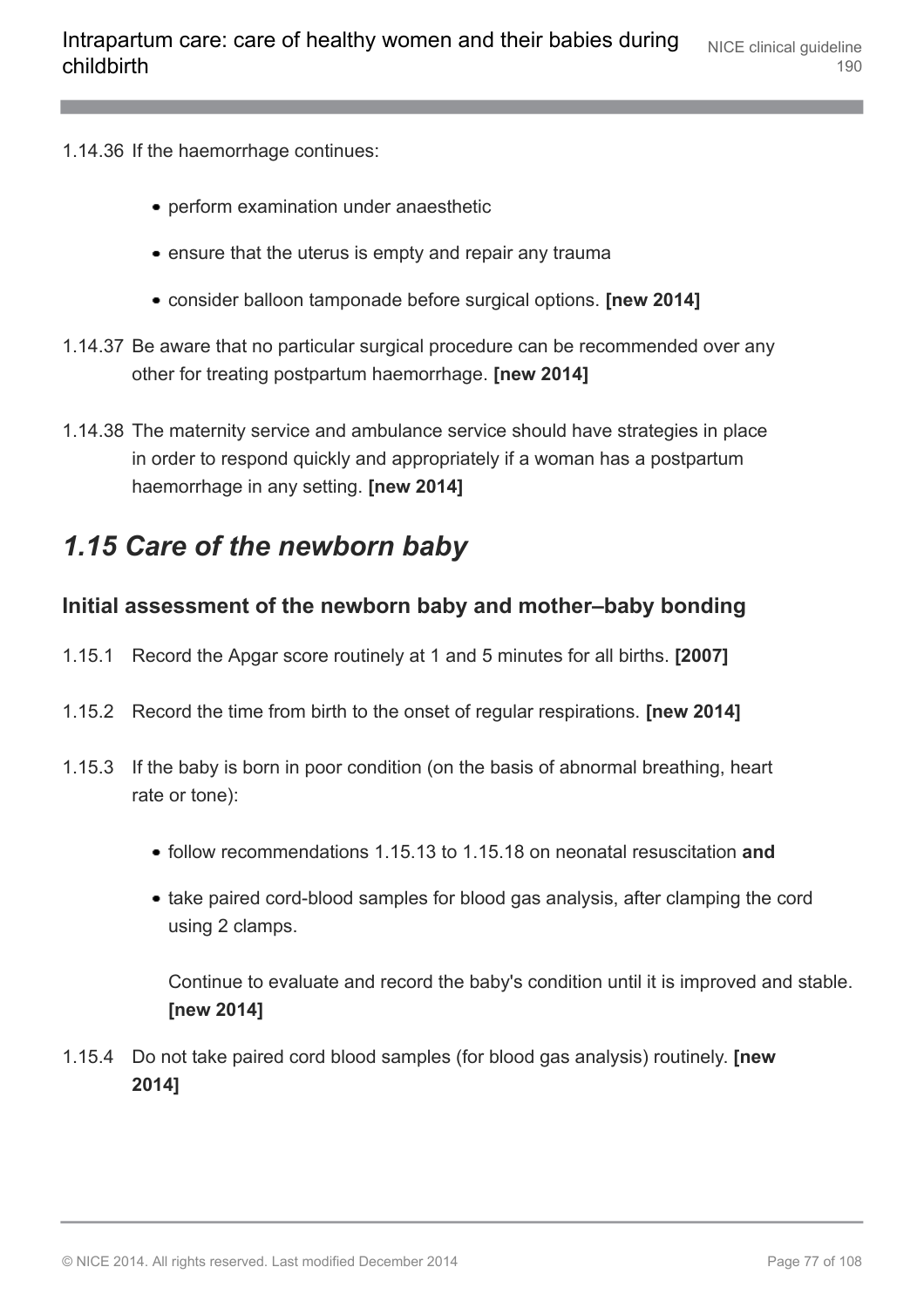1.14.36 If the haemorrhage continues:

- perform examination under anaesthetic
- ensure that the uterus is empty and repair any trauma
- consider balloon tamponade before surgical options. **[new 2014]**

1.14.37 Be aware that no particular surgical procedure can be recommended over any other for treating postpartum haemorrhage. **[new 2014]**

1.14.38 The maternity service and ambulance service should have strategies in place in order to respond quickly and appropriately if a woman has a postpartum haemorrhage in any setting. **[new 2014]**

## *1.15 Care of the newborn baby*

### Initial assessment of the newborn baby and mother–baby bonding

1.15.1 Record the Apgar score routinely at 1 and 5 minutes for all births. **[2007]**

1.15.2 Record the time from birth to the onset of regular respirations. **[new 2014]**

1.15.3 If the baby is born in poor condition (on the basis of abnormal breathing, heart rate or tone):

- follow recommendations 1.15.13 to 1.15.18 on neonatal resuscitation **and**
- take paired cord-blood samples for blood gas analysis, after clamping the cord using 2 clamps.

  Continue to evaluate and record the baby's condition until it is improved and stable. **[new 2014]**

1.15.4 Do not take paired cord blood samples (for blood gas analysis) routinely. **[new 2014]**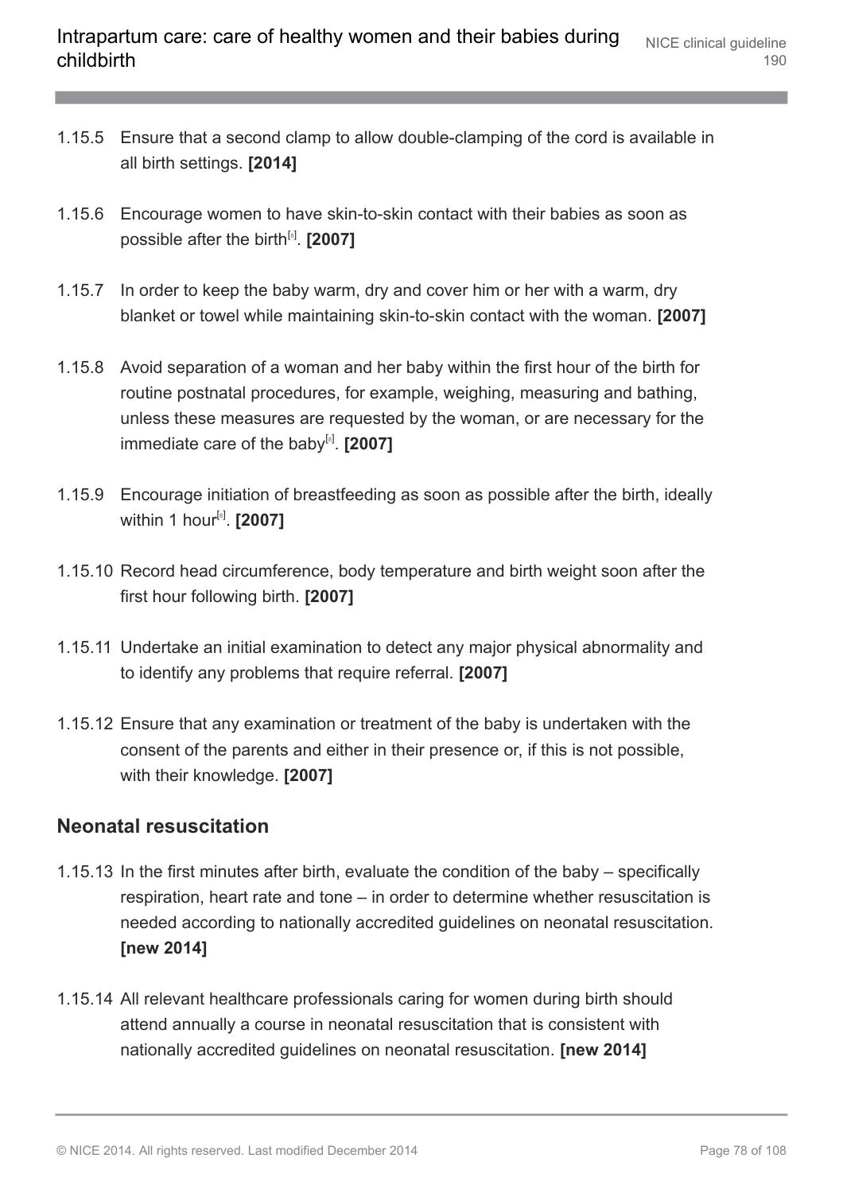1.15.5 Ensure that a second clamp to allow double-clamping of the cord is available in all birth settings. **[2014]**

1.15.6 Encourage women to have skin-to-skin contact with their babies as soon as possible after the birth[8]. **[2007]**

1.15.7 In order to keep the baby warm, dry and cover him or her with a warm, dry blanket or towel while maintaining skin-to-skin contact with the woman. **[2007]**

1.15.8 Avoid separation of a woman and her baby within the first hour of the birth for routine postnatal procedures, for example, weighing, measuring and bathing, unless these measures are requested by the woman, or are necessary for the immediate care of the baby[8]. **[2007]**

1.15.9 Encourage initiation of breastfeeding as soon as possible after the birth, ideally within 1 hour[8]. **[2007]**

1.15.10 Record head circumference, body temperature and birth weight soon after the first hour following birth. **[2007]**

1.15.11 Undertake an initial examination to detect any major physical abnormality and to identify any problems that require referral. **[2007]**

1.15.12 Ensure that any examination or treatment of the baby is undertaken with the consent of the parents and either in their presence or, if this is not possible, with their knowledge. **[2007]**

## Neonatal resuscitation

1.15.13 In the first minutes after birth, evaluate the condition of the baby – specifically respiration, heart rate and tone – in order to determine whether resuscitation is needed according to nationally accredited guidelines on neonatal resuscitation. **[new 2014]**

1.15.14 All relevant healthcare professionals caring for women during birth should attend annually a course in neonatal resuscitation that is consistent with nationally accredited guidelines on neonatal resuscitation. **[new 2014]**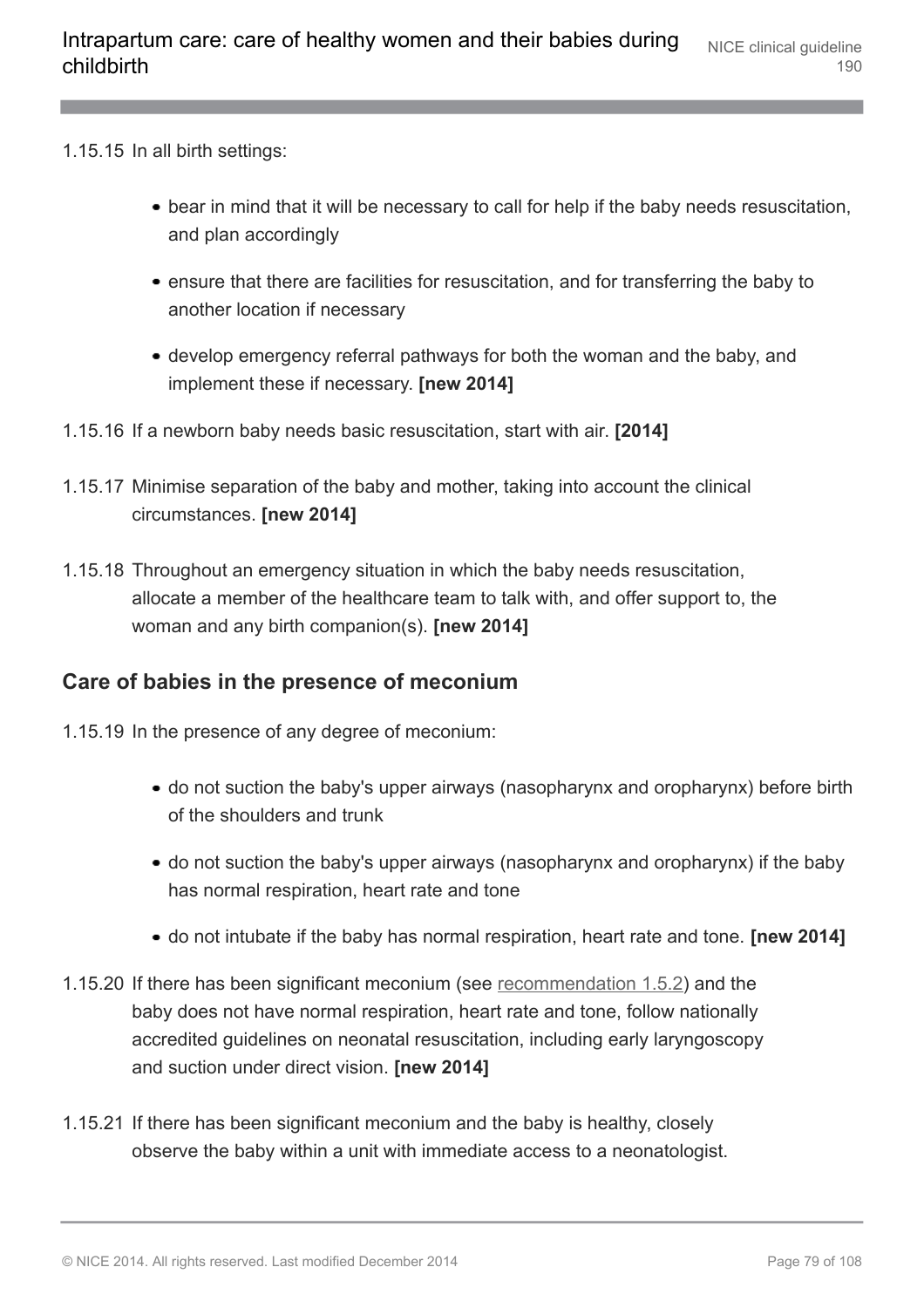1.15.15 In all birth settings:

- bear in mind that it will be necessary to call for help if the baby needs resuscitation, and plan accordingly
- ensure that there are facilities for resuscitation, and for transferring the baby to another location if necessary
- develop emergency referral pathways for both the woman and the baby, and implement these if necessary. **[new 2014]**

1.15.16 If a newborn baby needs basic resuscitation, start with air. **[2014]**

1.15.17 Minimise separation of the baby and mother, taking into account the clinical circumstances. **[new 2014]**

1.15.18 Throughout an emergency situation in which the baby needs resuscitation, allocate a member of the healthcare team to talk with, and offer support to, the woman and any birth companion(s). **[new 2014]**

## Care of babies in the presence of meconium

1.15.19 In the presence of any degree of meconium:

- do not suction the baby's upper airways (nasopharynx and oropharynx) before birth of the shoulders and trunk
- do not suction the baby's upper airways (nasopharynx and oropharynx) if the baby has normal respiration, heart rate and tone
- do not intubate if the baby has normal respiration, heart rate and tone. **[new 2014]**

1.15.20 If there has been significant meconium (see recommendation 1.5.2) and the baby does not have normal respiration, heart rate and tone, follow nationally accredited guidelines on neonatal resuscitation, including early laryngoscopy and suction under direct vision. **[new 2014]**

1.15.21 If there has been significant meconium and the baby is healthy, closely observe the baby within a unit with immediate access to a neonatologist.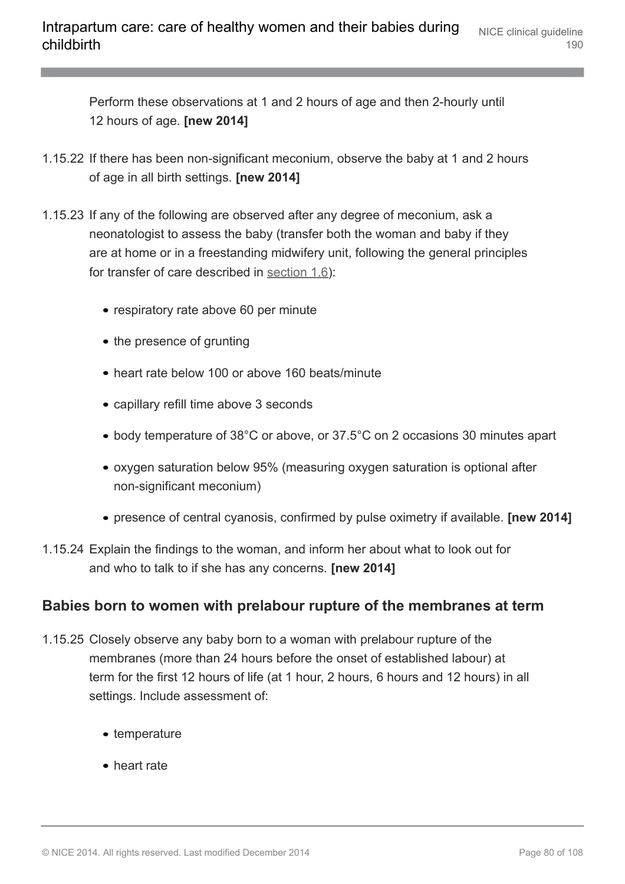Perform these observations at 1 and 2 hours of age and then 2-hourly until 12 hours of age. **[new 2014]**

1.15.22 If there has been non-significant meconium, observe the baby at 1 and 2 hours of age in all birth settings. **[new 2014]**

1.15.23 If any of the following are observed after any degree of meconium, ask a neonatologist to assess the baby (transfer both the woman and baby if they are at home or in a freestanding midwifery unit, following the general principles for transfer of care described in section 1.6):

- respiratory rate above 60 per minute
- the presence of grunting
- heart rate below 100 or above 160 beats/minute
- capillary refill time above 3 seconds
- body temperature of 38°C or above, or 37.5°C on 2 occasions 30 minutes apart
- oxygen saturation below 95% (measuring oxygen saturation is optional after non-significant meconium)
- presence of central cyanosis, confirmed by pulse oximetry if available. **[new 2014]**

1.15.24 Explain the findings to the woman, and inform her about what to look out for and who to talk to if she has any concerns. **[new 2014]**

## Babies born to women with prelabour rupture of the membranes at term

1.15.25 Closely observe any baby born to a woman with prelabour rupture of the membranes (more than 24 hours before the onset of established labour) at term for the first 12 hours of life (at 1 hour, 2 hours, 6 hours and 12 hours) in all settings. Include assessment of:

- temperature
- heart rate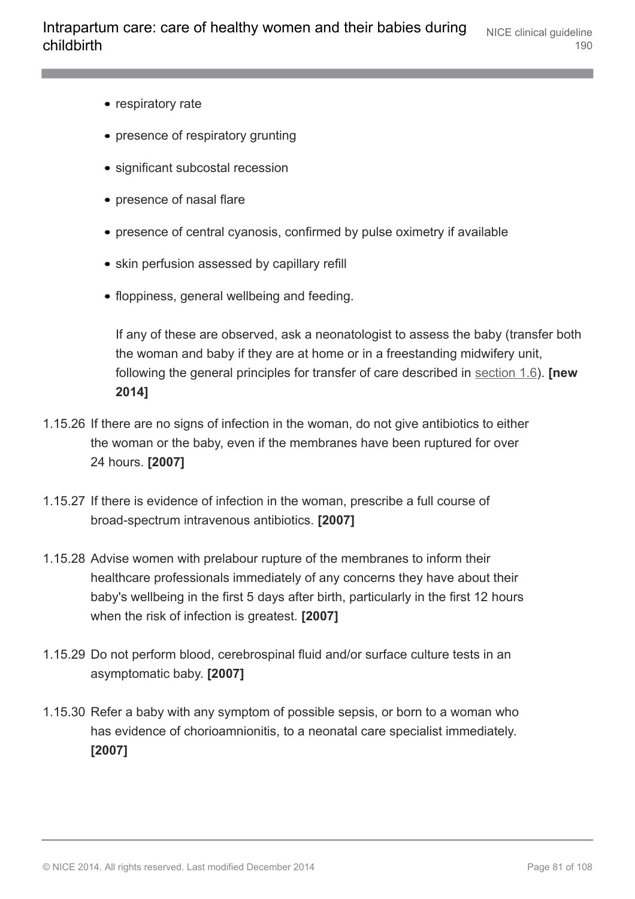- respiratory rate
- presence of respiratory grunting
- significant subcostal recession
- presence of nasal flare
- presence of central cyanosis, confirmed by pulse oximetry if available
- skin perfusion assessed by capillary refill
- floppiness, general wellbeing and feeding.

  If any of these are observed, ask a neonatologist to assess the baby (transfer both the woman and baby if they are at home or in a freestanding midwifery unit, following the general principles for transfer of care described in section 1.6). **[new 2014]**

1.15.26 If there are no signs of infection in the woman, do not give antibiotics to either the woman or the baby, even if the membranes have been ruptured for over 24 hours. **[2007]**

1.15.27 If there is evidence of infection in the woman, prescribe a full course of broad-spectrum intravenous antibiotics. **[2007]**

1.15.28 Advise women with prelabour rupture of the membranes to inform their healthcare professionals immediately of any concerns they have about their baby's wellbeing in the first 5 days after birth, particularly in the first 12 hours when the risk of infection is greatest. **[2007]**

1.15.29 Do not perform blood, cerebrospinal fluid and/or surface culture tests in an asymptomatic baby. **[2007]**

1.15.30 Refer a baby with any symptom of possible sepsis, or born to a woman who has evidence of chorioamnionitis, to a neonatal care specialist immediately. **[2007]**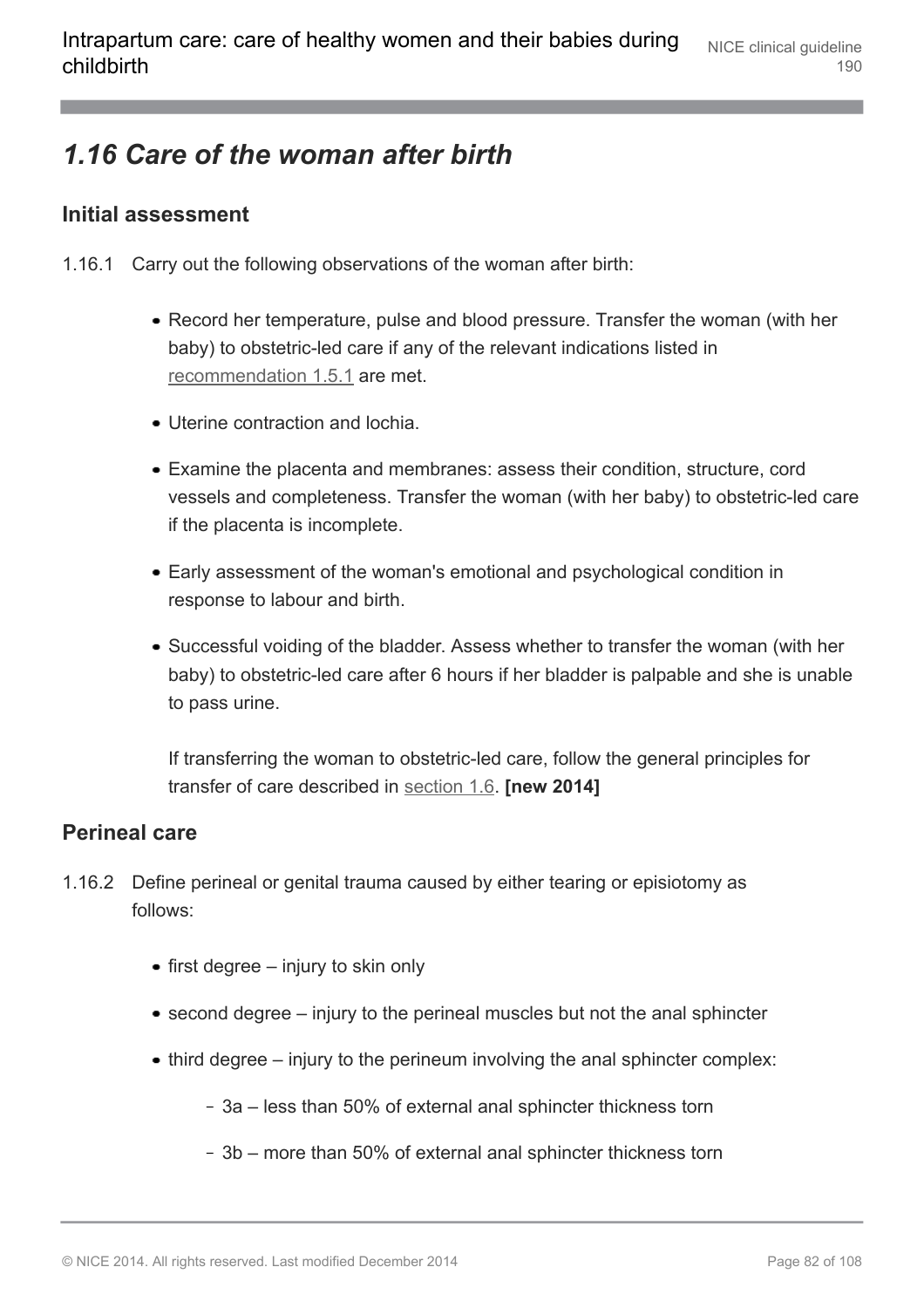## 1.16 Care of the woman after birth

### Initial assessment

1.16.1 Carry out the following observations of the woman after birth:

- Record her temperature, pulse and blood pressure. Transfer the woman (with her baby) to obstetric-led care if any of the relevant indications listed in recommendation 1.5.1 are met.
- Uterine contraction and lochia.
- Examine the placenta and membranes: assess their condition, structure, cord vessels and completeness. Transfer the woman (with her baby) to obstetric-led care if the placenta is incomplete.
- Early assessment of the woman's emotional and psychological condition in response to labour and birth.
- Successful voiding of the bladder. Assess whether to transfer the woman (with her baby) to obstetric-led care after 6 hours if her bladder is palpable and she is unable to pass urine.

  If transferring the woman to obstetric-led care, follow the general principles for transfer of care described in section 1.6. **[new 2014]**

### Perineal care

1.16.2 Define perineal or genital trauma caused by either tearing or episiotomy as follows:

- first degree – injury to skin only
- second degree – injury to the perineal muscles but not the anal sphincter
- third degree – injury to the perineum involving the anal sphincter complex:
  - 3a – less than 50% of external anal sphincter thickness torn
  - 3b – more than 50% of external anal sphincter thickness torn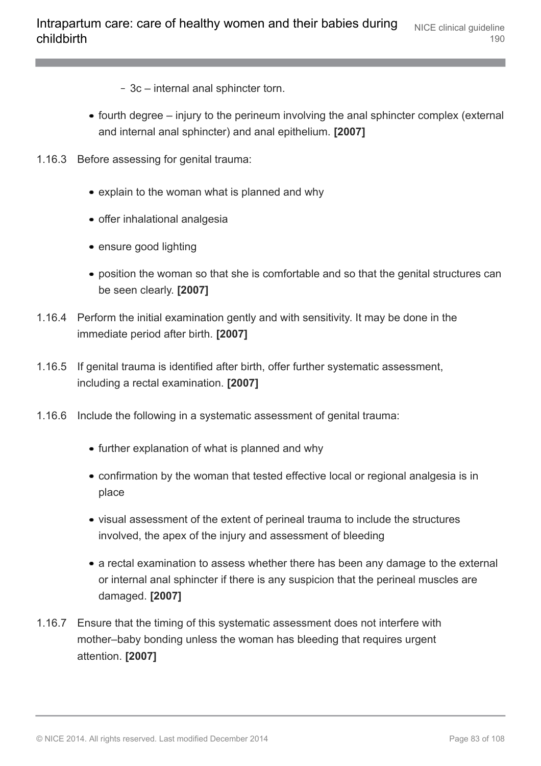- 3c – internal anal sphincter torn.
- fourth degree – injury to the perineum involving the anal sphincter complex (external and internal anal sphincter) and anal epithelium. **[2007]**

1.16.3 Before assessing for genital trauma:

- explain to the woman what is planned and why
- offer inhalational analgesia
- ensure good lighting
- position the woman so that she is comfortable and so that the genital structures can be seen clearly. **[2007]**

1.16.4 Perform the initial examination gently and with sensitivity. It may be done in the immediate period after birth. **[2007]**

1.16.5 If genital trauma is identified after birth, offer further systematic assessment, including a rectal examination. **[2007]**

1.16.6 Include the following in a systematic assessment of genital trauma:

- further explanation of what is planned and why
- confirmation by the woman that tested effective local or regional analgesia is in place
- visual assessment of the extent of perineal trauma to include the structures involved, the apex of the injury and assessment of bleeding
- a rectal examination to assess whether there has been any damage to the external or internal anal sphincter if there is any suspicion that the perineal muscles are damaged. **[2007]**

1.16.7 Ensure that the timing of this systematic assessment does not interfere with mother–baby bonding unless the woman has bleeding that requires urgent attention. **[2007]**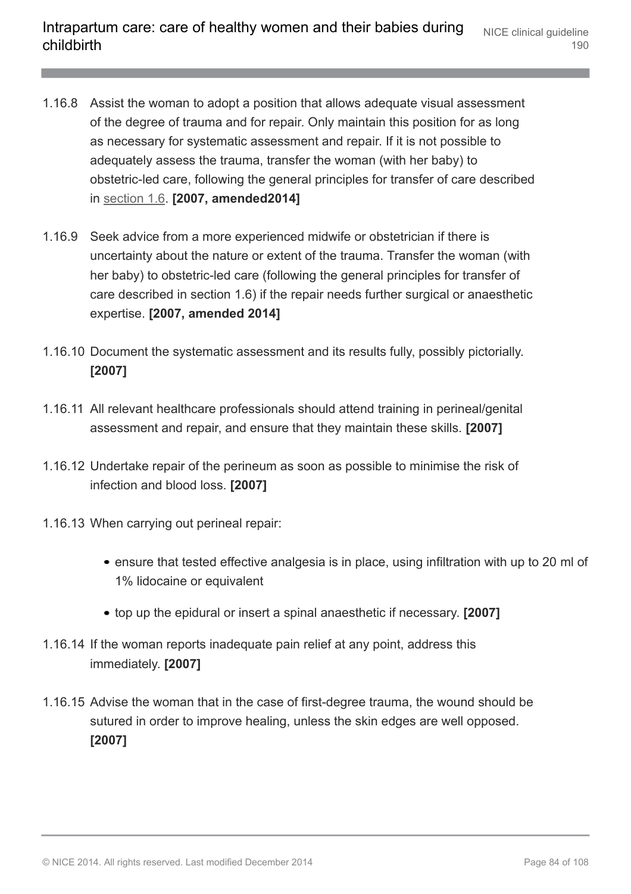1.16.8 Assist the woman to adopt a position that allows adequate visual assessment of the degree of trauma and for repair. Only maintain this position for as long as necessary for systematic assessment and repair. If it is not possible to adequately assess the trauma, transfer the woman (with her baby) to obstetric-led care, following the general principles for transfer of care described in section 1.6. **[2007, amended2014]**

1.16.9 Seek advice from a more experienced midwife or obstetrician if there is uncertainty about the nature or extent of the trauma. Transfer the woman (with her baby) to obstetric-led care (following the general principles for transfer of care described in section 1.6) if the repair needs further surgical or anaesthetic expertise. **[2007, amended 2014]**

1.16.10 Document the systematic assessment and its results fully, possibly pictorially. **[2007]**

1.16.11 All relevant healthcare professionals should attend training in perineal/genital assessment and repair, and ensure that they maintain these skills. **[2007]**

1.16.12 Undertake repair of the perineum as soon as possible to minimise the risk of infection and blood loss. **[2007]**

1.16.13 When carrying out perineal repair:

- ensure that tested effective analgesia is in place, using infiltration with up to 20 ml of 1% lidocaine or equivalent
- top up the epidural or insert a spinal anaesthetic if necessary. **[2007]**

1.16.14 If the woman reports inadequate pain relief at any point, address this immediately. **[2007]**

1.16.15 Advise the woman that in the case of first-degree trauma, the wound should be sutured in order to improve healing, unless the skin edges are well opposed. **[2007]**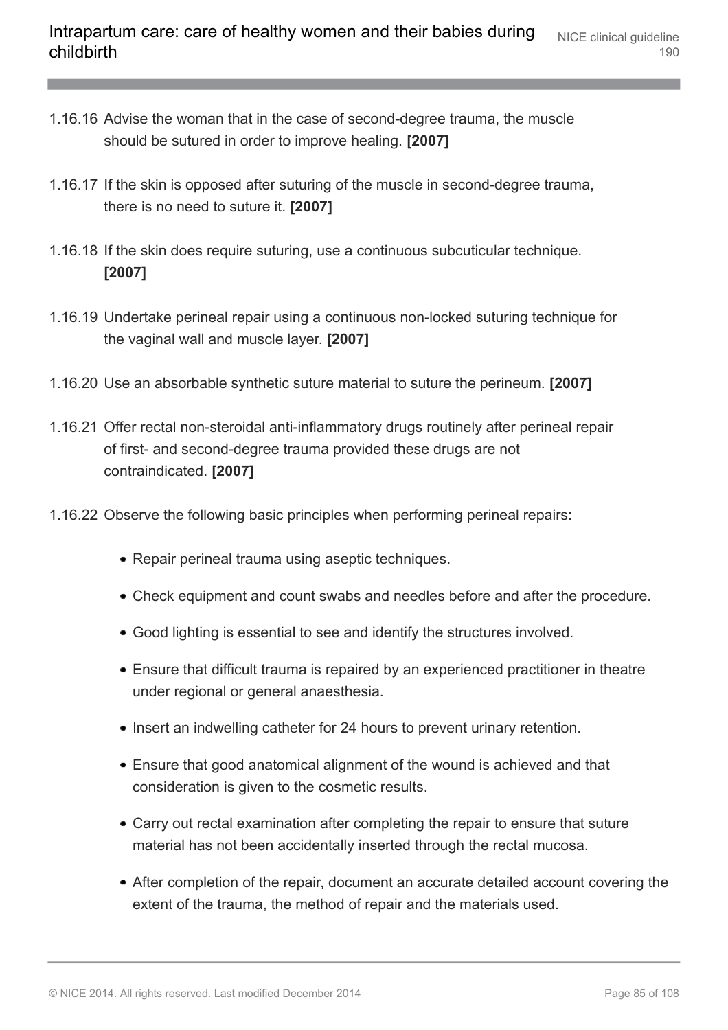1.16.16 Advise the woman that in the case of second-degree trauma, the muscle should be sutured in order to improve healing. **[2007]**

1.16.17 If the skin is opposed after suturing of the muscle in second-degree trauma, there is no need to suture it. **[2007]**

1.16.18 If the skin does require suturing, use a continuous subcuticular technique. **[2007]**

1.16.19 Undertake perineal repair using a continuous non-locked suturing technique for the vaginal wall and muscle layer. **[2007]**

1.16.20 Use an absorbable synthetic suture material to suture the perineum. **[2007]**

1.16.21 Offer rectal non-steroidal anti-inflammatory drugs routinely after perineal repair of first- and second-degree trauma provided these drugs are not contraindicated. **[2007]**

1.16.22 Observe the following basic principles when performing perineal repairs:

- Repair perineal trauma using aseptic techniques.
- Check equipment and count swabs and needles before and after the procedure.
- Good lighting is essential to see and identify the structures involved.
- Ensure that difficult trauma is repaired by an experienced practitioner in theatre under regional or general anaesthesia.
- Insert an indwelling catheter for 24 hours to prevent urinary retention.
- Ensure that good anatomical alignment of the wound is achieved and that consideration is given to the cosmetic results.
- Carry out rectal examination after completing the repair to ensure that suture material has not been accidentally inserted through the rectal mucosa.
- After completion of the repair, document an accurate detailed account covering the extent of the trauma, the method of repair and the materials used.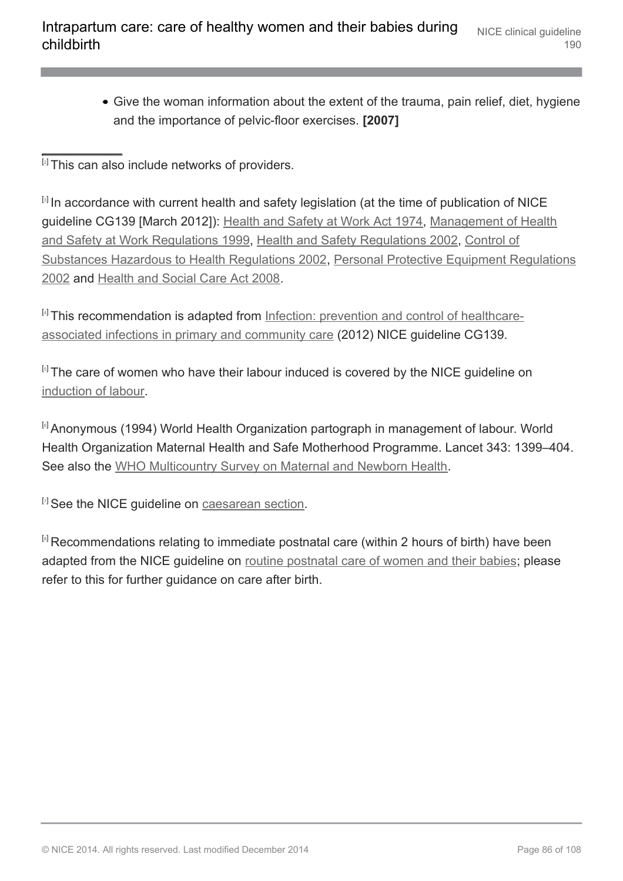- Give the woman information about the extent of the trauma, pain relief, diet, hygiene and the importance of pelvic-floor exercises. **[2007]**

---

[2] This can also include networks of providers.

[3] In accordance with current health and safety legislation (at the time of publication of NICE guideline CG139 [March 2012]): Health and Safety at Work Act 1974, Management of Health and Safety at Work Regulations 1999, Health and Safety Regulations 2002, Control of Substances Hazardous to Health Regulations 2002, Personal Protective Equipment Regulations 2002 and Health and Social Care Act 2008.

[4] This recommendation is adapted from Infection: prevention and control of healthcare-associated infections in primary and community care (2012) NICE guideline CG139.

[5] The care of women who have their labour induced is covered by the NICE guideline on induction of labour.

[6] Anonymous (1994) World Health Organization partograph in management of labour. World Health Organization Maternal Health and Safe Motherhood Programme. Lancet 343: 1399–404. See also the WHO Multicountry Survey on Maternal and Newborn Health.

[7] See the NICE guideline on caesarean section.

[8] Recommendations relating to immediate postnatal care (within 2 hours of birth) have been adapted from the NICE guideline on routine postnatal care of women and their babies; please refer to this for further guidance on care after birth.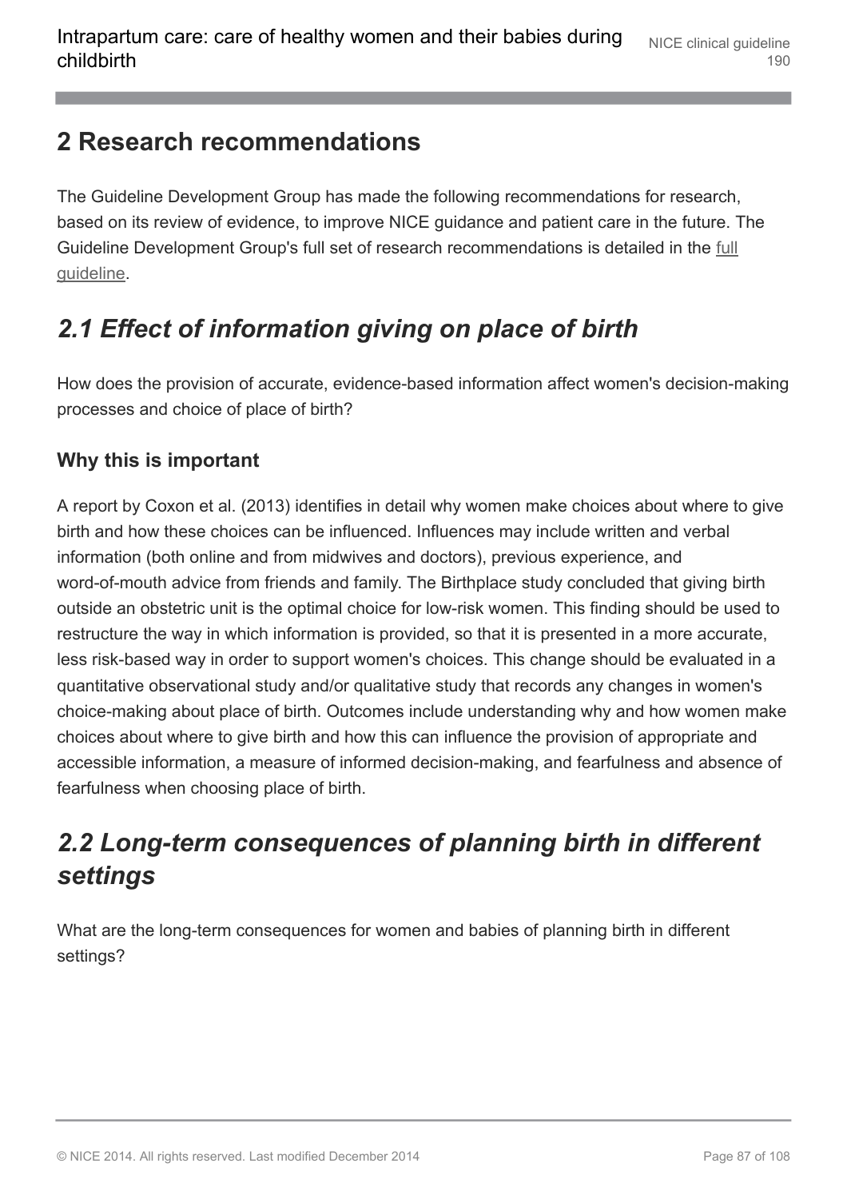# 2 Research recommendations

The Guideline Development Group has made the following recommendations for research, based on its review of evidence, to improve NICE guidance and patient care in the future. The Guideline Development Group's full set of research recommendations is detailed in the full guideline.

## *2.1 Effect of information giving on place of birth*

How does the provision of accurate, evidence-based information affect women's decision-making processes and choice of place of birth?

### Why this is important

A report by Coxon et al. (2013) identifies in detail why women make choices about where to give birth and how these choices can be influenced. Influences may include written and verbal information (both online and from midwives and doctors), previous experience, and word-of-mouth advice from friends and family. The Birthplace study concluded that giving birth outside an obstetric unit is the optimal choice for low-risk women. This finding should be used to restructure the way in which information is provided, so that it is presented in a more accurate, less risk-based way in order to support women's choices. This change should be evaluated in a quantitative observational study and/or qualitative study that records any changes in women's choice-making about place of birth. Outcomes include understanding why and how women make choices about where to give birth and how this can influence the provision of appropriate and accessible information, a measure of informed decision-making, and fearfulness and absence of fearfulness when choosing place of birth.

## *2.2 Long-term consequences of planning birth in different settings*

What are the long-term consequences for women and babies of planning birth in different settings?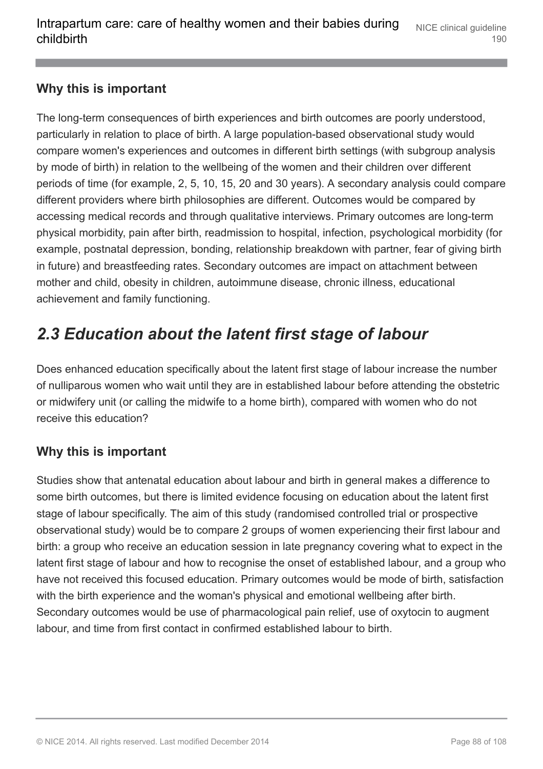### Why this is important

The long-term consequences of birth experiences and birth outcomes are poorly understood, particularly in relation to place of birth. A large population-based observational study would compare women's experiences and outcomes in different birth settings (with subgroup analysis by mode of birth) in relation to the wellbeing of the women and their children over different periods of time (for example, 2, 5, 10, 15, 20 and 30 years). A secondary analysis could compare different providers where birth philosophies are different. Outcomes would be compared by accessing medical records and through qualitative interviews. Primary outcomes are long-term physical morbidity, pain after birth, readmission to hospital, infection, psychological morbidity (for example, postnatal depression, bonding, relationship breakdown with partner, fear of giving birth in future) and breastfeeding rates. Secondary outcomes are impact on attachment between mother and child, obesity in children, autoimmune disease, chronic illness, educational achievement and family functioning.

## *2.3 Education about the latent first stage of labour*

Does enhanced education specifically about the latent first stage of labour increase the number of nulliparous women who wait until they are in established labour before attending the obstetric or midwifery unit (or calling the midwife to a home birth), compared with women who do not receive this education?

### Why this is important

Studies show that antenatal education about labour and birth in general makes a difference to some birth outcomes, but there is limited evidence focusing on education about the latent first stage of labour specifically. The aim of this study (randomised controlled trial or prospective observational study) would be to compare 2 groups of women experiencing their first labour and birth: a group who receive an education session in late pregnancy covering what to expect in the latent first stage of labour and how to recognise the onset of established labour, and a group who have not received this focused education. Primary outcomes would be mode of birth, satisfaction with the birth experience and the woman's physical and emotional wellbeing after birth. Secondary outcomes would be use of pharmacological pain relief, use of oxytocin to augment labour, and time from first contact in confirmed established labour to birth.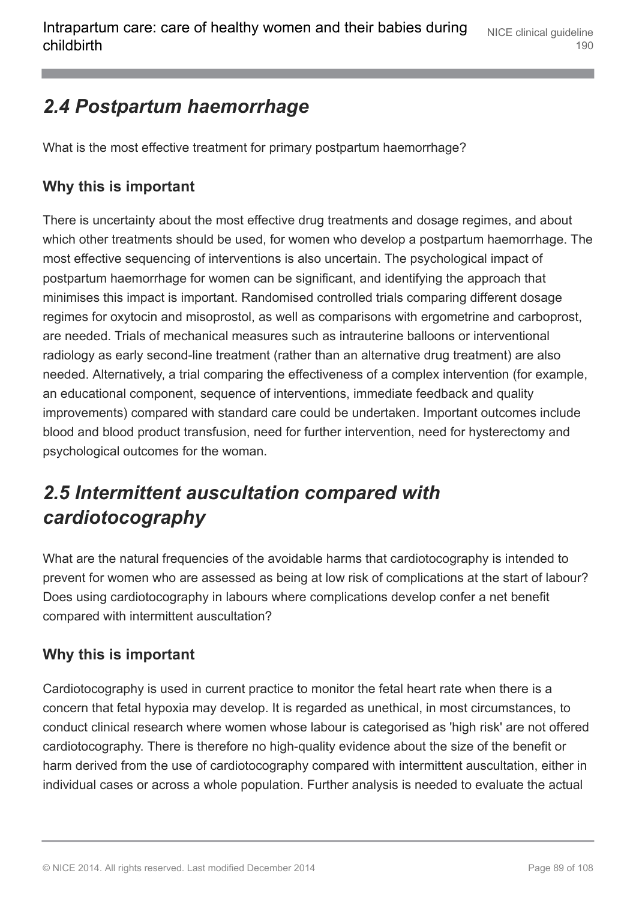## *2.4 Postpartum haemorrhage*

What is the most effective treatment for primary postpartum haemorrhage?

### Why this is important

There is uncertainty about the most effective drug treatments and dosage regimes, and about which other treatments should be used, for women who develop a postpartum haemorrhage. The most effective sequencing of interventions is also uncertain. The psychological impact of postpartum haemorrhage for women can be significant, and identifying the approach that minimises this impact is important. Randomised controlled trials comparing different dosage regimes for oxytocin and misoprostol, as well as comparisons with ergometrine and carboprost, are needed. Trials of mechanical measures such as intrauterine balloons or interventional radiology as early second-line treatment (rather than an alternative drug treatment) are also needed. Alternatively, a trial comparing the effectiveness of a complex intervention (for example, an educational component, sequence of interventions, immediate feedback and quality improvements) compared with standard care could be undertaken. Important outcomes include blood and blood product transfusion, need for further intervention, need for hysterectomy and psychological outcomes for the woman.

## *2.5 Intermittent auscultation compared with cardiotocography*

What are the natural frequencies of the avoidable harms that cardiotocography is intended to prevent for women who are assessed as being at low risk of complications at the start of labour? Does using cardiotocography in labours where complications develop confer a net benefit compared with intermittent auscultation?

### Why this is important

Cardiotocography is used in current practice to monitor the fetal heart rate when there is a concern that fetal hypoxia may develop. It is regarded as unethical, in most circumstances, to conduct clinical research where women whose labour is categorised as 'high risk' are not offered cardiotocography. There is therefore no high-quality evidence about the size of the benefit or harm derived from the use of cardiotocography compared with intermittent auscultation, either in individual cases or across a whole population. Further analysis is needed to evaluate the actual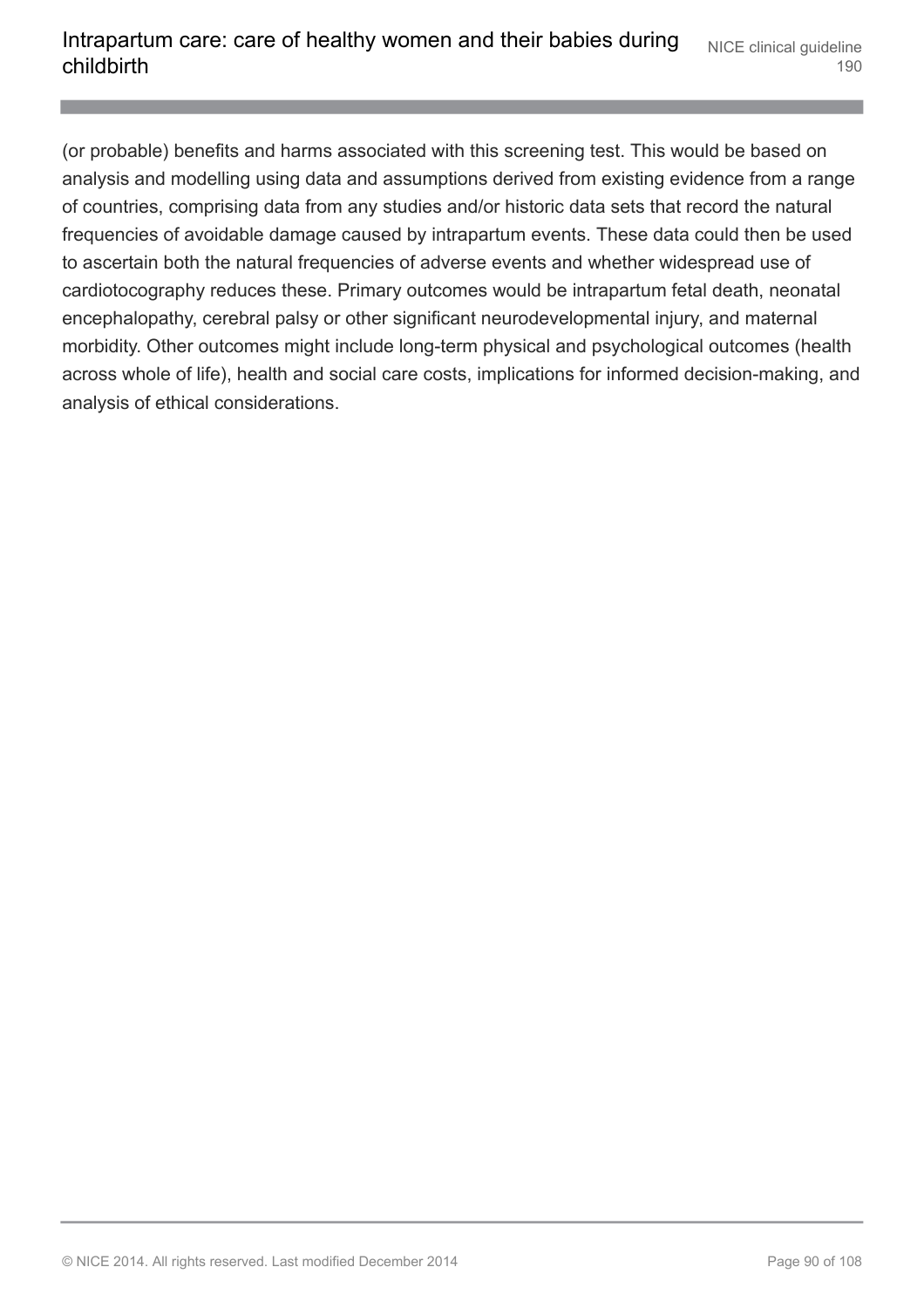(or probable) benefits and harms associated with this screening test. This would be based on analysis and modelling using data and assumptions derived from existing evidence from a range of countries, comprising data from any studies and/or historic data sets that record the natural frequencies of avoidable damage caused by intrapartum events. These data could then be used to ascertain both the natural frequencies of adverse events and whether widespread use of cardiotocography reduces these. Primary outcomes would be intrapartum fetal death, neonatal encephalopathy, cerebral palsy or other significant neurodevelopmental injury, and maternal morbidity. Other outcomes might include long-term physical and psychological outcomes (health across whole of life), health and social care costs, implications for informed decision-making, and analysis of ethical considerations.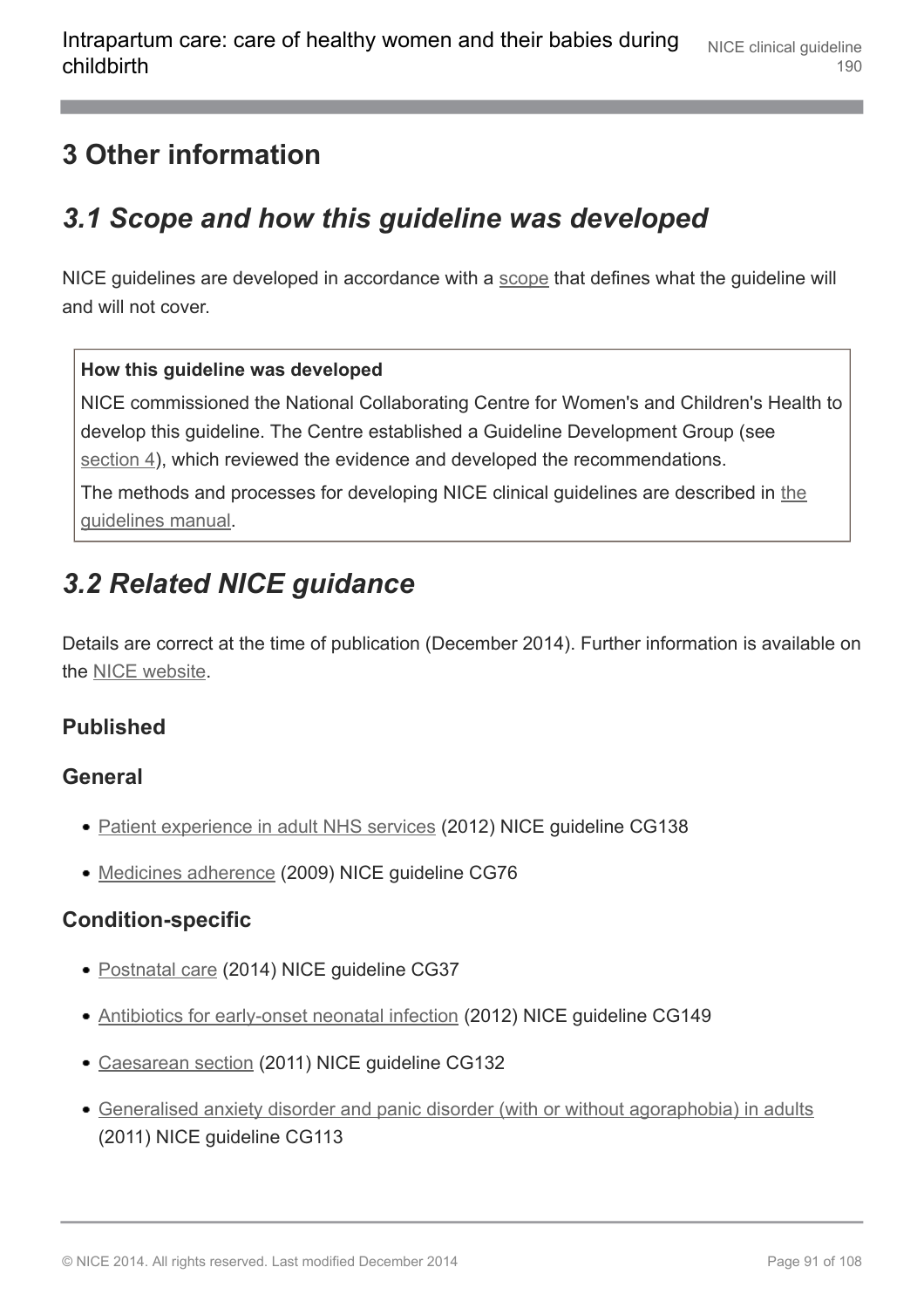# 3 Other information

## 3.1 Scope and how this guideline was developed

NICE guidelines are developed in accordance with a scope that defines what the guideline will and will not cover.

**How this guideline was developed**

NICE commissioned the National Collaborating Centre for Women's and Children's Health to develop this guideline. The Centre established a Guideline Development Group (see section 4), which reviewed the evidence and developed the recommendations.

The methods and processes for developing NICE clinical guidelines are described in the guidelines manual.

## 3.2 Related NICE guidance

Details are correct at the time of publication (December 2014). Further information is available on the NICE website.

### Published

### General

- Patient experience in adult NHS services (2012) NICE guideline CG138
- Medicines adherence (2009) NICE guideline CG76

### Condition-specific

- Postnatal care (2014) NICE guideline CG37
- Antibiotics for early-onset neonatal infection (2012) NICE guideline CG149
- Caesarean section (2011) NICE guideline CG132
- Generalised anxiety disorder and panic disorder (with or without agoraphobia) in adults (2011) NICE guideline CG113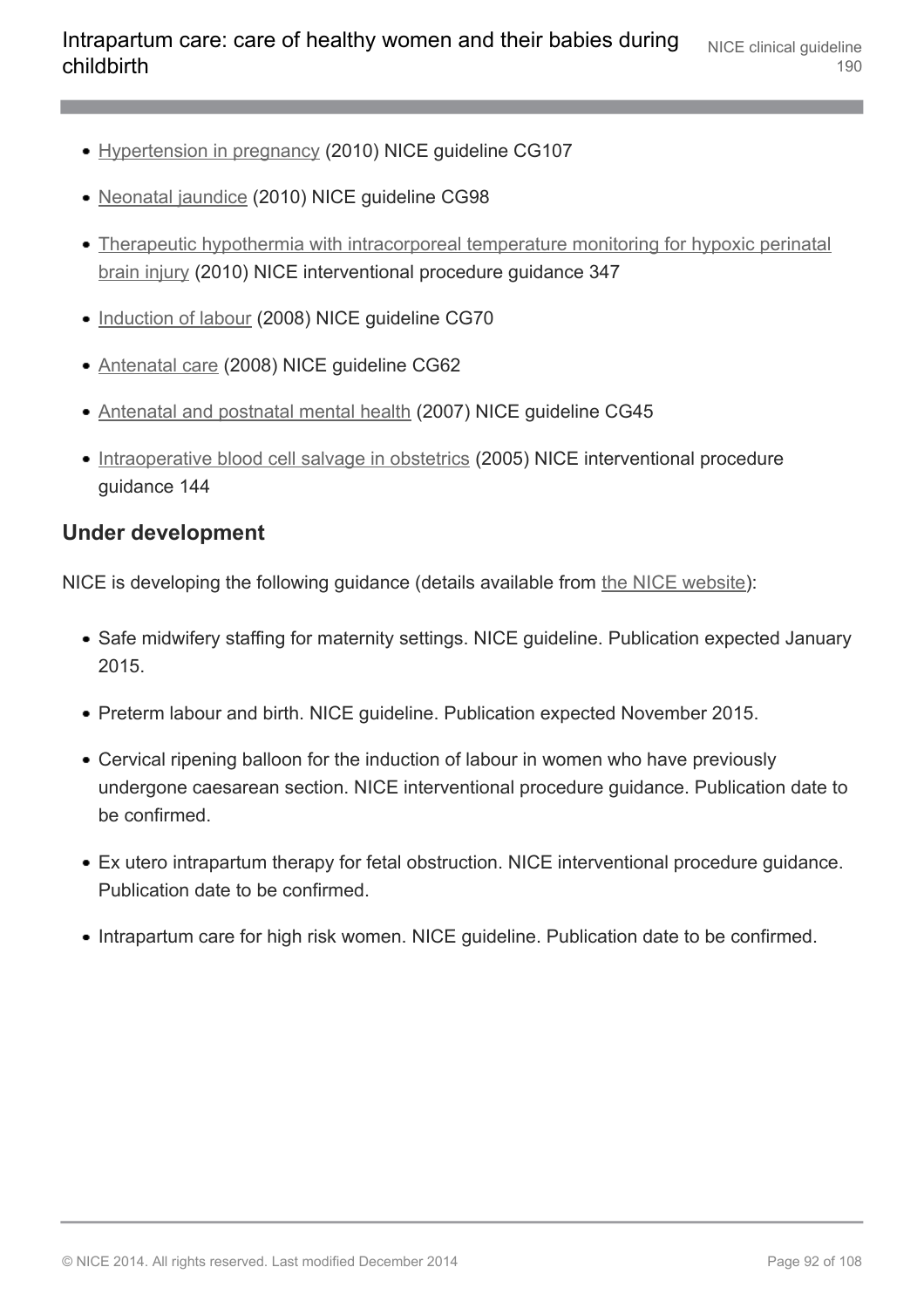- Hypertension in pregnancy (2010) NICE guideline CG107
- Neonatal jaundice (2010) NICE guideline CG98
- Therapeutic hypothermia with intracorporeal temperature monitoring for hypoxic perinatal brain injury (2010) NICE interventional procedure guidance 347
- Induction of labour (2008) NICE guideline CG70
- Antenatal care (2008) NICE guideline CG62
- Antenatal and postnatal mental health (2007) NICE guideline CG45
- Intraoperative blood cell salvage in obstetrics (2005) NICE interventional procedure guidance 144

### Under development

NICE is developing the following guidance (details available from the NICE website):

- Safe midwifery staffing for maternity settings. NICE guideline. Publication expected January 2015.
- Preterm labour and birth. NICE guideline. Publication expected November 2015.
- Cervical ripening balloon for the induction of labour in women who have previously undergone caesarean section. NICE interventional procedure guidance. Publication date to be confirmed.
- Ex utero intrapartum therapy for fetal obstruction. NICE interventional procedure guidance. Publication date to be confirmed.
- Intrapartum care for high risk women. NICE guideline. Publication date to be confirmed.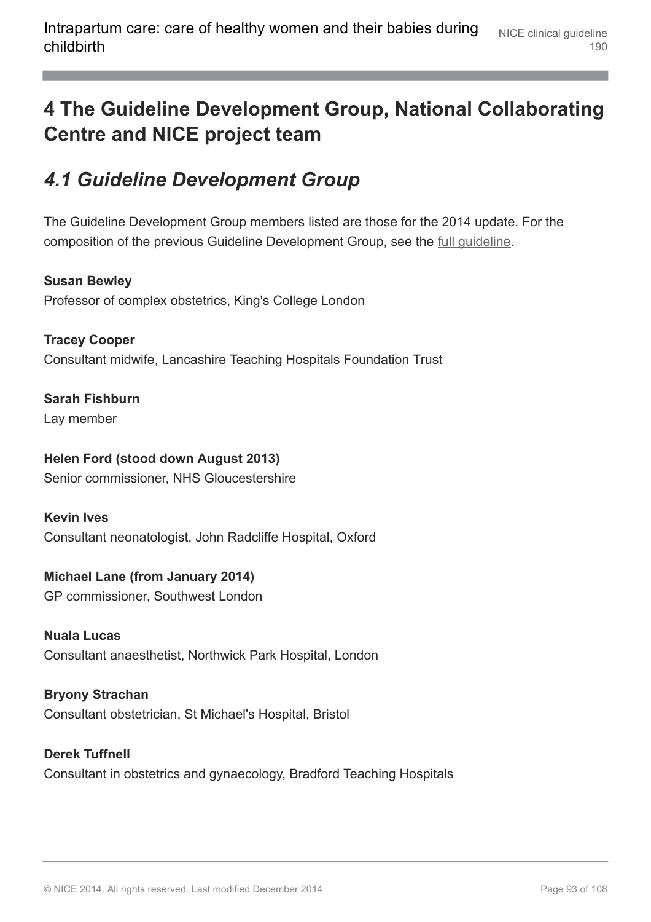# 4 The Guideline Development Group, National Collaborating Centre and NICE project team

## *4.1 Guideline Development Group*

The Guideline Development Group members listed are those for the 2014 update. For the composition of the previous Guideline Development Group, see the full guideline.

**Susan Bewley**
Professor of complex obstetrics, King's College London

**Tracey Cooper**
Consultant midwife, Lancashire Teaching Hospitals Foundation Trust

**Sarah Fishburn**
Lay member

**Helen Ford (stood down August 2013)**
Senior commissioner, NHS Gloucestershire

**Kevin Ives**
Consultant neonatologist, John Radcliffe Hospital, Oxford

**Michael Lane (from January 2014)**
GP commissioner, Southwest London

**Nuala Lucas**
Consultant anaesthetist, Northwick Park Hospital, London

**Bryony Strachan**
Consultant obstetrician, St Michael's Hospital, Bristol

**Derek Tuffnell**
Consultant in obstetrics and gynaecology, Bradford Teaching Hospitals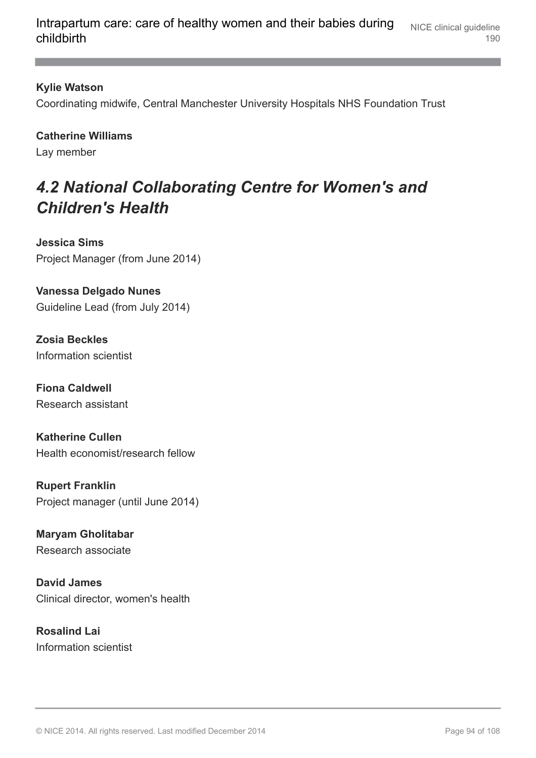**Kylie Watson**
Coordinating midwife, Central Manchester University Hospitals NHS Foundation Trust

**Catherine Williams**
Lay member

## *4.2 National Collaborating Centre for Women's and Children's Health*

**Jessica Sims**
Project Manager (from June 2014)

**Vanessa Delgado Nunes**
Guideline Lead (from July 2014)

**Zosia Beckles**
Information scientist

**Fiona Caldwell**
Research assistant

**Katherine Cullen**
Health economist/research fellow

**Rupert Franklin**
Project manager (until June 2014)

**Maryam Gholitabar**
Research associate

**David James**
Clinical director, women's health

**Rosalind Lai**
Information scientist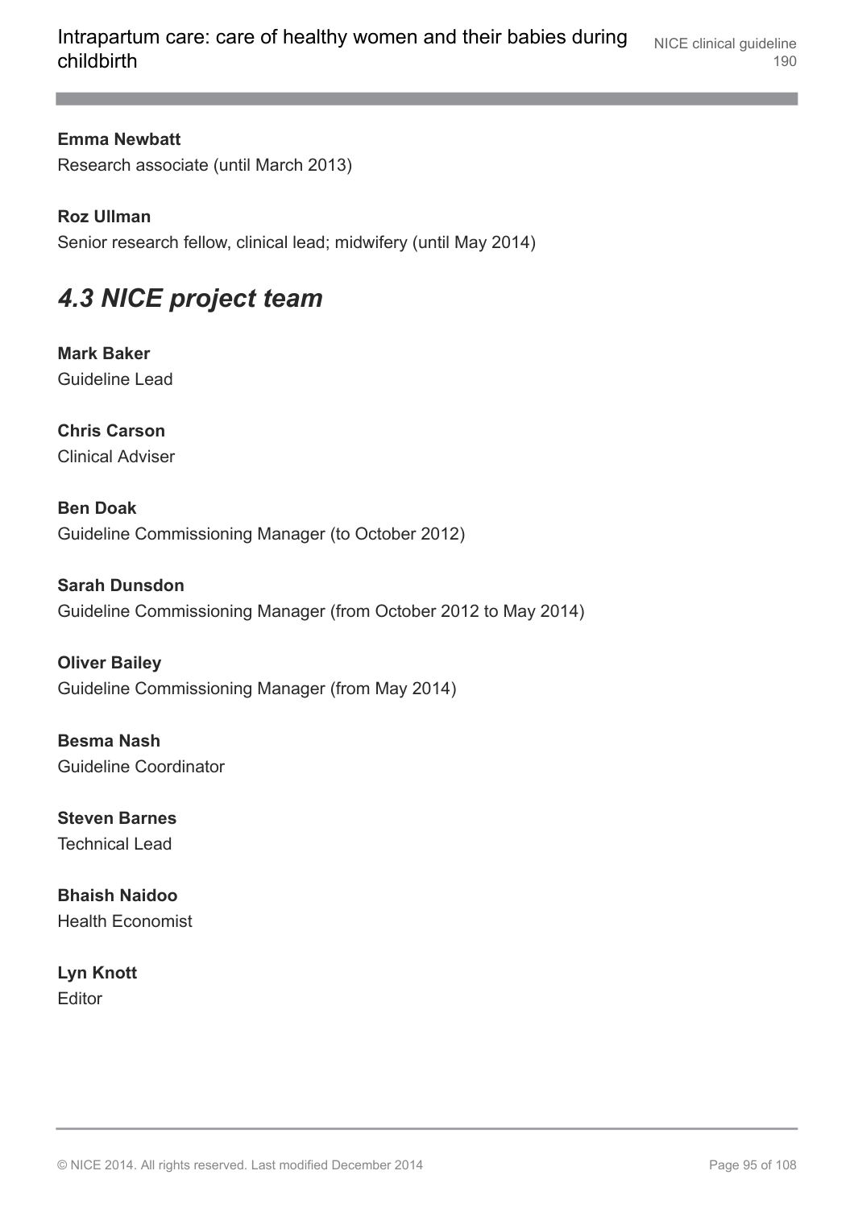**Emma Newbatt**
Research associate (until March 2013)

**Roz Ullman**
Senior research fellow, clinical lead; midwifery (until May 2014)

## *4.3 NICE project team*

**Mark Baker**
Guideline Lead

**Chris Carson**
Clinical Adviser

**Ben Doak**
Guideline Commissioning Manager (to October 2012)

**Sarah Dunsdon**
Guideline Commissioning Manager (from October 2012 to May 2014)

**Oliver Bailey**
Guideline Commissioning Manager (from May 2014)

**Besma Nash**
Guideline Coordinator

**Steven Barnes**
Technical Lead

**Bhaish Naidoo**
Health Economist

**Lyn Knott**
Editor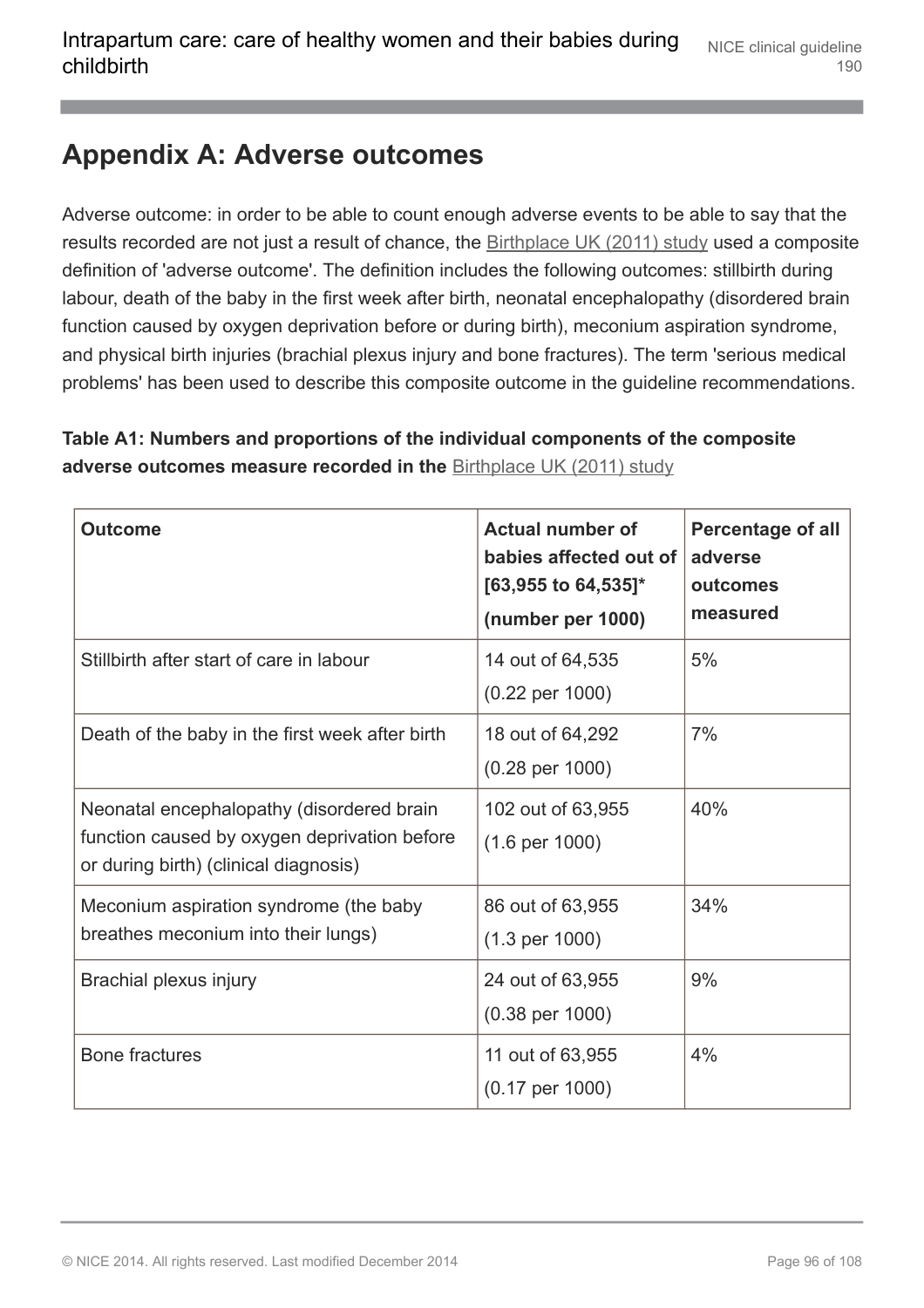## Appendix A: Adverse outcomes

Adverse outcome: in order to be able to count enough adverse events to be able to say that the results recorded are not just a result of chance, the Birthplace UK (2011) study used a composite definition of 'adverse outcome'. The definition includes the following outcomes: stillbirth during labour, death of the baby in the first week after birth, neonatal encephalopathy (disordered brain function caused by oxygen deprivation before or during birth), meconium aspiration syndrome, and physical birth injuries (brachial plexus injury and bone fractures). The term 'serious medical problems' has been used to describe this composite outcome in the guideline recommendations.

**Table A1: Numbers and proportions of the individual components of the composite adverse outcomes measure recorded in the** Birthplace UK (2011) study

| Outcome | Actual number of babies affected out of [63,955 to 64,535]* (number per 1000) | Percentage of all adverse outcomes measured |
|---|---|---|
| Stillbirth after start of care in labour | 14 out of 64,535 (0.22 per 1000) | 5% |
| Death of the baby in the first week after birth | 18 out of 64,292 (0.28 per 1000) | 7% |
| Neonatal encephalopathy (disordered brain function caused by oxygen deprivation before or during birth) (clinical diagnosis) | 102 out of 63,955 (1.6 per 1000) | 40% |
| Meconium aspiration syndrome (the baby breathes meconium into their lungs) | 86 out of 63,955 (1.3 per 1000) | 34% |
| Brachial plexus injury | 24 out of 63,955 (0.38 per 1000) | 9% |
| Bone fractures | 11 out of 63,955 (0.17 per 1000) | 4% |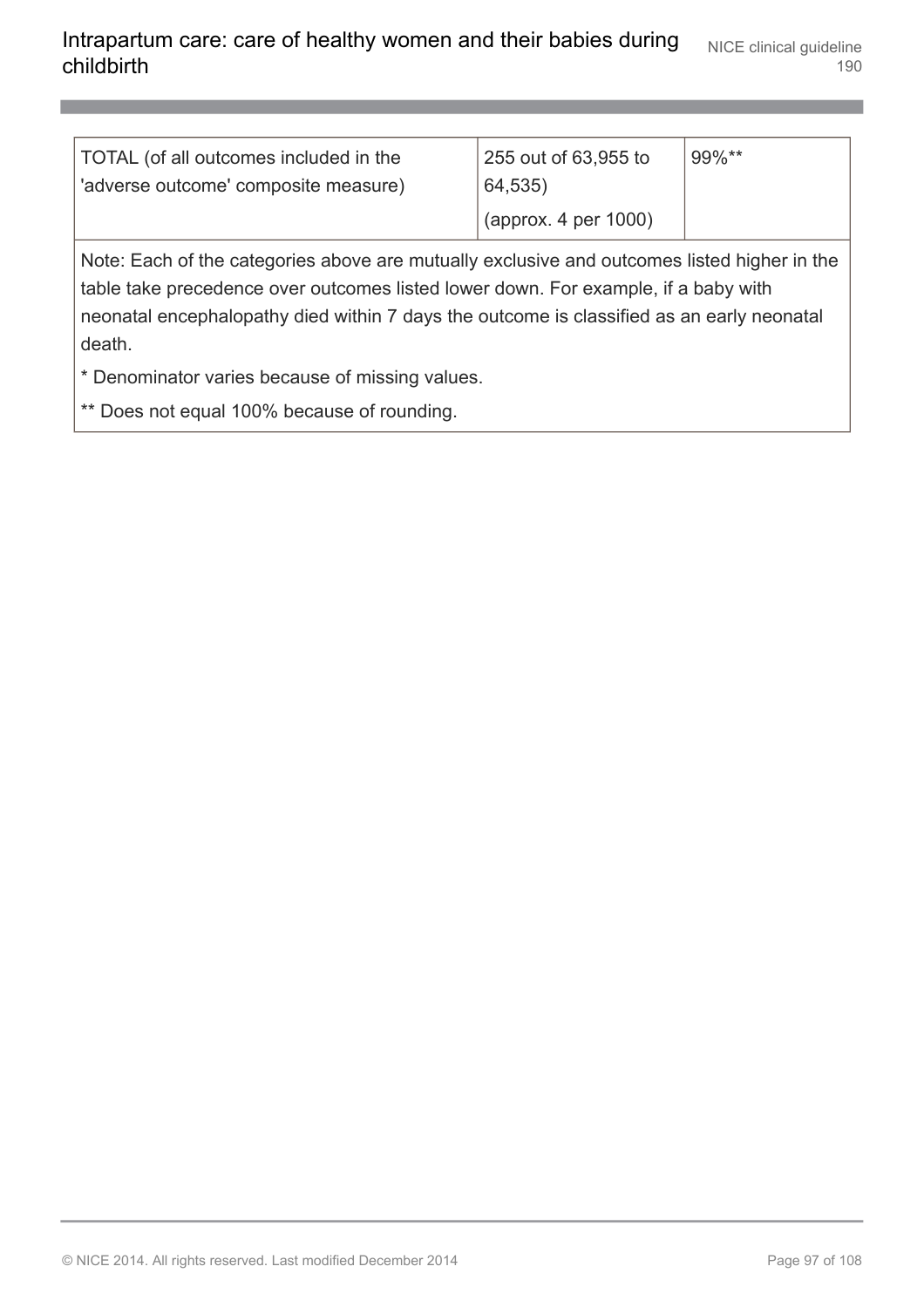| | | |
|---|---|---|
| TOTAL (of all outcomes included in the 'adverse outcome' composite measure) | 255 out of 63,955 to 64,535)<br>(approx. 4 per 1000) | 99%** |
| Note: Each of the categories above are mutually exclusive and outcomes listed higher in the table take precedence over outcomes listed lower down. For example, if a baby with neonatal encephalopathy died within 7 days the outcome is classified as an early neonatal death.<br>* Denominator varies because of missing values.<br>** Does not equal 100% because of rounding. | | |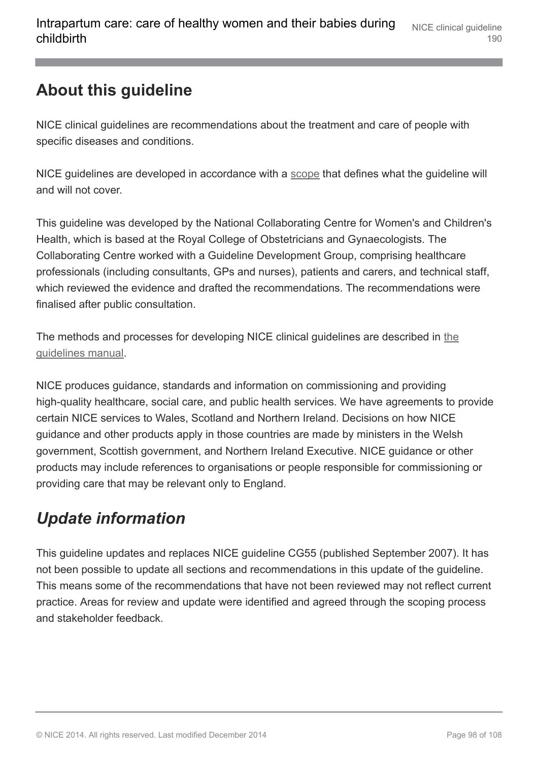## About this guideline

NICE clinical guidelines are recommendations about the treatment and care of people with specific diseases and conditions.

NICE guidelines are developed in accordance with a scope that defines what the guideline will and will not cover.

This guideline was developed by the National Collaborating Centre for Women's and Children's Health, which is based at the Royal College of Obstetricians and Gynaecologists. The Collaborating Centre worked with a Guideline Development Group, comprising healthcare professionals (including consultants, GPs and nurses), patients and carers, and technical staff, which reviewed the evidence and drafted the recommendations. The recommendations were finalised after public consultation.

The methods and processes for developing NICE clinical guidelines are described in the guidelines manual.

NICE produces guidance, standards and information on commissioning and providing high-quality healthcare, social care, and public health services. We have agreements to provide certain NICE services to Wales, Scotland and Northern Ireland. Decisions on how NICE guidance and other products apply in those countries are made by ministers in the Welsh government, Scottish government, and Northern Ireland Executive. NICE guidance or other products may include references to organisations or people responsible for commissioning or providing care that may be relevant only to England.

### *Update information*

This guideline updates and replaces NICE guideline CG55 (published September 2007). It has not been possible to update all sections and recommendations in this update of the guideline. This means some of the recommendations that have not been reviewed may not reflect current practice. Areas for review and update were identified and agreed through the scoping process and stakeholder feedback.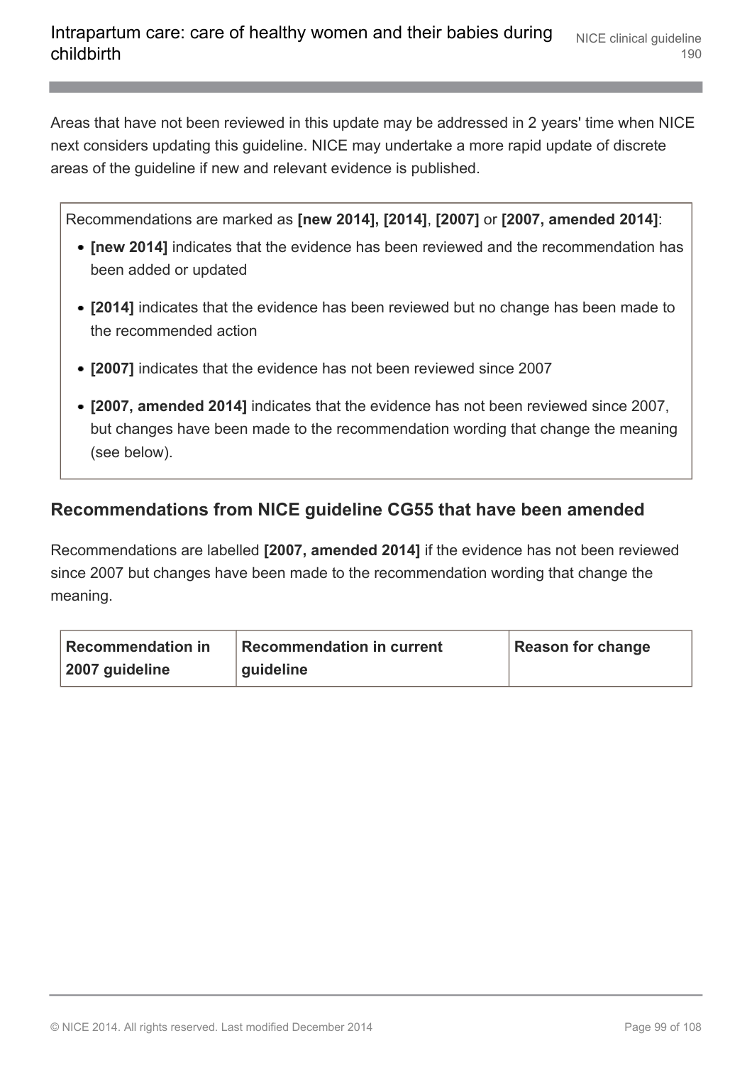Areas that have not been reviewed in this update may be addressed in 2 years' time when NICE next considers updating this guideline. NICE may undertake a more rapid update of discrete areas of the guideline if new and relevant evidence is published.

Recommendations are marked as **[new 2014], [2014]**, **[2007]** or **[2007, amended 2014]**:

- **[new 2014]** indicates that the evidence has been reviewed and the recommendation has been added or updated
- **[2014]** indicates that the evidence has been reviewed but no change has been made to the recommended action
- **[2007]** indicates that the evidence has not been reviewed since 2007
- **[2007, amended 2014]** indicates that the evidence has not been reviewed since 2007, but changes have been made to the recommendation wording that change the meaning (see below).

## Recommendations from NICE guideline CG55 that have been amended

Recommendations are labelled **[2007, amended 2014]** if the evidence has not been reviewed since 2007 but changes have been made to the recommendation wording that change the meaning.

| Recommendation in 2007 guideline | Recommendation in current guideline | Reason for change |
|---|---|---|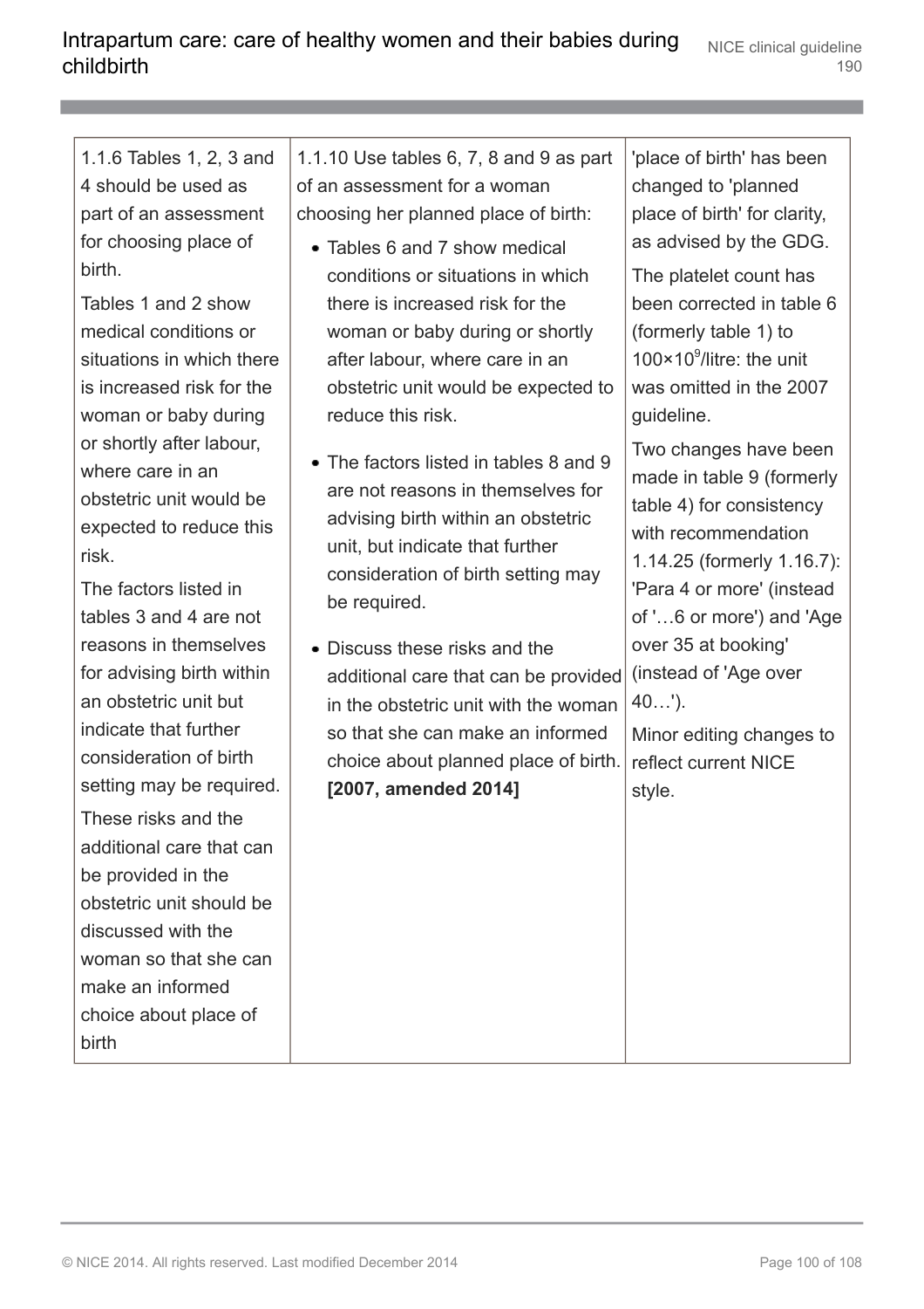| | | |
|---|---|---|
| 1.1.6 Tables 1, 2, 3 and 4 should be used as part of an assessment for choosing place of birth.<br><br>Tables 1 and 2 show medical conditions or situations in which there is increased risk for the woman or baby during or shortly after labour, where care in an obstetric unit would be expected to reduce this risk.<br><br>The factors listed in tables 3 and 4 are not reasons in themselves for advising birth within an obstetric unit but indicate that further consideration of birth setting may be required.<br><br>These risks and the additional care that can be provided in the obstetric unit should be discussed with the woman so that she can make an informed choice about place of birth | 1.1.10 Use tables 6, 7, 8 and 9 as part of an assessment for a woman choosing her planned place of birth:<br><br>• Tables 6 and 7 show medical conditions or situations in which there is increased risk for the woman or baby during or shortly after labour, where care in an obstetric unit would be expected to reduce this risk.<br><br>• The factors listed in tables 8 and 9 are not reasons in themselves for advising birth within an obstetric unit, but indicate that further consideration of birth setting may be required.<br><br>• Discuss these risks and the additional care that can be provided in the obstetric unit with the woman so that she can make an informed choice about planned place of birth. **[2007, amended 2014]** | 'place of birth' has been changed to 'planned place of birth' for clarity, as advised by the GDG.<br><br>The platelet count has been corrected in table 6 (formerly table 1) to $100 \times 10^9$/litre: the unit was omitted in the 2007 guideline.<br><br>Two changes have been made in table 9 (formerly table 4) for consistency with recommendation 1.14.25 (formerly 1.16.7): 'Para 4 or more' (instead of '…6 or more') and 'Age over 35 at booking' (instead of 'Age over 40…').<br><br>Minor editing changes to reflect current NICE style. |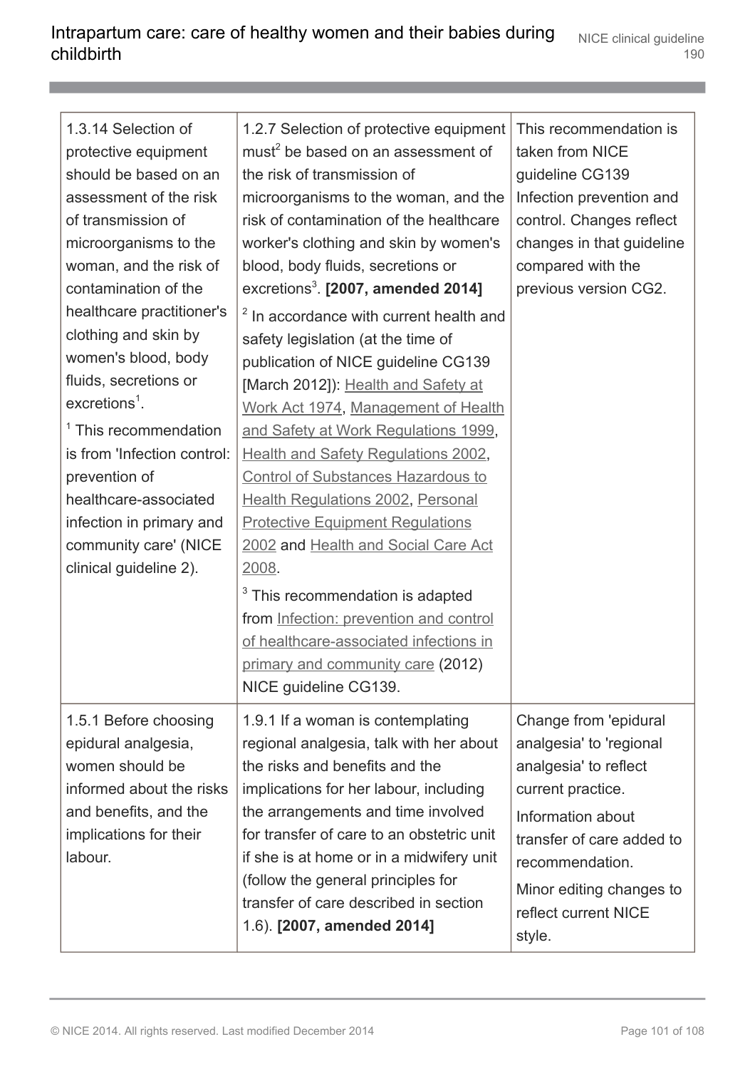| | | |
|---|---|---|
| 1.3.14 Selection of protective equipment should be based on an assessment of the risk of transmission of microorganisms to the woman, and the risk of contamination of the healthcare practitioner's clothing and skin by women's blood, body fluids, secretions or excretions[1].<br>[1] This recommendation is from 'Infection control: prevention of healthcare-associated infection in primary and community care' (NICE clinical guideline 2). | 1.2.7 Selection of protective equipment must[2] be based on an assessment of the risk of transmission of microorganisms to the woman, and the risk of contamination of the healthcare worker's clothing and skin by women's blood, body fluids, secretions or excretions[3]. **[2007, amended 2014]**<br>[2] In accordance with current health and safety legislation (at the time of publication of NICE guideline CG139 [March 2012]): Health and Safety at Work Act 1974, Management of Health and Safety at Work Regulations 1999, Health and Safety Regulations 2002, Control of Substances Hazardous to Health Regulations 2002, Personal Protective Equipment Regulations 2002 and Health and Social Care Act 2008.<br>[3] This recommendation is adapted from Infection: prevention and control of healthcare-associated infections in primary and community care (2012) NICE guideline CG139. | This recommendation is taken from NICE guideline CG139 Infection prevention and control. Changes reflect changes in that guideline compared with the previous version CG2. |
| 1.5.1 Before choosing epidural analgesia, women should be informed about the risks and benefits, and the implications for their labour. | 1.9.1 If a woman is contemplating regional analgesia, talk with her about the risks and benefits and the implications for her labour, including the arrangements and time involved for transfer of care to an obstetric unit if she is at home or in a midwifery unit (follow the general principles for transfer of care described in section 1.6). **[2007, amended 2014]** | Change from 'epidural analgesia' to 'regional analgesia' to reflect current practice.<br>Information about transfer of care added to recommendation.<br>Minor editing changes to reflect current NICE style. |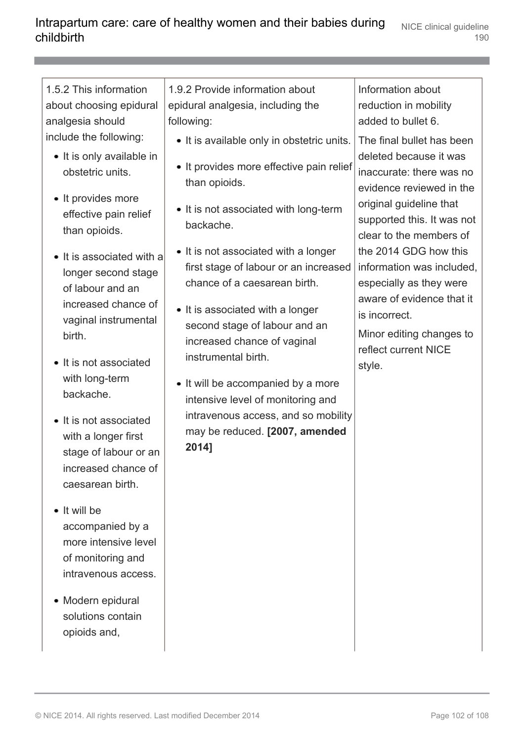| | | |
|---|---|---|
| 1.5.2 This information about choosing epidural analgesia should include the following:<br>• It is only available in obstetric units.<br>• It provides more effective pain relief than opioids.<br>• It is associated with a longer second stage of labour and an increased chance of vaginal instrumental birth.<br>• It is not associated with long-term backache.<br>• It is not associated with a longer first stage of labour or an increased chance of caesarean birth.<br>• It will be accompanied by a more intensive level of monitoring and intravenous access.<br>• Modern epidural solutions contain opioids and, | 1.9.2 Provide information about epidural analgesia, including the following:<br>• It is available only in obstetric units.<br>• It provides more effective pain relief than opioids.<br>• It is not associated with long-term backache.<br>• It is not associated with a longer first stage of labour or an increased chance of a caesarean birth.<br>• It is associated with a longer second stage of labour and an increased chance of vaginal instrumental birth.<br>• It will be accompanied by a more intensive level of monitoring and intravenous access, and so mobility may be reduced. **[2007, amended 2014]** | Information about reduction in mobility added to bullet 6.<br>The final bullet has been deleted because it was inaccurate: there was no evidence reviewed in the original guideline that supported this. It was not clear to the members of the 2014 GDG how this information was included, especially as they were aware of evidence that it is incorrect.<br>Minor editing changes to reflect current NICE style. |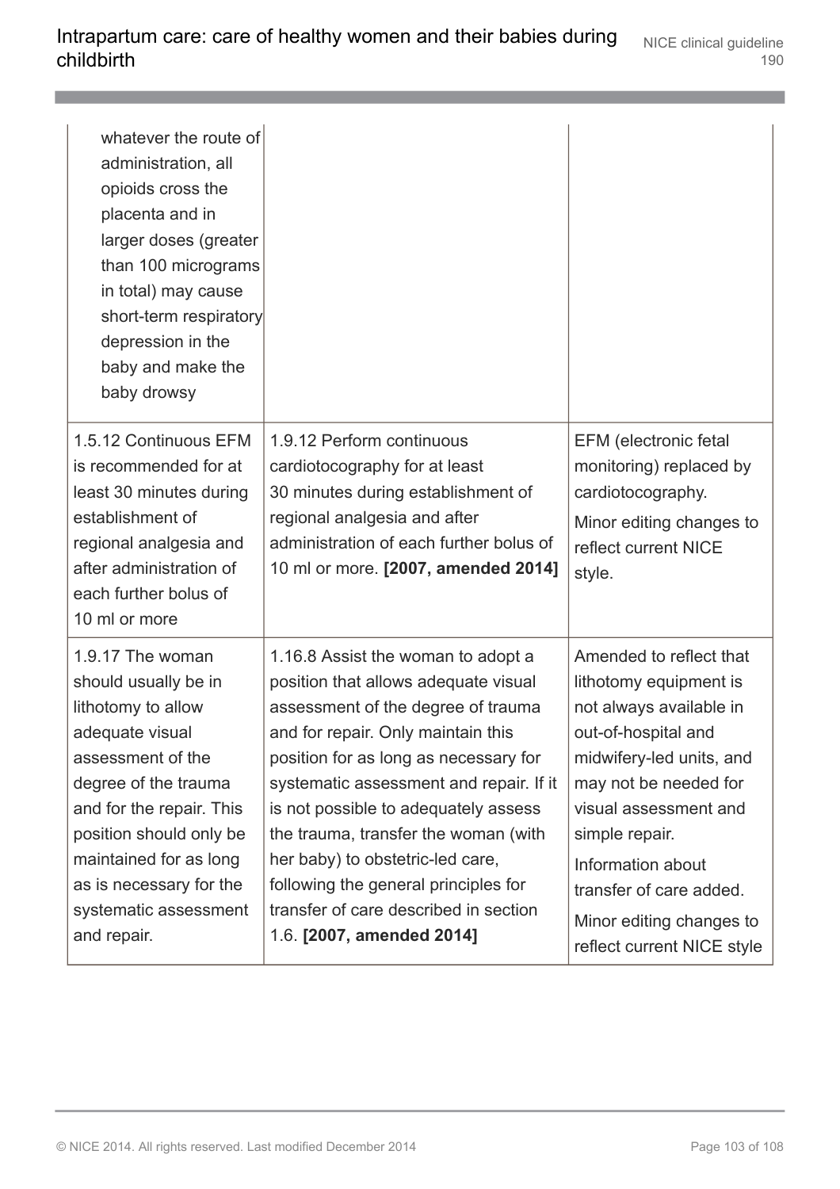| | | |
|---|---|---|
| whatever the route of administration, all opioids cross the placenta and in larger doses (greater than 100 micrograms in total) may cause short-term respiratory depression in the baby and make the baby drowsy | | |
| 1.5.12 Continuous EFM is recommended for at least 30 minutes during establishment of regional analgesia and after administration of each further bolus of 10 ml or more | 1.9.12 Perform continuous cardiotocography for at least 30 minutes during establishment of regional analgesia and after administration of each further bolus of 10 ml or more. **[2007, amended 2014]** | EFM (electronic fetal monitoring) replaced by cardiotocography. Minor editing changes to reflect current NICE style. |
| 1.9.17 The woman should usually be in lithotomy to allow adequate visual assessment of the degree of the trauma and for the repair. This position should only be maintained for as long as is necessary for the systematic assessment and repair. | 1.16.8 Assist the woman to adopt a position that allows adequate visual assessment of the degree of trauma and for repair. Only maintain this position for as long as necessary for systematic assessment and repair. If it is not possible to adequately assess the trauma, transfer the woman (with her baby) to obstetric-led care, following the general principles for transfer of care described in section 1.6. **[2007, amended 2014]** | Amended to reflect that lithotomy equipment is not always available in out-of-hospital and midwifery-led units, and may not be needed for visual assessment and simple repair. Information about transfer of care added. Minor editing changes to reflect current NICE style |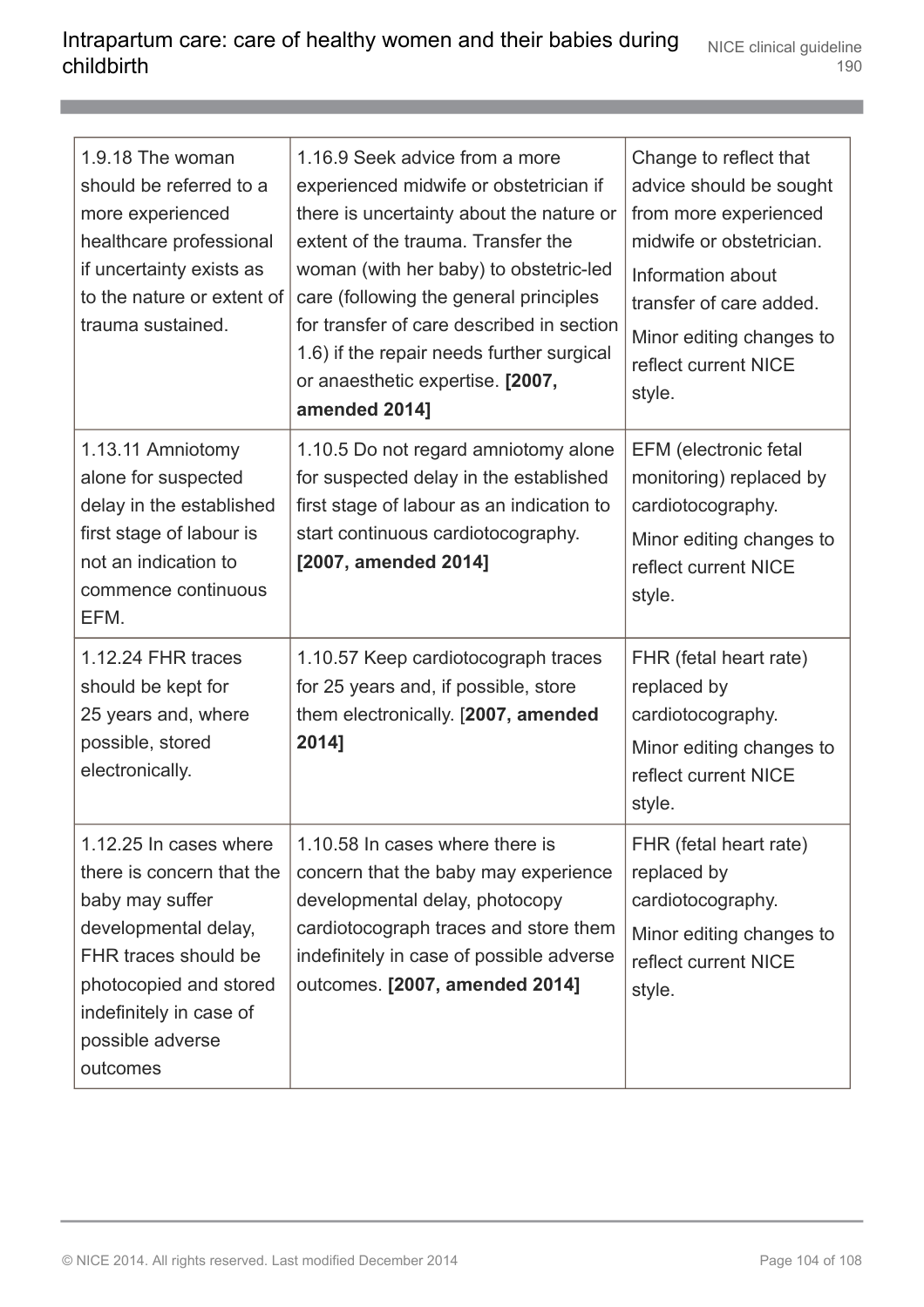| | | |
|---|---|---|
| 1.9.18 The woman should be referred to a more experienced healthcare professional if uncertainty exists as to the nature or extent of trauma sustained. | 1.16.9 Seek advice from a more experienced midwife or obstetrician if there is uncertainty about the nature or extent of the trauma. Transfer the woman (with her baby) to obstetric-led care (following the general principles for transfer of care described in section 1.6) if the repair needs further surgical or anaesthetic expertise. **[2007, amended 2014]** | Change to reflect that advice should be sought from more experienced midwife or obstetrician. Information about transfer of care added. Minor editing changes to reflect current NICE style. |
| 1.13.11 Amniotomy alone for suspected delay in the established first stage of labour is not an indication to commence continuous EFM. | 1.10.5 Do not regard amniotomy alone for suspected delay in the established first stage of labour as an indication to start continuous cardiotocography. **[2007, amended 2014]** | EFM (electronic fetal monitoring) replaced by cardiotocography. Minor editing changes to reflect current NICE style. |
| 1.12.24 FHR traces should be kept for 25 years and, where possible, stored electronically. | 1.10.57 Keep cardiotocograph traces for 25 years and, if possible, store them electronically. [**2007, amended 2014]** | FHR (fetal heart rate) replaced by cardiotocography. Minor editing changes to reflect current NICE style. |
| 1.12.25 In cases where there is concern that the baby may suffer developmental delay, FHR traces should be photocopied and stored indefinitely in case of possible adverse outcomes | 1.10.58 In cases where there is concern that the baby may experience developmental delay, photocopy cardiotocograph traces and store them indefinitely in case of possible adverse outcomes. **[2007, amended 2014]** | FHR (fetal heart rate) replaced by cardiotocography. Minor editing changes to reflect current NICE style. |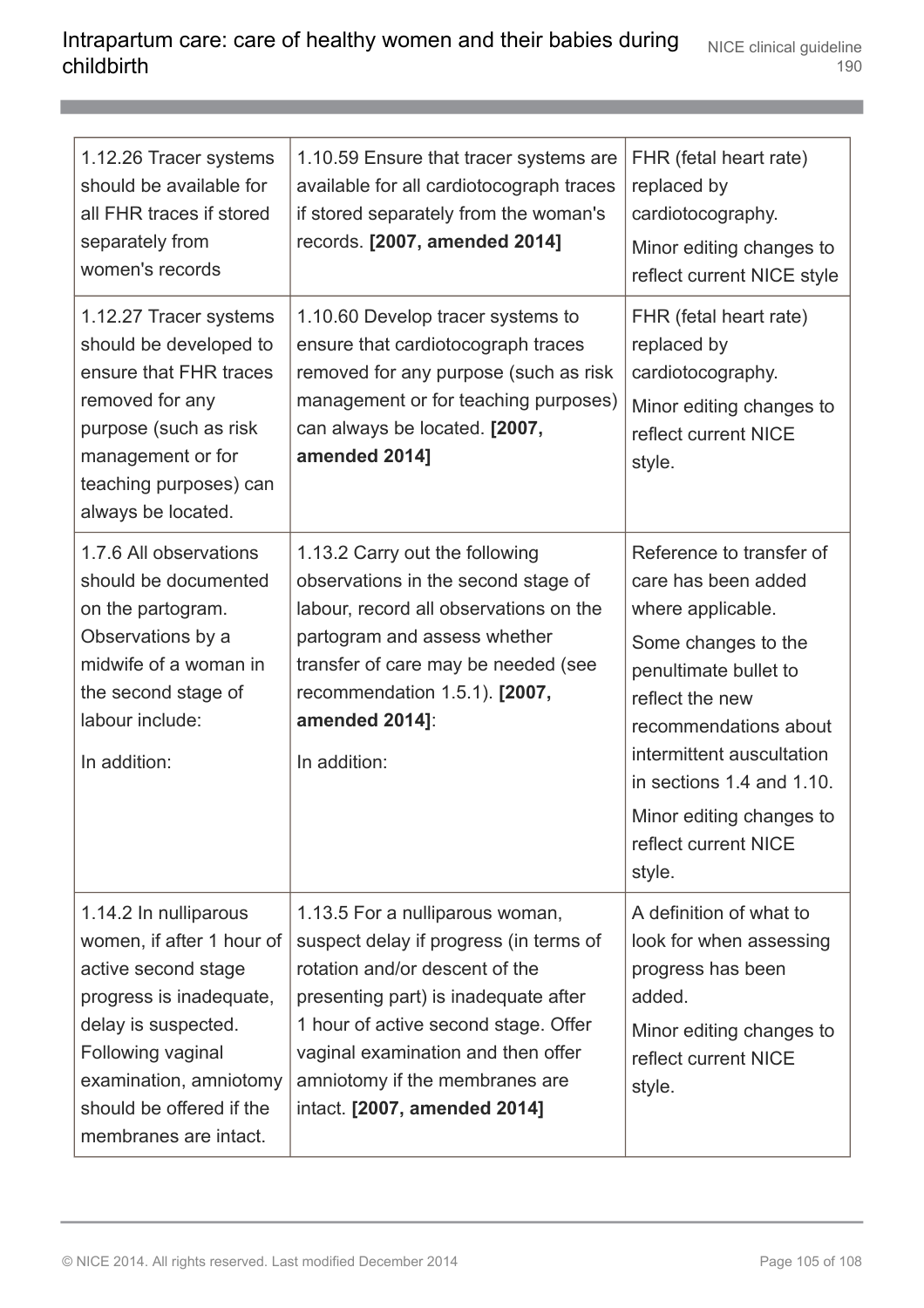| | | |
|---|---|---|
| 1.12.26 Tracer systems should be available for all FHR traces if stored separately from women's records | 1.10.59 Ensure that tracer systems are available for all cardiotocograph traces if stored separately from the woman's records. **[2007, amended 2014]** | FHR (fetal heart rate) replaced by cardiotocography.<br><br>Minor editing changes to reflect current NICE style |
| 1.12.27 Tracer systems should be developed to ensure that FHR traces removed for any purpose (such as risk management or for teaching purposes) can always be located. | 1.10.60 Develop tracer systems to ensure that cardiotocograph traces removed for any purpose (such as risk management or for teaching purposes) can always be located. **[2007, amended 2014]** | FHR (fetal heart rate) replaced by cardiotocography.<br><br>Minor editing changes to reflect current NICE style. |
| 1.7.6 All observations should be documented on the partogram. Observations by a midwife of a woman in the second stage of labour include:<br><br>In addition: | 1.13.2 Carry out the following observations in the second stage of labour, record all observations on the partogram and assess whether transfer of care may be needed (see recommendation 1.5.1). **[2007, amended 2014]**:<br><br>In addition: | Reference to transfer of care has been added where applicable.<br><br>Some changes to the penultimate bullet to reflect the new recommendations about intermittent auscultation in sections 1.4 and 1.10.<br><br>Minor editing changes to reflect current NICE style. |
| 1.14.2 In nulliparous women, if after 1 hour of active second stage progress is inadequate, delay is suspected. Following vaginal examination, amniotomy should be offered if the membranes are intact. | 1.13.5 For a nulliparous woman, suspect delay if progress (in terms of rotation and/or descent of the presenting part) is inadequate after 1 hour of active second stage. Offer vaginal examination and then offer amniotomy if the membranes are intact. **[2007, amended 2014]** | A definition of what to look for when assessing progress has been added.<br><br>Minor editing changes to reflect current NICE style. |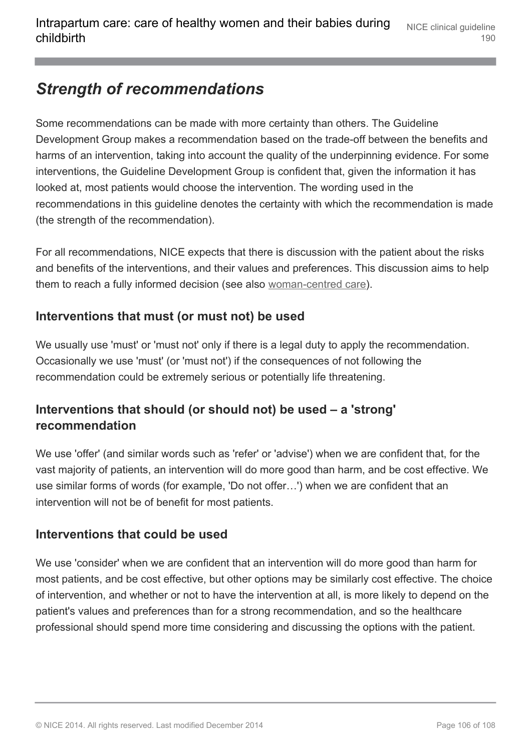## *Strength of recommendations*

Some recommendations can be made with more certainty than others. The Guideline Development Group makes a recommendation based on the trade-off between the benefits and harms of an intervention, taking into account the quality of the underpinning evidence. For some interventions, the Guideline Development Group is confident that, given the information it has looked at, most patients would choose the intervention. The wording used in the recommendations in this guideline denotes the certainty with which the recommendation is made (the strength of the recommendation).

For all recommendations, NICE expects that there is discussion with the patient about the risks and benefits of the interventions, and their values and preferences. This discussion aims to help them to reach a fully informed decision (see also woman-centred care).

### Interventions that must (or must not) be used

We usually use 'must' or 'must not' only if there is a legal duty to apply the recommendation. Occasionally we use 'must' (or 'must not') if the consequences of not following the recommendation could be extremely serious or potentially life threatening.

### Interventions that should (or should not) be used – a 'strong' recommendation

We use 'offer' (and similar words such as 'refer' or 'advise') when we are confident that, for the vast majority of patients, an intervention will do more good than harm, and be cost effective. We use similar forms of words (for example, 'Do not offer…') when we are confident that an intervention will not be of benefit for most patients.

### Interventions that could be used

We use 'consider' when we are confident that an intervention will do more good than harm for most patients, and be cost effective, but other options may be similarly cost effective. The choice of intervention, and whether or not to have the intervention at all, is more likely to depend on the patient's values and preferences than for a strong recommendation, and so the healthcare professional should spend more time considering and discussing the options with the patient.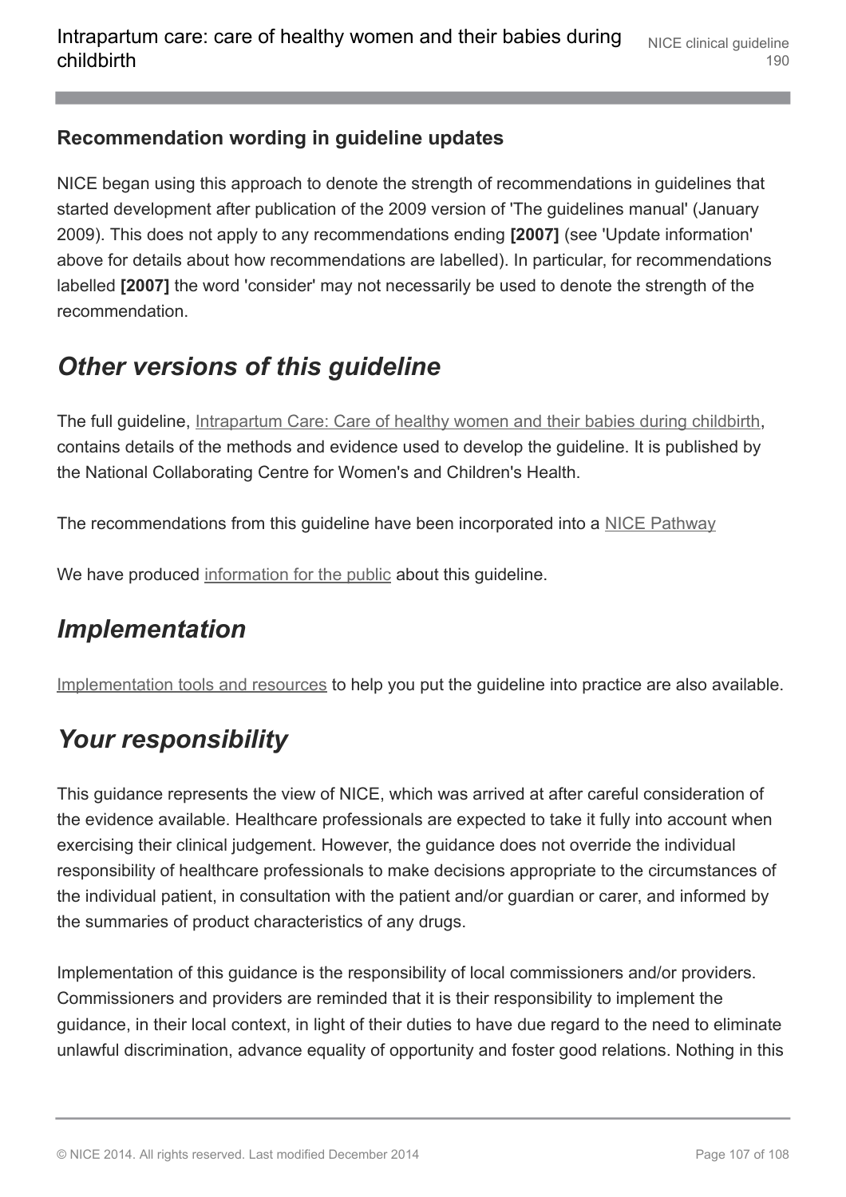### Recommendation wording in guideline updates

NICE began using this approach to denote the strength of recommendations in guidelines that started development after publication of the 2009 version of 'The guidelines manual' (January 2009). This does not apply to any recommendations ending **[2007]** (see 'Update information' above for details about how recommendations are labelled). In particular, for recommendations labelled **[2007]** the word 'consider' may not necessarily be used to denote the strength of the recommendation.

## *Other versions of this guideline*

The full guideline, Intrapartum Care: Care of healthy women and their babies during childbirth, contains details of the methods and evidence used to develop the guideline. It is published by the National Collaborating Centre for Women's and Children's Health.

The recommendations from this guideline have been incorporated into a NICE Pathway

We have produced information for the public about this guideline.

## *Implementation*

Implementation tools and resources to help you put the guideline into practice are also available.

## *Your responsibility*

This guidance represents the view of NICE, which was arrived at after careful consideration of the evidence available. Healthcare professionals are expected to take it fully into account when exercising their clinical judgement. However, the guidance does not override the individual responsibility of healthcare professionals to make decisions appropriate to the circumstances of the individual patient, in consultation with the patient and/or guardian or carer, and informed by the summaries of product characteristics of any drugs.

Implementation of this guidance is the responsibility of local commissioners and/or providers. Commissioners and providers are reminded that it is their responsibility to implement the guidance, in their local context, in light of their duties to have due regard to the need to eliminate unlawful discrimination, advance equality of opportunity and foster good relations. Nothing in this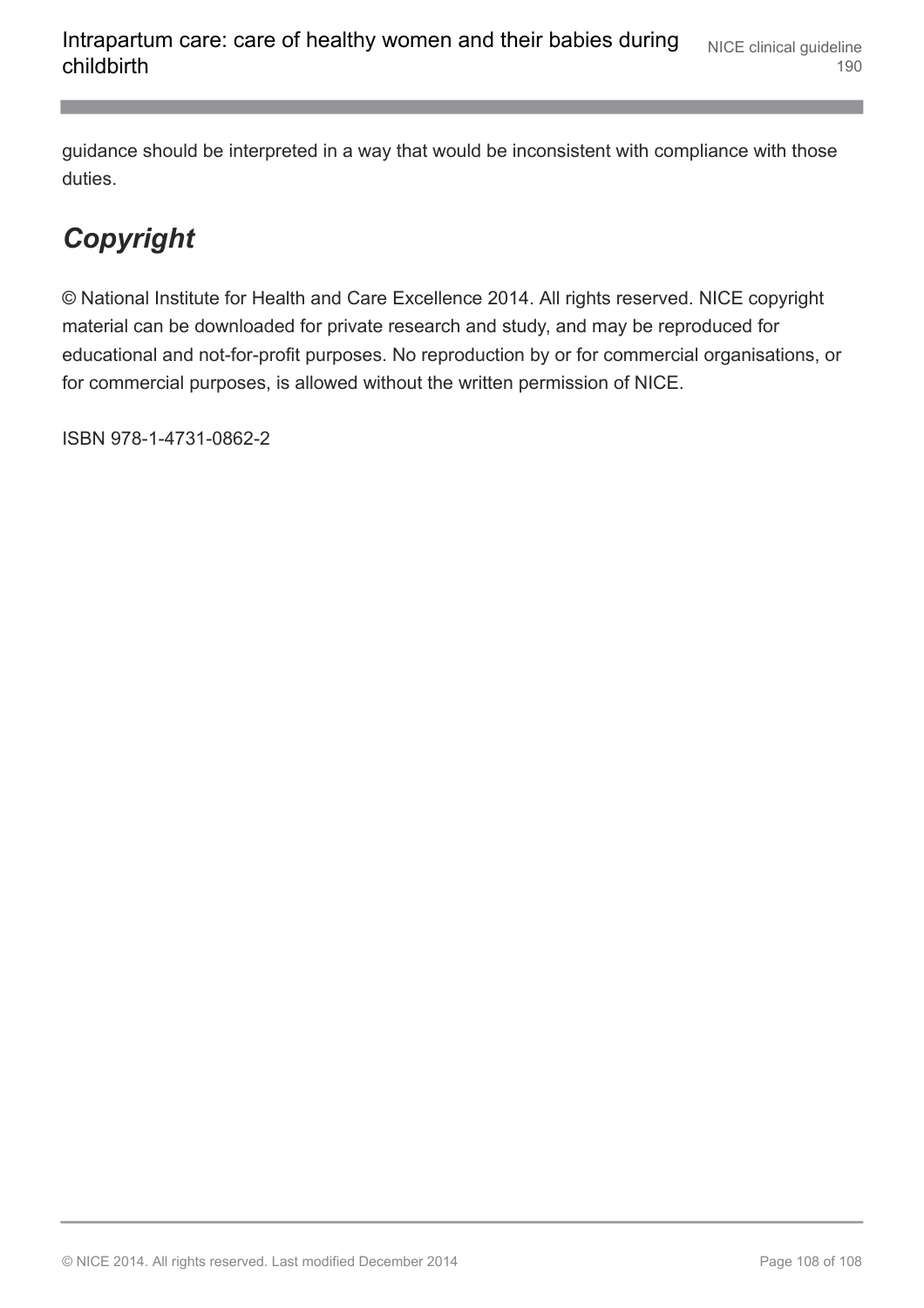guidance should be interpreted in a way that would be inconsistent with compliance with those duties.

## *Copyright*

© National Institute for Health and Care Excellence 2014. All rights reserved. NICE copyright material can be downloaded for private research and study, and may be reproduced for educational and not-for-profit purposes. No reproduction by or for commercial organisations, or for commercial purposes, is allowed without the written permission of NICE.

ISBN 978-1-4731-0862-2